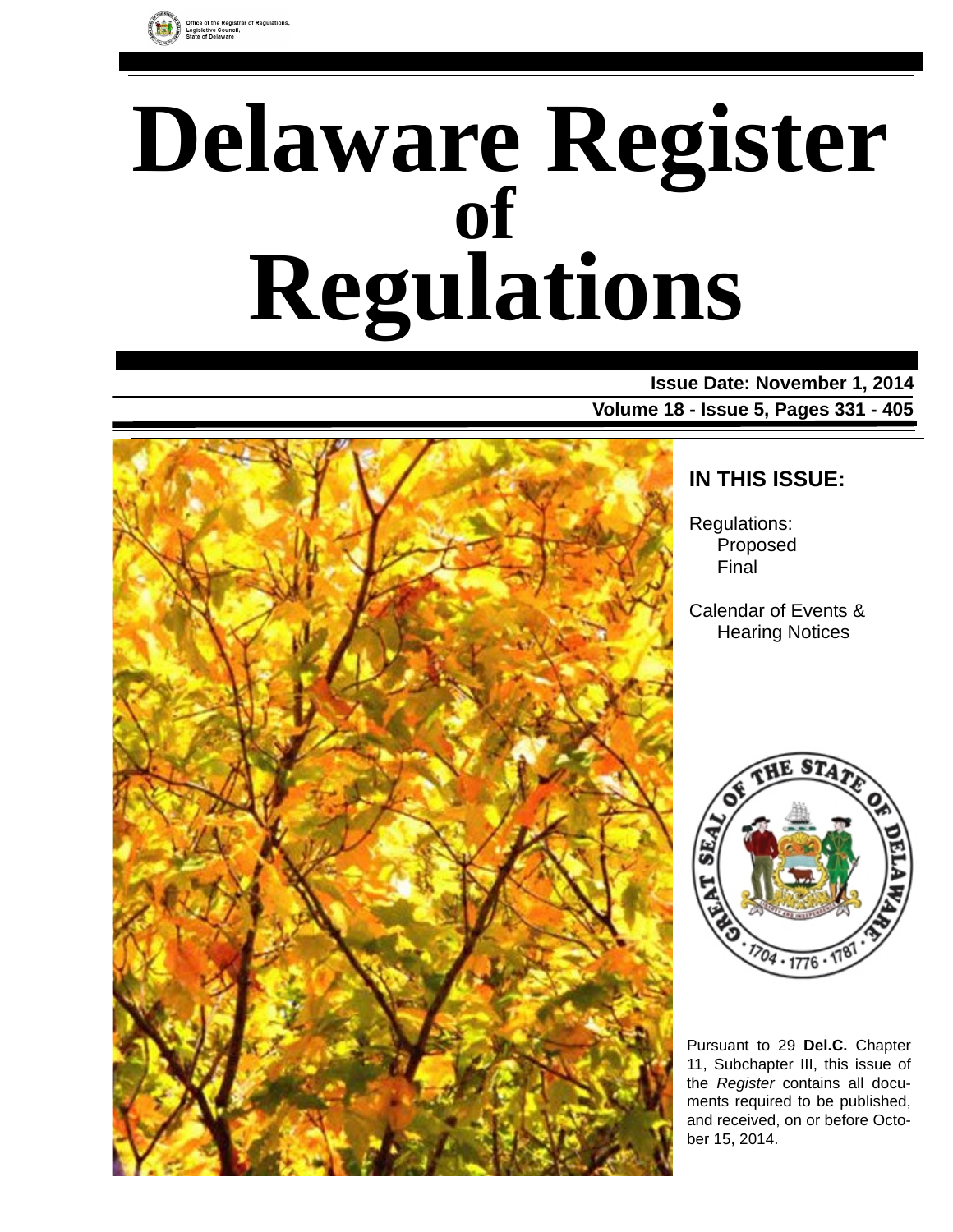Office of the Registrar of Regulations,
Legislative Council,
State of Delaware

# Delaware Register of Regulations

**Issue Date: November 1, 2014**

**Volume 18 - Issue 5, Pages 331 - 405**

## IN THIS ISSUE:

Regulations:
- Proposed
- Final

Calendar of Events & Hearing Notices

Pursuant to 29 **Del.C.** Chapter 11, Subchapter III, this issue of the *Register* contains all documents required to be published, and received, on or before October 15, 2014.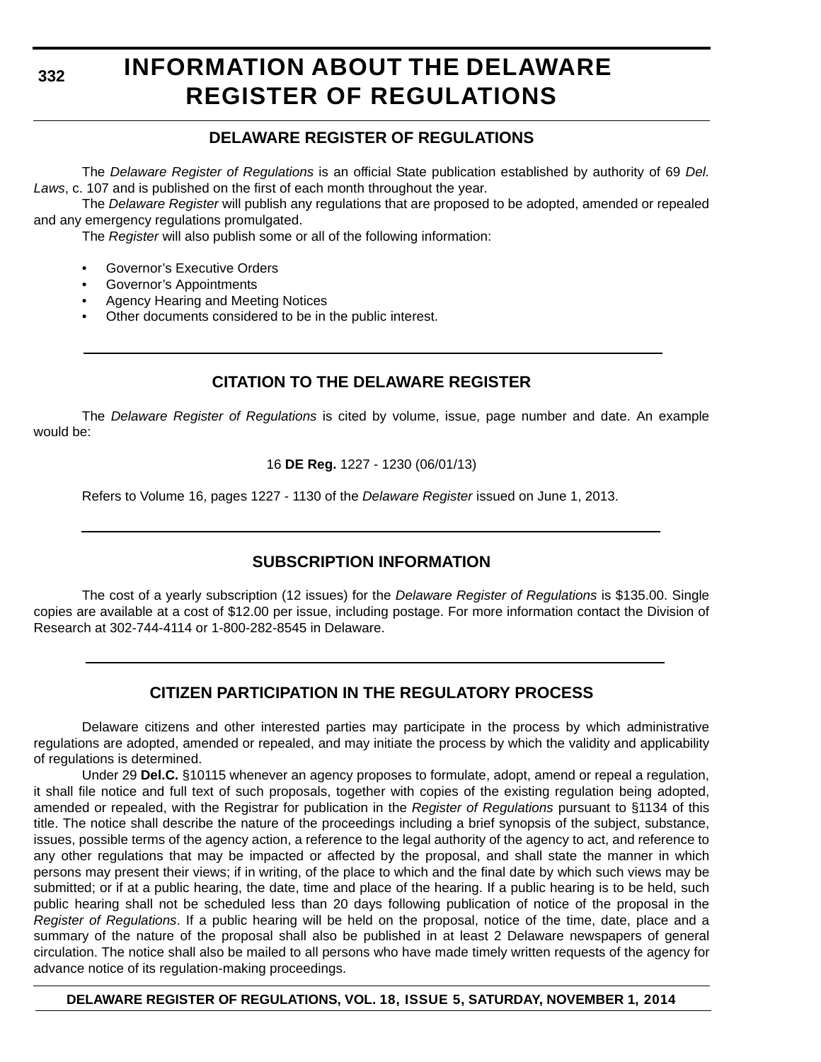# INFORMATION ABOUT THE DELAWARE REGISTER OF REGULATIONS

## DELAWARE REGISTER OF REGULATIONS

The *Delaware Register of Regulations* is an official State publication established by authority of 69 *Del. Laws*, c. 107 and is published on the first of each month throughout the year.

The *Delaware Register* will publish any regulations that are proposed to be adopted, amended or repealed and any emergency regulations promulgated.

The *Register* will also publish some or all of the following information:

- Governor's Executive Orders
- Governor's Appointments
- Agency Hearing and Meeting Notices
- Other documents considered to be in the public interest.

## CITATION TO THE DELAWARE REGISTER

The *Delaware Register of Regulations* is cited by volume, issue, page number and date. An example would be:

16 **DE Reg.** 1227 - 1230 (06/01/13)

Refers to Volume 16, pages 1227 - 1130 of the *Delaware Register* issued on June 1, 2013.

## SUBSCRIPTION INFORMATION

The cost of a yearly subscription (12 issues) for the *Delaware Register of Regulations* is $135.00. Single copies are available at a cost of $12.00 per issue, including postage. For more information contact the Division of Research at 302-744-4114 or 1-800-282-8545 in Delaware.

## CITIZEN PARTICIPATION IN THE REGULATORY PROCESS

Delaware citizens and other interested parties may participate in the process by which administrative regulations are adopted, amended or repealed, and may initiate the process by which the validity and applicability of regulations is determined.

Under 29 **Del.C.** §10115 whenever an agency proposes to formulate, adopt, amend or repeal a regulation, it shall file notice and full text of such proposals, together with copies of the existing regulation being adopted, amended or repealed, with the Registrar for publication in the *Register of Regulations* pursuant to §1134 of this title. The notice shall describe the nature of the proceedings including a brief synopsis of the subject, substance, issues, possible terms of the agency action, a reference to the legal authority of the agency to act, and reference to any other regulations that may be impacted or affected by the proposal, and shall state the manner in which persons may present their views; if in writing, of the place to which and the final date by which such views may be submitted; or if at a public hearing, the date, time and place of the hearing. If a public hearing is to be held, such public hearing shall not be scheduled less than 20 days following publication of notice of the proposal in the *Register of Regulations*. If a public hearing will be held on the proposal, notice of the time, date, place and a summary of the nature of the proposal shall also be published in at least 2 Delaware newspapers of general circulation. The notice shall also be mailed to all persons who have made timely written requests of the agency for advance notice of its regulation-making proceedings.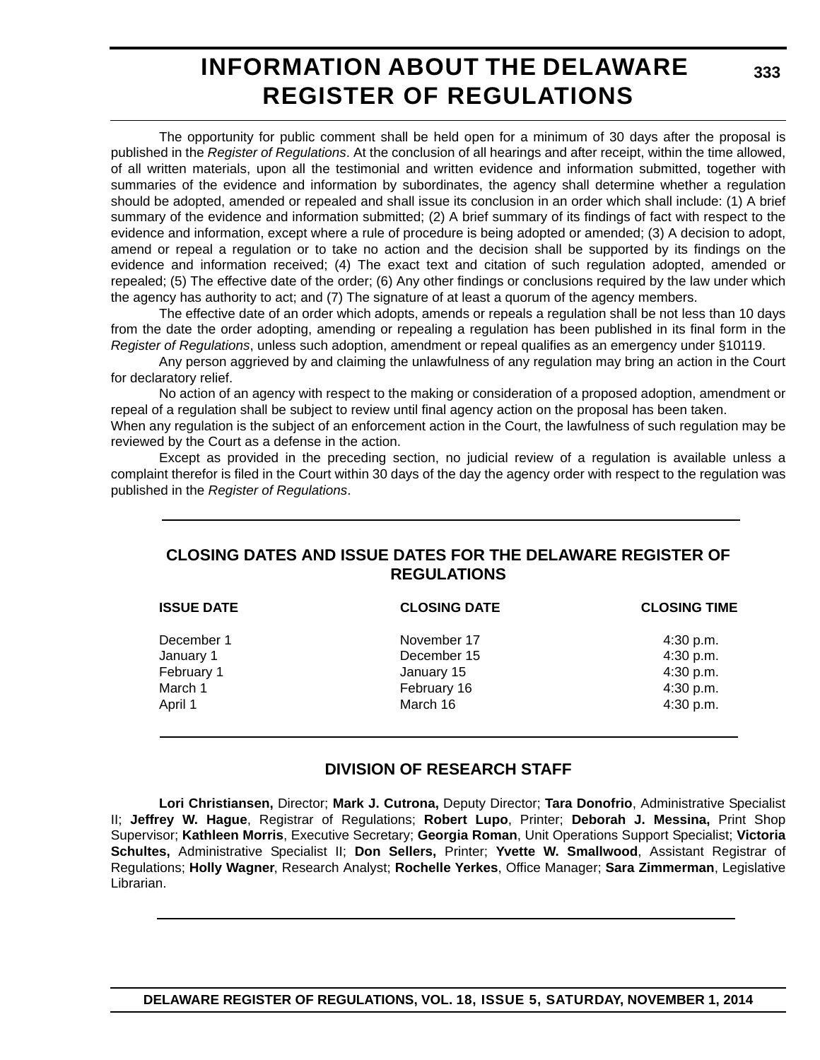# INFORMATION ABOUT THE DELAWARE REGISTER OF REGULATIONS

The opportunity for public comment shall be held open for a minimum of 30 days after the proposal is published in the *Register of Regulations*. At the conclusion of all hearings and after receipt, within the time allowed, of all written materials, upon all the testimonial and written evidence and information submitted, together with summaries of the evidence and information by subordinates, the agency shall determine whether a regulation should be adopted, amended or repealed and shall issue its conclusion in an order which shall include: (1) A brief summary of the evidence and information submitted; (2) A brief summary of its findings of fact with respect to the evidence and information, except where a rule of procedure is being adopted or amended; (3) A decision to adopt, amend or repeal a regulation or to take no action and the decision shall be supported by its findings on the evidence and information received; (4) The exact text and citation of such regulation adopted, amended or repealed; (5) The effective date of the order; (6) Any other findings or conclusions required by the law under which the agency has authority to act; and (7) The signature of at least a quorum of the agency members.

The effective date of an order which adopts, amends or repeals a regulation shall be not less than 10 days from the date the order adopting, amending or repealing a regulation has been published in its final form in the *Register of Regulations*, unless such adoption, amendment or repeal qualifies as an emergency under §10119.

Any person aggrieved by and claiming the unlawfulness of any regulation may bring an action in the Court for declaratory relief.

No action of an agency with respect to the making or consideration of a proposed adoption, amendment or repeal of a regulation shall be subject to review until final agency action on the proposal has been taken.

When any regulation is the subject of an enforcement action in the Court, the lawfulness of such regulation may be reviewed by the Court as a defense in the action.

Except as provided in the preceding section, no judicial review of a regulation is available unless a complaint therefor is filed in the Court within 30 days of the day the agency order with respect to the regulation was published in the *Register of Regulations*.

## CLOSING DATES AND ISSUE DATES FOR THE DELAWARE REGISTER OF REGULATIONS

| ISSUE DATE | CLOSING DATE | CLOSING TIME |
|---|---|---|
| December 1 | November 17 | 4:30 p.m. |
| January 1 | December 15 | 4:30 p.m. |
| February 1 | January 15 | 4:30 p.m. |
| March 1 | February 16 | 4:30 p.m. |
| April 1 | March 16 | 4:30 p.m. |

## DIVISION OF RESEARCH STAFF

**Lori Christiansen,** Director; **Mark J. Cutrona,** Deputy Director; **Tara Donofrio**, Administrative Specialist II; **Jeffrey W. Hague**, Registrar of Regulations; **Robert Lupo**, Printer; **Deborah J. Messina,** Print Shop Supervisor; **Kathleen Morris**, Executive Secretary; **Georgia Roman**, Unit Operations Support Specialist; **Victoria Schultes,** Administrative Specialist II; **Don Sellers,** Printer; **Yvette W. Smallwood**, Assistant Registrar of Regulations; **Holly Wagner**, Research Analyst; **Rochelle Yerkes**, Office Manager; **Sara Zimmerman**, Legislative Librarian.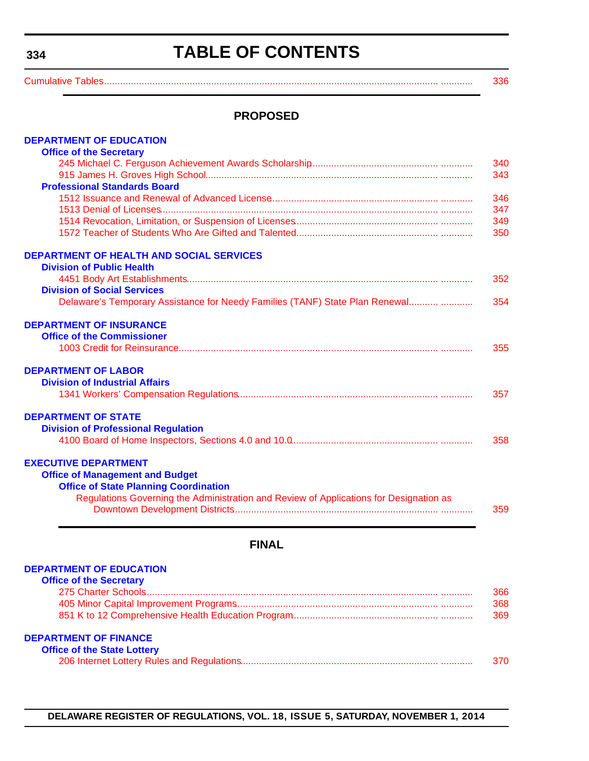# TABLE OF CONTENTS

Cumulative Tables ..................................................................... 336

## PROPOSED

**DEPARTMENT OF EDUCATION**

**Office of the Secretary**

- 245 Michael C. Ferguson Achievement Awards Scholarship ..................................... 340
- 915 James H. Groves High School ..................................... 343

**Professional Standards Board**

- 1512 Issuance and Renewal of Advanced License ..................................... 346
- 1513 Denial of Licenses ..................................... 347
- 1514 Revocation, Limitation, or Suspension of Licenses ..................................... 349
- 1572 Teacher of Students Who Are Gifted and Talented ..................................... 350

**DEPARTMENT OF HEALTH AND SOCIAL SERVICES**

**Division of Public Health**

- 4451 Body Art Establishments ..................................... 352

**Division of Social Services**

- Delaware's Temporary Assistance for Needy Families (TANF) State Plan Renewal ..................................... 354

**DEPARTMENT OF INSURANCE**

**Office of the Commissioner**

- 1003 Credit for Reinsurance ..................................... 355

**DEPARTMENT OF LABOR**

**Division of Industrial Affairs**

- 1341 Workers' Compensation Regulations ..................................... 357

**DEPARTMENT OF STATE**

**Division of Professional Regulation**

- 4100 Board of Home Inspectors, Sections 4.0 and 10.0 ..................................... 358

**EXECUTIVE DEPARTMENT**

**Office of Management and Budget**

**Office of State Planning Coordination**

- Regulations Governing the Administration and Review of Applications for Designation as Downtown Development Districts ..................................... 359

## FINAL

**DEPARTMENT OF EDUCATION**

**Office of the Secretary**

- 275 Charter Schools ..................................... 366
- 405 Minor Capital Improvement Programs ..................................... 368
- 851 K to 12 Comprehensive Health Education Program ..................................... 369

**DEPARTMENT OF FINANCE**

**Office of the State Lottery**

- 206 Internet Lottery Rules and Regulations ..................................... 370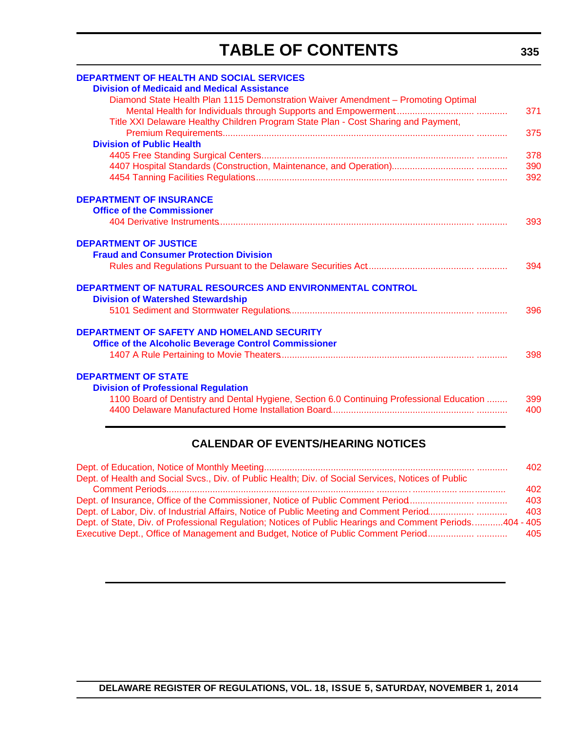# TABLE OF CONTENTS

**DEPARTMENT OF HEALTH AND SOCIAL SERVICES**

**Division of Medicaid and Medical Assistance**

Diamond State Health Plan 1115 Demonstration Waiver Amendment – Promoting Optimal Mental Health for Individuals through Supports and Empowerment ........................................ 371

Title XXI Delaware Healthy Children Program State Plan - Cost Sharing and Payment, Premium Requirements ........................................ 375

**Division of Public Health**

4405 Free Standing Surgical Centers ........................................ 378

4407 Hospital Standards (Construction, Maintenance, and Operation) ........................................ 390

4454 Tanning Facilities Regulations ........................................ 392

**DEPARTMENT OF INSURANCE**

**Office of the Commissioner**

404 Derivative Instruments ........................................ 393

**DEPARTMENT OF JUSTICE**

**Fraud and Consumer Protection Division**

Rules and Regulations Pursuant to the Delaware Securities Act ........................................ 394

**DEPARTMENT OF NATURAL RESOURCES AND ENVIRONMENTAL CONTROL**

**Division of Watershed Stewardship**

5101 Sediment and Stormwater Regulations ........................................ 396

**DEPARTMENT OF SAFETY AND HOMELAND SECURITY**

**Office of the Alcoholic Beverage Control Commissioner**

1407 A Rule Pertaining to Movie Theaters ........................................ 398

**DEPARTMENT OF STATE**

**Division of Professional Regulation**

1100 Board of Dentistry and Dental Hygiene, Section 6.0 Continuing Professional Education ........ 399

4400 Delaware Manufactured Home Installation Board ........................................ 400

## CALENDAR OF EVENTS/HEARING NOTICES

Dept. of Education, Notice of Monthly Meeting ........................................ 402

Dept. of Health and Social Svcs., Div. of Public Health; Div. of Social Services, Notices of Public Comment Periods ........................................ 402

Dept. of Insurance, Office of the Commissioner, Notice of Public Comment Period ........................................ 403

Dept. of Labor, Div. of Industrial Affairs, Notice of Public Meeting and Comment Period ........................................ 403

Dept. of State, Div. of Professional Regulation; Notices of Public Hearings and Comment Periods ............ 404 - 405

Executive Dept., Office of Management and Budget, Notice of Public Comment Period ........................................ 405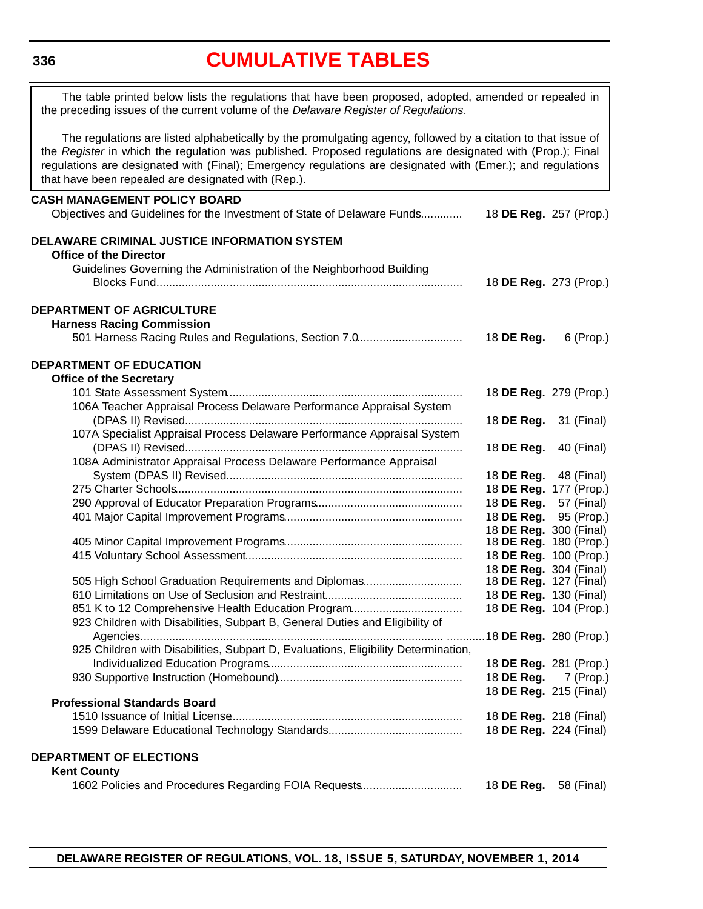# CUMULATIVE TABLES

The table printed below lists the regulations that have been proposed, adopted, amended or repealed in the preceding issues of the current volume of the *Delaware Register of Regulations*.

The regulations are listed alphabetically by the promulgating agency, followed by a citation to that issue of the *Register* in which the regulation was published. Proposed regulations are designated with (Prop.); Final regulations are designated with (Final); Emergency regulations are designated with (Emer.); and regulations that have been repealed are designated with (Rep.).

**CASH MANAGEMENT POLICY BOARD**

Objectives and Guidelines for the Investment of State of Delaware Funds............ 18 **DE Reg.** 257 (Prop.)

**DELAWARE CRIMINAL JUSTICE INFORMATION SYSTEM**

**Office of the Director**

Guidelines Governing the Administration of the Neighborhood Building Blocks Fund................ 18 **DE Reg.** 273 (Prop.)

**DEPARTMENT OF AGRICULTURE**

**Harness Racing Commission**

501 Harness Racing Rules and Regulations, Section 7.0................ 18 **DE Reg.** 6 (Prop.)

**DEPARTMENT OF EDUCATION**

**Office of the Secretary**

101 State Assessment System................ 18 **DE Reg.** 279 (Prop.)

106A Teacher Appraisal Process Delaware Performance Appraisal System (DPAS II) Revised................ 18 **DE Reg.** 31 (Final)

107A Specialist Appraisal Process Delaware Performance Appraisal System (DPAS II) Revised................ 18 **DE Reg.** 40 (Final)

108A Administrator Appraisal Process Delaware Performance Appraisal System (DPAS II) Revised................ 18 **DE Reg.** 48 (Final)

275 Charter Schools................ 18 **DE Reg.** 177 (Prop.)

290 Approval of Educator Preparation Programs................ 18 **DE Reg.** 57 (Final)

401 Major Capital Improvement Programs................ 18 **DE Reg.** 95 (Prop.)
18 **DE Reg.** 300 (Final)

405 Minor Capital Improvement Programs................ 18 **DE Reg.** 180 (Prop.)

415 Voluntary School Assessment................ 18 **DE Reg.** 100 (Prop.)
18 **DE Reg.** 304 (Final)

505 High School Graduation Requirements and Diplomas................ 18 **DE Reg.** 127 (Final)

610 Limitations on Use of Seclusion and Restraint................ 18 **DE Reg.** 130 (Final)

851 K to 12 Comprehensive Health Education Program................ 18 **DE Reg.** 104 (Prop.)

923 Children with Disabilities, Subpart B, General Duties and Eligibility of Agencies................ 18 **DE Reg.** 280 (Prop.)

925 Children with Disabilities, Subpart D, Evaluations, Eligibility Determination, Individualized Education Programs................ 18 **DE Reg.** 281 (Prop.)

930 Supportive Instruction (Homebound)................ 18 **DE Reg.** 7 (Prop.)
18 **DE Reg.** 215 (Final)

**Professional Standards Board**

1510 Issuance of Initial License................ 18 **DE Reg.** 218 (Final)

1599 Delaware Educational Technology Standards................ 18 **DE Reg.** 224 (Final)

**DEPARTMENT OF ELECTIONS**

**Kent County**

1602 Policies and Procedures Regarding FOIA Requests................ 18 **DE Reg.** 58 (Final)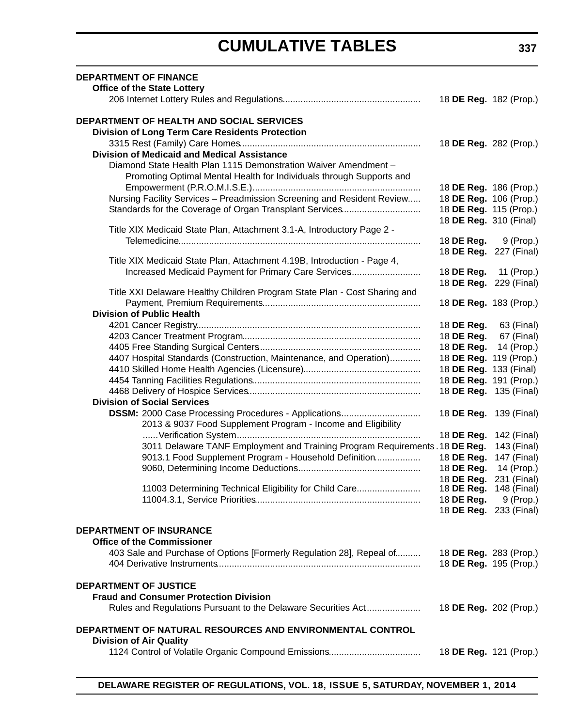# CUMULATIVE TABLES

**DEPARTMENT OF FINANCE**

**Office of the State Lottery**

206 Internet Lottery Rules and Regulations...................................................... 18 **DE Reg.** 182 (Prop.)

**DEPARTMENT OF HEALTH AND SOCIAL SERVICES**

**Division of Long Term Care Residents Protection**

3315 Rest (Family) Care Homes...................................................................... 18 **DE Reg.** 282 (Prop.)

**Division of Medicaid and Medical Assistance**

Diamond State Health Plan 1115 Demonstration Waiver Amendment – Promoting Optimal Mental Health for Individuals through Supports and Empowerment (P.R.O.M.I.S.E.)................................................................. 18 **DE Reg.** 186 (Prop.)

Nursing Facility Services – Preadmission Screening and Resident Review..... 18 **DE Reg.** 106 (Prop.)

Standards for the Coverage of Organ Transplant Services.............................. 18 **DE Reg.** 115 (Prop.)
18 **DE Reg.** 310 (Final)

Title XIX Medicaid State Plan, Attachment 3.1-A, Introductory Page 2 - Telemedicine............................................................................................. 18 **DE Reg.** 9 (Prop.)
18 **DE Reg.** 227 (Final)

Title XIX Medicaid State Plan, Attachment 4.19B, Introduction - Page 4, Increased Medicaid Payment for Primary Care Services........................... 18 **DE Reg.** 11 (Prop.)
18 **DE Reg.** 229 (Final)

Title XXI Delaware Healthy Children Program State Plan - Cost Sharing and Payment, Premium Requirements............................................................. 18 **DE Reg.** 183 (Prop.)

**Division of Public Health**

4201 Cancer Registry...................................................................................... 18 **DE Reg.** 63 (Final)

4203 Cancer Treatment Program.................................................................... 18 **DE Reg.** 67 (Final)

4405 Free Standing Surgical Centers.............................................................. 18 **DE Reg.** 14 (Prop.)

4407 Hospital Standards (Construction, Maintenance, and Operation)............ 18 **DE Reg.** 119 (Prop.)

4410 Skilled Home Health Agencies (Licensure)............................................. 18 **DE Reg.** 133 (Final)

4454 Tanning Facilities Regulations................................................................. 18 **DE Reg.** 191 (Prop.)

4468 Delivery of Hospice Services.................................................................. 18 **DE Reg.** 135 (Final)

**Division of Social Services**

**DSSM:** 2000 Case Processing Procedures - Applications.............................. 18 **DE Reg.** 139 (Final)

2013 & 9037 Food Supplement Program - Income and Eligibility ......Verification System....................................................................... 18 **DE Reg.** 142 (Final)

3011 Delaware TANF Employment and Training Program Requirements . 18 **DE Reg.** 143 (Final)

9013.1 Food Supplement Program - Household Definition................. 18 **DE Reg.** 147 (Final)

9060, Determining Income Deductions............................................... 18 **DE Reg.** 14 (Prop.)
18 **DE Reg.** 231 (Final)

11003 Determining Technical Eligibility for Child Care........................ 18 **DE Reg.** 148 (Final)

11004.3.1, Service Priorities............................................................... 18 **DE Reg.** 9 (Prop.)
18 **DE Reg.** 233 (Final)

**DEPARTMENT OF INSURANCE**

**Office of the Commissioner**

403 Sale and Purchase of Options [Formerly Regulation 28], Repeal of.......... 18 **DE Reg.** 283 (Prop.)

404 Derivative Instruments.............................................................................. 18 **DE Reg.** 195 (Prop.)

**DEPARTMENT OF JUSTICE**

**Fraud and Consumer Protection Division**

Rules and Regulations Pursuant to the Delaware Securities Act..................... 18 **DE Reg.** 202 (Prop.)

**DEPARTMENT OF NATURAL RESOURCES AND ENVIRONMENTAL CONTROL**

**Division of Air Quality**

1124 Control of Volatile Organic Compound Emissions................................... 18 **DE Reg.** 121 (Prop.)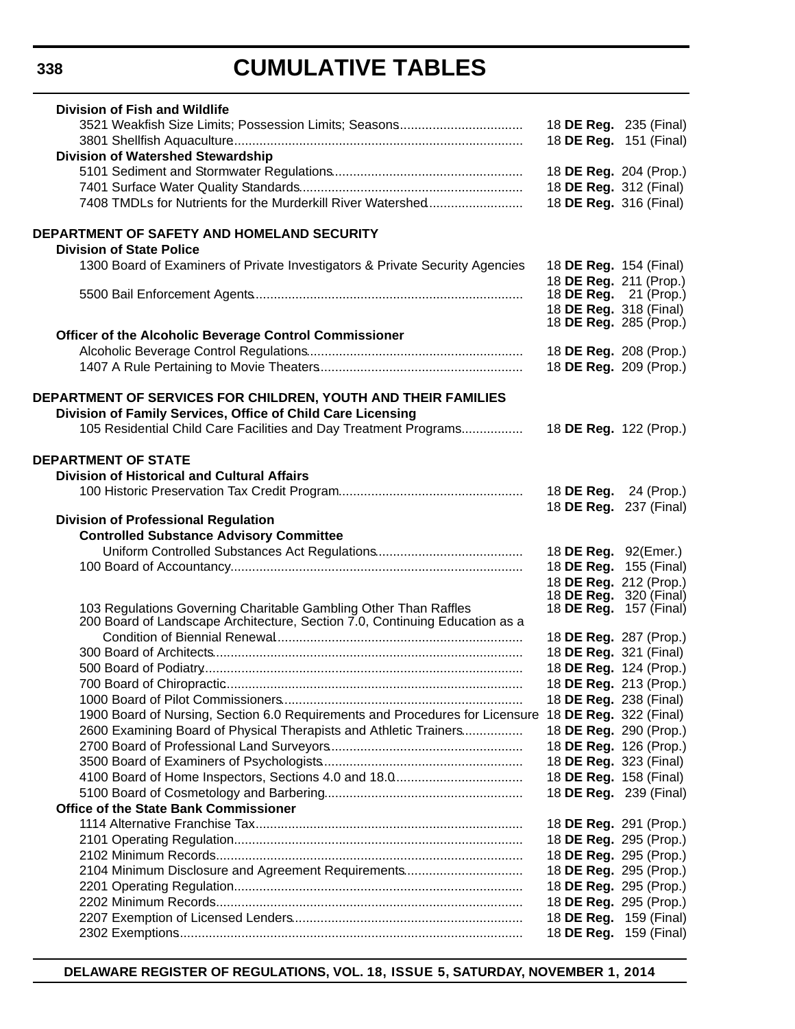# CUMULATIVE TABLES

| | |
|---|---|
| **Division of Fish and Wildlife** | |
| 3521 Weakfish Size Limits; Possession Limits; Seasons | 18 **DE Reg.** 235 (Final) |
| 3801 Shellfish Aquaculture | 18 **DE Reg.** 151 (Final) |
| **Division of Watershed Stewardship** | |
| 5101 Sediment and Stormwater Regulations | 18 **DE Reg.** 204 (Prop.) |
| 7401 Surface Water Quality Standards | 18 **DE Reg.** 312 (Final) |
| 7408 TMDLs for Nutrients for the Murderkill River Watershed | 18 **DE Reg.** 316 (Final) |
| | |
| **DEPARTMENT OF SAFETY AND HOMELAND SECURITY** | |
| **Division of State Police** | |
| 1300 Board of Examiners of Private Investigators & Private Security Agencies | 18 **DE Reg.** 154 (Final) |
| | 18 **DE Reg.** 211 (Prop.) |
| 5500 Bail Enforcement Agents | 18 **DE Reg.** 21 (Prop.) |
| | 18 **DE Reg.** 318 (Final) |
| | 18 **DE Reg.** 285 (Prop.) |
| **Officer of the Alcoholic Beverage Control Commissioner** | |
| Alcoholic Beverage Control Regulations | 18 **DE Reg.** 208 (Prop.) |
| 1407 A Rule Pertaining to Movie Theaters | 18 **DE Reg.** 209 (Prop.) |
| | |
| **DEPARTMENT OF SERVICES FOR CHILDREN, YOUTH AND THEIR FAMILIES** | |
| **Division of Family Services, Office of Child Care Licensing** | |
| 105 Residential Child Care Facilities and Day Treatment Programs | 18 **DE Reg.** 122 (Prop.) |
| | |
| **DEPARTMENT OF STATE** | |
| **Division of Historical and Cultural Affairs** | |
| 100 Historic Preservation Tax Credit Program | 18 **DE Reg.** 24 (Prop.) |
| | 18 **DE Reg.** 237 (Final) |
| **Division of Professional Regulation** | |
| **Controlled Substance Advisory Committee** | |
| Uniform Controlled Substances Act Regulations | 18 **DE Reg.** 92(Emer.) |
| 100 Board of Accountancy | 18 **DE Reg.** 155 (Final) |
| | 18 **DE Reg.** 212 (Prop.) |
| | 18 **DE Reg.** 320 (Final) |
| 103 Regulations Governing Charitable Gambling Other Than Raffles | 18 **DE Reg.** 157 (Final) |
| 200 Board of Landscape Architecture, Section 7.0, Continuing Education as a Condition of Biennial Renewal | 18 **DE Reg.** 287 (Prop.) |
| 300 Board of Architects | 18 **DE Reg.** 321 (Final) |
| 500 Board of Podiatry | 18 **DE Reg.** 124 (Prop.) |
| 700 Board of Chiropractic | 18 **DE Reg.** 213 (Prop.) |
| 1000 Board of Pilot Commissioners | 18 **DE Reg.** 238 (Final) |
| 1900 Board of Nursing, Section 6.0 Requirements and Procedures for Licensure | 18 **DE Reg.** 322 (Final) |
| 2600 Examining Board of Physical Therapists and Athletic Trainers | 18 **DE Reg.** 290 (Prop.) |
| 2700 Board of Professional Land Surveyors | 18 **DE Reg.** 126 (Prop.) |
| 3500 Board of Examiners of Psychologists | 18 **DE Reg.** 323 (Final) |
| 4100 Board of Home Inspectors, Sections 4.0 and 18.0 | 18 **DE Reg.** 158 (Final) |
| 5100 Board of Cosmetology and Barbering | 18 **DE Reg.** 239 (Final) |
| **Office of the State Bank Commissioner** | |
| 1114 Alternative Franchise Tax | 18 **DE Reg.** 291 (Prop.) |
| 2101 Operating Regulation | 18 **DE Reg.** 295 (Prop.) |
| 2102 Minimum Records | 18 **DE Reg.** 295 (Prop.) |
| 2104 Minimum Disclosure and Agreement Requirements | 18 **DE Reg.** 295 (Prop.) |
| 2201 Operating Regulation | 18 **DE Reg.** 295 (Prop.) |
| 2202 Minimum Records | 18 **DE Reg.** 295 (Prop.) |
| 2207 Exemption of Licensed Lenders | 18 **DE Reg.** 159 (Final) |
| 2302 Exemptions | 18 **DE Reg.** 159 (Final) |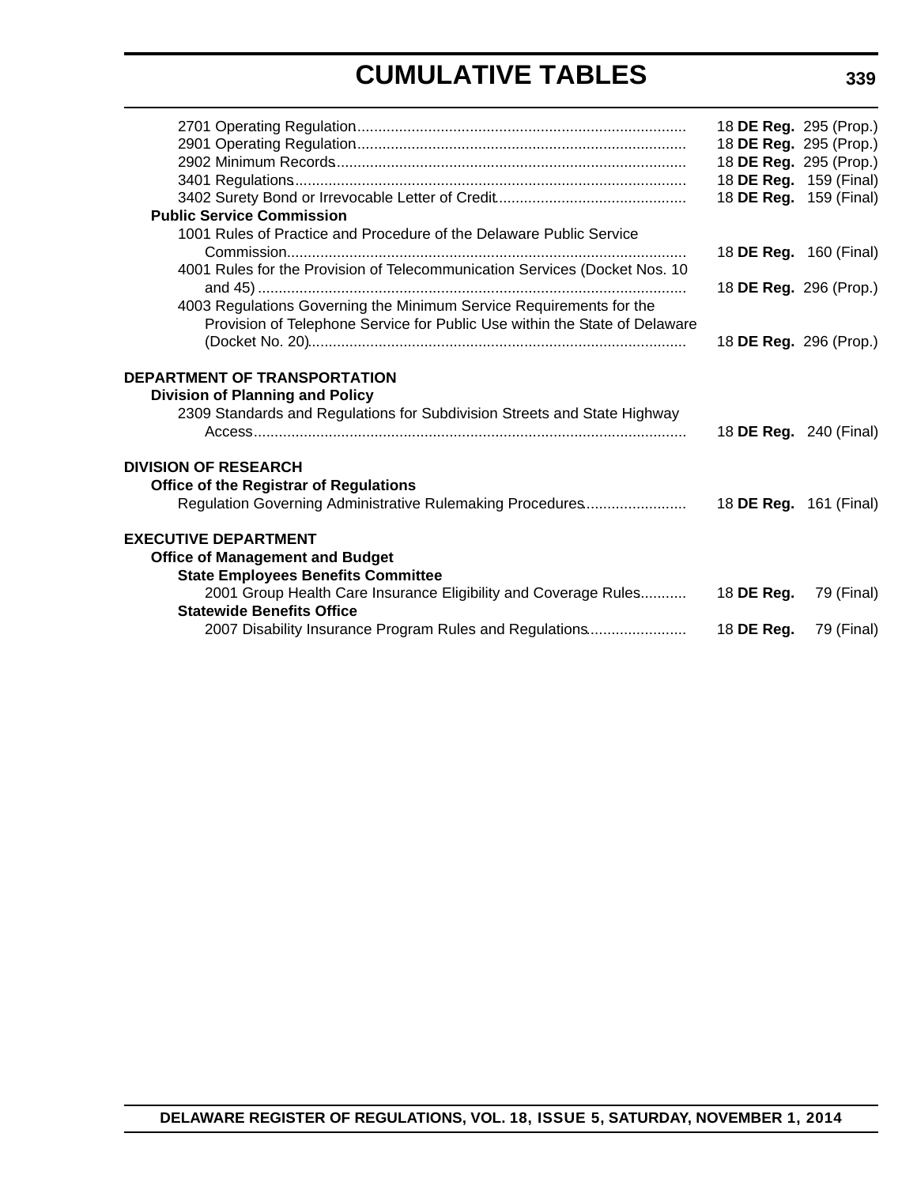2701 Operating Regulation .............................................................................. 18 **DE Reg.** 295 (Prop.)
2901 Operating Regulation .............................................................................. 18 **DE Reg.** 295 (Prop.)
2902 Minimum Records ................................................................................... 18 **DE Reg.** 295 (Prop.)
3401 Regulations ............................................................................................. 18 **DE Reg.** 159 (Final)
3402 Surety Bond or Irrevocable Letter of Credit ............................................ 18 **DE Reg.** 159 (Final)

**Public Service Commission**

1001 Rules of Practice and Procedure of the Delaware Public Service Commission ............................................................................................... 18 **DE Reg.** 160 (Final)
4001 Rules for the Provision of Telecommunication Services (Docket Nos. 10 and 45) ...................................................................................................... 18 **DE Reg.** 296 (Prop.)
4003 Regulations Governing the Minimum Service Requirements for the Provision of Telephone Service for Public Use within the State of Delaware (Docket No. 20) ......................................................................................... 18 **DE Reg.** 296 (Prop.)

**DEPARTMENT OF TRANSPORTATION**

**Division of Planning and Policy**

2309 Standards and Regulations for Subdivision Streets and State Highway Access ....................................................................................................... 18 **DE Reg.** 240 (Final)

**DIVISION OF RESEARCH**

**Office of the Registrar of Regulations**

Regulation Governing Administrative Rulemaking Procedures ........................ 18 **DE Reg.** 161 (Final)

**EXECUTIVE DEPARTMENT**

**Office of Management and Budget**

**State Employees Benefits Committee**

2001 Group Health Care Insurance Eligibility and Coverage Rules ........... 18 **DE Reg.** 79 (Final)

**Statewide Benefits Office**

2007 Disability Insurance Program Rules and Regulations ....................... 18 **DE Reg.** 79 (Final)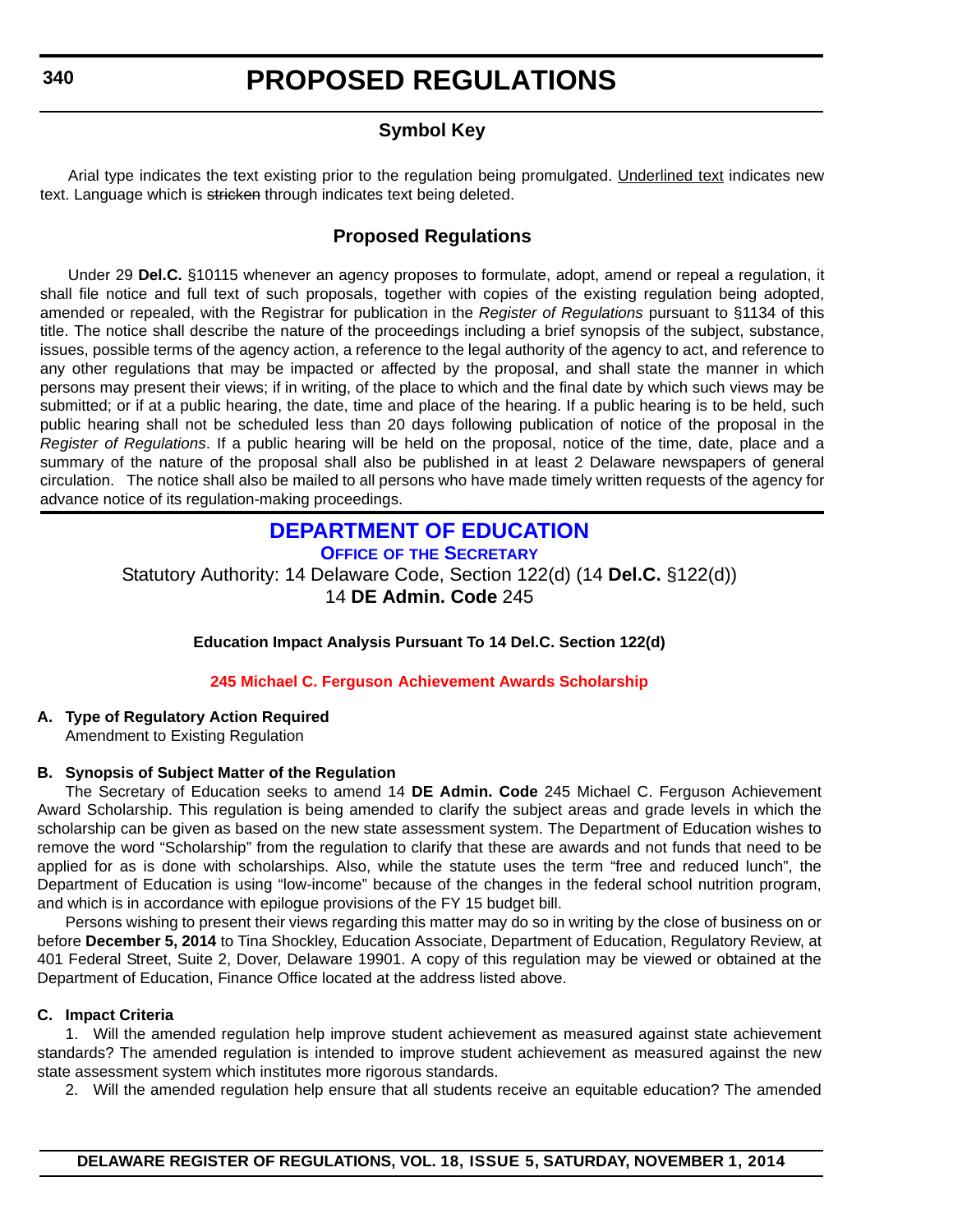# PROPOSED REGULATIONS

## Symbol Key

Arial type indicates the text existing prior to the regulation being promulgated. Underlined text indicates new text. Language which is ~~stricken~~ through indicates text being deleted.

## Proposed Regulations

Under 29 **Del.C.** §10115 whenever an agency proposes to formulate, adopt, amend or repeal a regulation, it shall file notice and full text of such proposals, together with copies of the existing regulation being adopted, amended or repealed, with the Registrar for publication in the *Register of Regulations* pursuant to §1134 of this title. The notice shall describe the nature of the proceedings including a brief synopsis of the subject, substance, issues, possible terms of the agency action, a reference to the legal authority of the agency to act, and reference to any other regulations that may be impacted or affected by the proposal, and shall state the manner in which persons may present their views; if in writing, of the place to which and the final date by which such views may be submitted; or if at a public hearing, the date, time and place of the hearing. If a public hearing is to be held, such public hearing shall not be scheduled less than 20 days following publication of notice of the proposal in the *Register of Regulations*. If a public hearing will be held on the proposal, notice of the time, date, place and a summary of the nature of the proposal shall also be published in at least 2 Delaware newspapers of general circulation. The notice shall also be mailed to all persons who have made timely written requests of the agency for advance notice of its regulation-making proceedings.

## DEPARTMENT OF EDUCATION

### Office of the Secretary

Statutory Authority: 14 Delaware Code, Section 122(d) (14 **Del.C.** §122(d))
14 **DE Admin. Code** 245

**Education Impact Analysis Pursuant To 14 Del.C. Section 122(d)**

**245 Michael C. Ferguson Achievement Awards Scholarship**

**A. Type of Regulatory Action Required**

Amendment to Existing Regulation

**B. Synopsis of Subject Matter of the Regulation**

The Secretary of Education seeks to amend 14 **DE Admin. Code** 245 Michael C. Ferguson Achievement Award Scholarship. This regulation is being amended to clarify the subject areas and grade levels in which the scholarship can be given as based on the new state assessment system. The Department of Education wishes to remove the word "Scholarship" from the regulation to clarify that these are awards and not funds that need to be applied for as is done with scholarships. Also, while the statute uses the term "free and reduced lunch", the Department of Education is using "low-income" because of the changes in the federal school nutrition program, and which is in accordance with epilogue provisions of the FY 15 budget bill.

Persons wishing to present their views regarding this matter may do so in writing by the close of business on or before **December 5, 2014** to Tina Shockley, Education Associate, Department of Education, Regulatory Review, at 401 Federal Street, Suite 2, Dover, Delaware 19901. A copy of this regulation may be viewed or obtained at the Department of Education, Finance Office located at the address listed above.

**C. Impact Criteria**

1. Will the amended regulation help improve student achievement as measured against state achievement standards? The amended regulation is intended to improve student achievement as measured against the new state assessment system which institutes more rigorous standards.

2. Will the amended regulation help ensure that all students receive an equitable education? The amended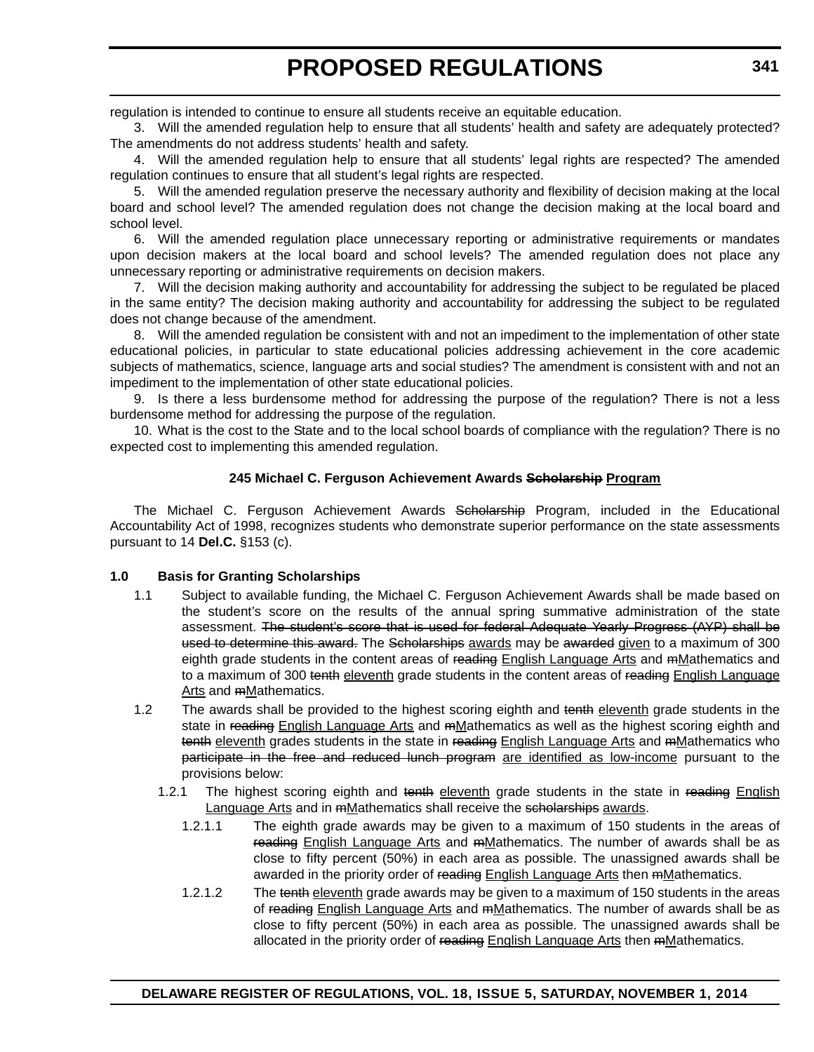regulation is intended to continue to ensure all students receive an equitable education.

3. Will the amended regulation help to ensure that all students' health and safety are adequately protected? The amendments do not address students' health and safety.

4. Will the amended regulation help to ensure that all students' legal rights are respected? The amended regulation continues to ensure that all student's legal rights are respected.

5. Will the amended regulation preserve the necessary authority and flexibility of decision making at the local board and school level? The amended regulation does not change the decision making at the local board and school level.

6. Will the amended regulation place unnecessary reporting or administrative requirements or mandates upon decision makers at the local board and school levels? The amended regulation does not place any unnecessary reporting or administrative requirements on decision makers.

7. Will the decision making authority and accountability for addressing the subject to be regulated be placed in the same entity? The decision making authority and accountability for addressing the subject to be regulated does not change because of the amendment.

8. Will the amended regulation be consistent with and not an impediment to the implementation of other state educational policies, in particular to state educational policies addressing achievement in the core academic subjects of mathematics, science, language arts and social studies? The amendment is consistent with and not an impediment to the implementation of other state educational policies.

9. Is there a less burdensome method for addressing the purpose of the regulation? There is not a less burdensome method for addressing the purpose of the regulation.

10. What is the cost to the State and to the local school boards of compliance with the regulation? There is no expected cost to implementing this amended regulation.

## 245 Michael C. Ferguson Achievement Awards ~~Scholarship~~ <u>Program</u>

The Michael C. Ferguson Achievement Awards ~~Scholarship~~ Program, included in the Educational Accountability Act of 1998, recognizes students who demonstrate superior performance on the state assessments pursuant to 14 **Del.C.** §153 (c).

**1.0 Basis for Granting Scholarships**

1.1 Subject to available funding, the Michael C. Ferguson Achievement Awards shall be made based on the student's score on the results of the annual spring summative administration of the state assessment. ~~The student's score that is used for federal Adequate Yearly Progress (AYP) shall be used to determine this award.~~ The ~~Scholarships~~ <u>awards</u> may be ~~awarded~~ <u>given</u> to a maximum of 300 eighth grade students in the content areas of ~~reading~~ <u>English Language Arts</u> and ~~m~~<u>M</u>athematics and to a maximum of 300 ~~tenth~~ <u>eleventh</u> grade students in the content areas of ~~reading~~ <u>English Language Arts</u> and ~~m~~<u>M</u>athematics.

1.2 The awards shall be provided to the highest scoring eighth and ~~tenth~~ <u>eleventh</u> grade students in the state in ~~reading~~ <u>English Language Arts</u> and ~~m~~<u>M</u>athematics as well as the highest scoring eighth and ~~tenth~~ <u>eleventh</u> grades students in the state in ~~reading~~ <u>English Language Arts</u> and ~~m~~<u>M</u>athematics who ~~participate in the free and reduced lunch program~~ <u>are identified as low-income</u> pursuant to the provisions below:

1.2.1 The highest scoring eighth and ~~tenth~~ <u>eleventh</u> grade students in the state in ~~reading~~ <u>English Language Arts</u> and in ~~m~~<u>M</u>athematics shall receive the ~~scholarships~~ <u>awards</u>.

1.2.1.1 The eighth grade awards may be given to a maximum of 150 students in the areas of ~~reading~~ <u>English Language Arts</u> and ~~m~~<u>M</u>athematics. The number of awards shall be as close to fifty percent (50%) in each area as possible. The unassigned awards shall be awarded in the priority order of ~~reading~~ <u>English Language Arts</u> then ~~m~~<u>M</u>athematics.

1.2.1.2 The ~~tenth~~ <u>eleventh</u> grade awards may be given to a maximum of 150 students in the areas of ~~reading~~ <u>English Language Arts</u> and ~~m~~<u>M</u>athematics. The number of awards shall be as close to fifty percent (50%) in each area as possible. The unassigned awards shall be allocated in the priority order of ~~reading~~ <u>English Language Arts</u> then ~~m~~<u>M</u>athematics.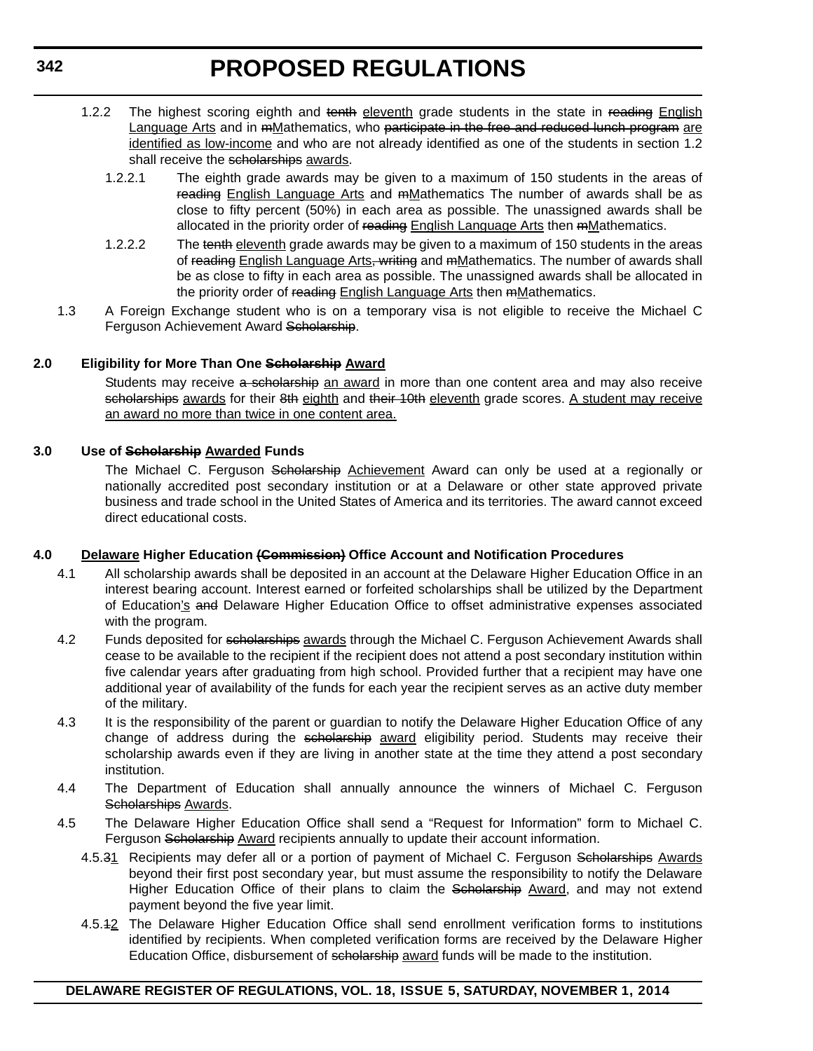1.2.2 The highest scoring eighth and ~~tenth~~ <u>eleventh</u> grade students in the state in ~~reading~~ <u>English Language Arts</u> and in ~~m~~<u>M</u>athematics, who ~~participate in the free and reduced lunch program~~ <u>are identified as low-income</u> and who are not already identified as one of the students in section 1.2 shall receive the ~~scholarships~~ <u>awards</u>.

1.2.2.1 The eighth grade awards may be given to a maximum of 150 students in the areas of ~~reading~~ <u>English Language Arts</u> and ~~m~~<u>M</u>athematics The number of awards shall be as close to fifty percent (50%) in each area as possible. The unassigned awards shall be allocated in the priority order of ~~reading~~ <u>English Language Arts</u> then ~~m~~<u>M</u>athematics.

1.2.2.2 The ~~tenth~~ <u>eleventh</u> grade awards may be given to a maximum of 150 students in the areas of ~~reading~~ <u>English Language Arts</u>~~, writing~~ and ~~m~~<u>M</u>athematics. The number of awards shall be as close to fifty in each area as possible. The unassigned awards shall be allocated in the priority order of ~~reading~~ <u>English Language Arts</u> then ~~m~~<u>M</u>athematics.

1.3 A Foreign Exchange student who is on a temporary visa is not eligible to receive the Michael C Ferguson Achievement Award ~~Scholarship~~.

**2.0 Eligibility for More Than One ~~Scholarship~~ <u>Award</u>**

Students may receive ~~a scholarship~~ <u>an award</u> in more than one content area and may also receive ~~scholarships~~ <u>awards</u> for their ~~8th~~ <u>eighth</u> and ~~their 10th~~ <u>eleventh</u> grade scores. <u>A student may receive an award no more than twice in one content area.</u>

**3.0 Use of ~~Scholarship~~ <u>Awarded</u> Funds**

The Michael C. Ferguson ~~Scholarship~~ <u>Achievement</u> Award can only be used at a regionally or nationally accredited post secondary institution or at a Delaware or other state approved private business and trade school in the United States of America and its territories. The award cannot exceed direct educational costs.

**4.0 <u>Delaware</u> Higher Education ~~(Commission)~~ Office Account and Notification Procedures**

4.1 All scholarship awards shall be deposited in an account at the Delaware Higher Education Office in an interest bearing account. Interest earned or forfeited scholarships shall be utilized by the Department of Education<u>'s</u> ~~and~~ Delaware Higher Education Office to offset administrative expenses associated with the program.

4.2 Funds deposited for ~~scholarships~~ <u>awards</u> through the Michael C. Ferguson Achievement Awards shall cease to be available to the recipient if the recipient does not attend a post secondary institution within five calendar years after graduating from high school. Provided further that a recipient may have one additional year of availability of the funds for each year the recipient serves as an active duty member of the military.

4.3 It is the responsibility of the parent or guardian to notify the Delaware Higher Education Office of any change of address during the ~~scholarship~~ <u>award</u> eligibility period. Students may receive their scholarship awards even if they are living in another state at the time they attend a post secondary institution.

4.4 The Department of Education shall annually announce the winners of Michael C. Ferguson ~~Scholarships~~ <u>Awards</u>.

4.5 The Delaware Higher Education Office shall send a "Request for Information" form to Michael C. Ferguson ~~Scholarship~~ <u>Award</u> recipients annually to update their account information.

4.5.~~3~~<u>1</u> Recipients may defer all or a portion of payment of Michael C. Ferguson ~~Scholarships~~ <u>Awards</u> beyond their first post secondary year, but must assume the responsibility to notify the Delaware Higher Education Office of their plans to claim the ~~Scholarship~~ <u>Award</u>, and may not extend payment beyond the five year limit.

4.5.~~1~~<u>2</u> The Delaware Higher Education Office shall send enrollment verification forms to institutions identified by recipients. When completed verification forms are received by the Delaware Higher Education Office, disbursement of ~~scholarship~~ <u>award</u> funds will be made to the institution.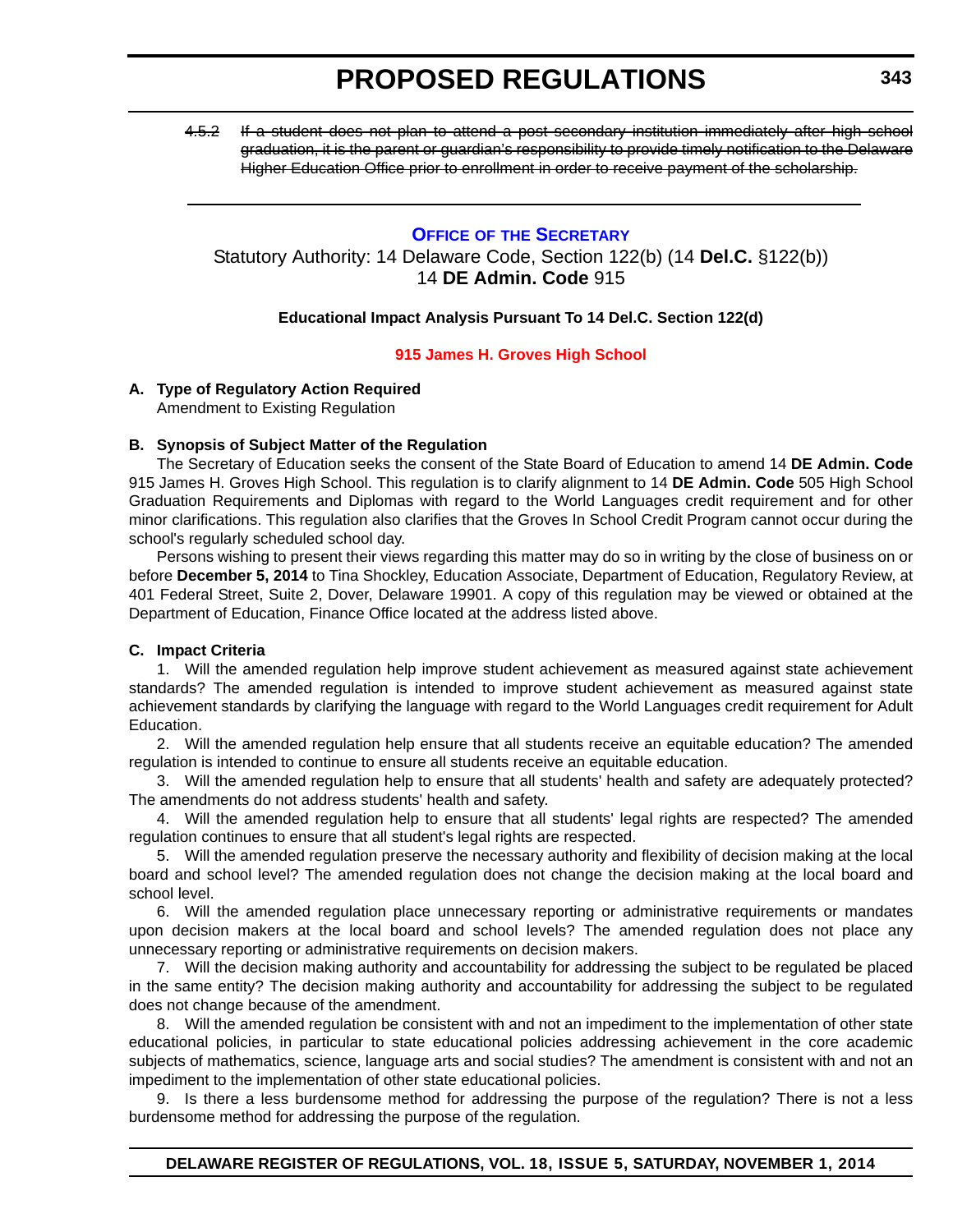~~4.5.2 If a student does not plan to attend a post-secondary institution immediately after high school graduation, it is the parent or guardian's responsibility to provide timely notification to the Delaware Higher Education Office prior to enrollment in order to receive payment of the scholarship.~~

---

## OFFICE OF THE SECRETARY

Statutory Authority: 14 Delaware Code, Section 122(b) (14 **Del.C.** §122(b))
14 **DE Admin. Code** 915

**Educational Impact Analysis Pursuant To 14 Del.C. Section 122(d)**

### 915 James H. Groves High School

**A. Type of Regulatory Action Required**

Amendment to Existing Regulation

**B. Synopsis of Subject Matter of the Regulation**

The Secretary of Education seeks the consent of the State Board of Education to amend 14 **DE Admin. Code** 915 James H. Groves High School. This regulation is to clarify alignment to 14 **DE Admin. Code** 505 High School Graduation Requirements and Diplomas with regard to the World Languages credit requirement and for other minor clarifications. This regulation also clarifies that the Groves In School Credit Program cannot occur during the school's regularly scheduled school day.

Persons wishing to present their views regarding this matter may do so in writing by the close of business on or before **December 5, 2014** to Tina Shockley, Education Associate, Department of Education, Regulatory Review, at 401 Federal Street, Suite 2, Dover, Delaware 19901. A copy of this regulation may be viewed or obtained at the Department of Education, Finance Office located at the address listed above.

**C. Impact Criteria**

1. Will the amended regulation help improve student achievement as measured against state achievement standards? The amended regulation is intended to improve student achievement as measured against state achievement standards by clarifying the language with regard to the World Languages credit requirement for Adult Education.

2. Will the amended regulation help ensure that all students receive an equitable education? The amended regulation is intended to continue to ensure all students receive an equitable education.

3. Will the amended regulation help to ensure that all students' health and safety are adequately protected? The amendments do not address students' health and safety.

4. Will the amended regulation help to ensure that all students' legal rights are respected? The amended regulation continues to ensure that all student's legal rights are respected.

5. Will the amended regulation preserve the necessary authority and flexibility of decision making at the local board and school level? The amended regulation does not change the decision making at the local board and school level.

6. Will the amended regulation place unnecessary reporting or administrative requirements or mandates upon decision makers at the local board and school levels? The amended regulation does not place any unnecessary reporting or administrative requirements on decision makers.

7. Will the decision making authority and accountability for addressing the subject to be regulated be placed in the same entity? The decision making authority and accountability for addressing the subject to be regulated does not change because of the amendment.

8. Will the amended regulation be consistent with and not an impediment to the implementation of other state educational policies, in particular to state educational policies addressing achievement in the core academic subjects of mathematics, science, language arts and social studies? The amendment is consistent with and not an impediment to the implementation of other state educational policies.

9. Is there a less burdensome method for addressing the purpose of the regulation? There is not a less burdensome method for addressing the purpose of the regulation.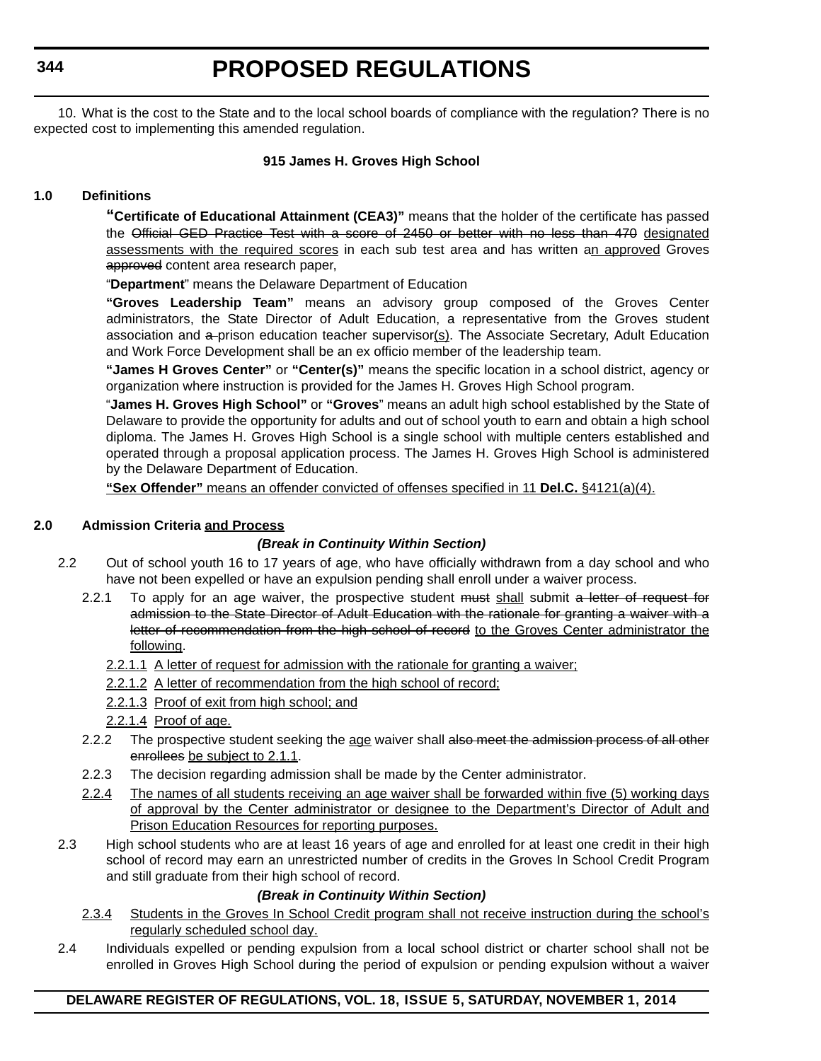10. What is the cost to the State and to the local school boards of compliance with the regulation? There is no expected cost to implementing this amended regulation.

**915 James H. Groves High School**

**1.0 Definitions**

"**Certificate of Educational Attainment (CEA3)**" means that the holder of the certificate has passed the ~~Official GED Practice Test with a score of 2450 or better with no less than 470~~ <u>designated assessments with the required scores</u> in each sub test area and has written a<u>n approved</u> Groves ~~approved~~ content area research paper,

"**Department**" means the Delaware Department of Education

**"Groves Leadership Team"** means an advisory group composed of the Groves Center administrators, the State Director of Adult Education, a representative from the Groves student association and ~~a~~ prison education teacher supervisor<u>(s)</u>. The Associate Secretary, Adult Education and Work Force Development shall be an ex officio member of the leadership team.

**"James H Groves Center"** or **"Center(s)"** means the specific location in a school district, agency or organization where instruction is provided for the James H. Groves High School program.

"**James H. Groves High School"** or **"Groves**" means an adult high school established by the State of Delaware to provide the opportunity for adults and out of school youth to earn and obtain a high school diploma. The James H. Groves High School is a single school with multiple centers established and operated through a proposal application process. The James H. Groves High School is administered by the Delaware Department of Education.

<u>**"Sex Offender"** means an offender convicted of offenses specified in 11 **Del.C.** §4121(a)(4).</u>

**2.0 Admission Criteria <u>and Process</u>**

***(Break in Continuity Within Section)***

2.2 Out of school youth 16 to 17 years of age, who have officially withdrawn from a day school and who have not been expelled or have an expulsion pending shall enroll under a waiver process.

2.2.1 To apply for an age waiver, the prospective student ~~must~~ <u>shall</u> submit ~~a letter of request for admission to the State Director of Adult Education with the rationale for granting a waiver with a letter of recommendation from the high school of record~~ <u>to the Groves Center administrator the following</u>.

<u>2.2.1.1 A letter of request for admission with the rationale for granting a waiver;</u>

<u>2.2.1.2 A letter of recommendation from the high school of record;</u>

<u>2.2.1.3 Proof of exit from high school; and</u>

<u>2.2.1.4 Proof of age.</u>

2.2.2 The prospective student seeking the <u>age</u> waiver shall ~~also meet the admission process of all other enrollees~~ <u>be subject to 2.1.1</u>.

2.2.3 The decision regarding admission shall be made by the Center administrator.

<u>2.2.4 The names of all students receiving an age waiver shall be forwarded within five (5) working days of approval by the Center administrator or designee to the Department's Director of Adult and Prison Education Resources for reporting purposes.</u>

2.3 High school students who are at least 16 years of age and enrolled for at least one credit in their high school of record may earn an unrestricted number of credits in the Groves In School Credit Program and still graduate from their high school of record.

***(Break in Continuity Within Section)***

<u>2.3.4 Students in the Groves In School Credit program shall not receive instruction during the school's regularly scheduled school day.</u>

2.4 Individuals expelled or pending expulsion from a local school district or charter school shall not be enrolled in Groves High School during the period of expulsion or pending expulsion without a waiver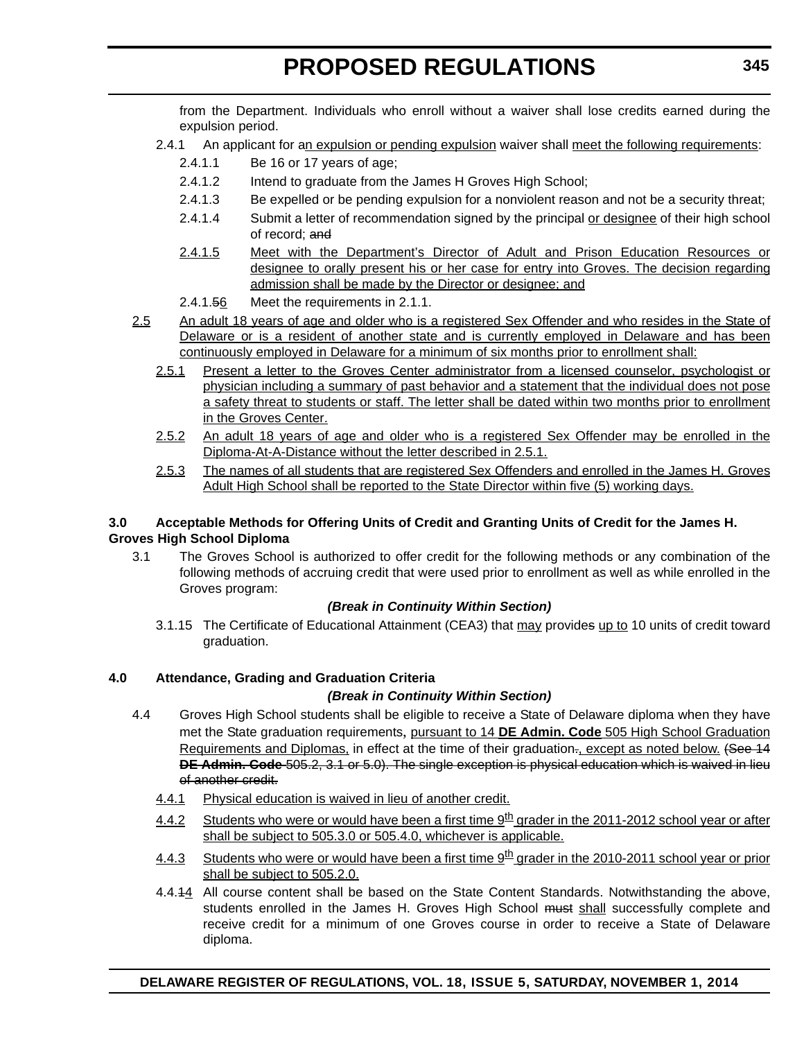from the Department. Individuals who enroll without a waiver shall lose credits earned during the expulsion period.

2.4.1 An applicant for an expulsion or pending expulsion waiver shall meet the following requirements:

2.4.1.1 Be 16 or 17 years of age;

2.4.1.2 Intend to graduate from the James H Groves High School;

2.4.1.3 Be expelled or be pending expulsion for a nonviolent reason and not be a security threat;

2.4.1.4 Submit a letter of recommendation signed by the principal or designee of their high school of record; ~~and~~

2.4.1.5 Meet with the Department's Director of Adult and Prison Education Resources or designee to orally present his or her case for entry into Groves. The decision regarding admission shall be made by the Director or designee; and

2.4.1.~~5~~6 Meet the requirements in 2.1.1.

2.5 An adult 18 years of age and older who is a registered Sex Offender and who resides in the State of Delaware or is a resident of another state and is currently employed in Delaware and has been continuously employed in Delaware for a minimum of six months prior to enrollment shall:

2.5.1 Present a letter to the Groves Center administrator from a licensed counselor, psychologist or physician including a summary of past behavior and a statement that the individual does not pose a safety threat to students or staff. The letter shall be dated within two months prior to enrollment in the Groves Center.

2.5.2 An adult 18 years of age and older who is a registered Sex Offender may be enrolled in the Diploma-At-A-Distance without the letter described in 2.5.1.

2.5.3 The names of all students that are registered Sex Offenders and enrolled in the James H. Groves Adult High School shall be reported to the State Director within five (5) working days.

**3.0 Acceptable Methods for Offering Units of Credit and Granting Units of Credit for the James H. Groves High School Diploma**

3.1 The Groves School is authorized to offer credit for the following methods or any combination of the following methods of accruing credit that were used prior to enrollment as well as while enrolled in the Groves program:

***(Break in Continuity Within Section)***

3.1.15 The Certificate of Educational Attainment (CEA3) that may provide~~s~~ up to 10 units of credit toward graduation.

**4.0 Attendance, Grading and Graduation Criteria**

***(Break in Continuity Within Section)***

4.4 Groves High School students shall be eligible to receive a State of Delaware diploma when they have met the State graduation requirements, pursuant to 14 **DE Admin. Code** 505 High School Graduation Requirements and Diplomas, in effect at the time of their graduation~~.~~, except as noted below. ~~(See 14 **DE Admin. Code** 505.2, 3.1 or 5.0). The single exception is physical education which is waived in lieu of another credit.~~

4.4.1 Physical education is waived in lieu of another credit.

4.4.2 Students who were or would have been a first time 9th grader in the 2011-2012 school year or after shall be subject to 505.3.0 or 505.4.0, whichever is applicable.

4.4.3 Students who were or would have been a first time 9th grader in the 2010-2011 school year or prior shall be subject to 505.2.0.

4.4.~~1~~4 All course content shall be based on the State Content Standards. Notwithstanding the above, students enrolled in the James H. Groves High School ~~must~~ shall successfully complete and receive credit for a minimum of one Groves course in order to receive a State of Delaware diploma.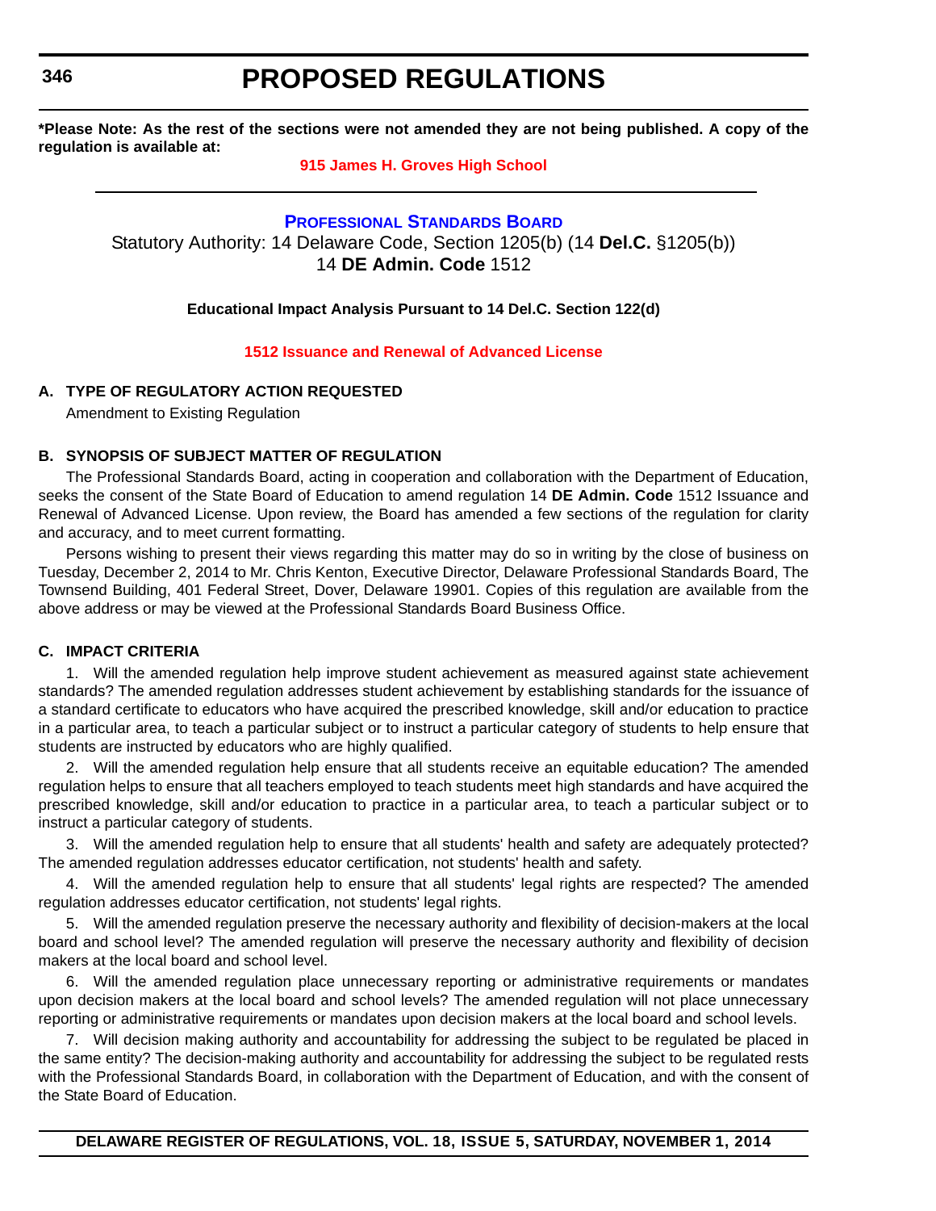**\*Please Note: As the rest of the sections were not amended they are not being published. A copy of the regulation is available at:**

**915 James H. Groves High School**

---

## PROFESSIONAL STANDARDS BOARD

Statutory Authority: 14 Delaware Code, Section 1205(b) (14 **Del.C.** §1205(b))
14 **DE Admin. Code** 1512

**Educational Impact Analysis Pursuant to 14 Del.C. Section 122(d)**

**1512 Issuance and Renewal of Advanced License**

### A. TYPE OF REGULATORY ACTION REQUESTED

Amendment to Existing Regulation

### B. SYNOPSIS OF SUBJECT MATTER OF REGULATION

The Professional Standards Board, acting in cooperation and collaboration with the Department of Education, seeks the consent of the State Board of Education to amend regulation 14 **DE Admin. Code** 1512 Issuance and Renewal of Advanced License. Upon review, the Board has amended a few sections of the regulation for clarity and accuracy, and to meet current formatting.

Persons wishing to present their views regarding this matter may do so in writing by the close of business on Tuesday, December 2, 2014 to Mr. Chris Kenton, Executive Director, Delaware Professional Standards Board, The Townsend Building, 401 Federal Street, Dover, Delaware 19901. Copies of this regulation are available from the above address or may be viewed at the Professional Standards Board Business Office.

### C. IMPACT CRITERIA

1. Will the amended regulation help improve student achievement as measured against state achievement standards? The amended regulation addresses student achievement by establishing standards for the issuance of a standard certificate to educators who have acquired the prescribed knowledge, skill and/or education to practice in a particular area, to teach a particular subject or to instruct a particular category of students to help ensure that students are instructed by educators who are highly qualified.

2. Will the amended regulation help ensure that all students receive an equitable education? The amended regulation helps to ensure that all teachers employed to teach students meet high standards and have acquired the prescribed knowledge, skill and/or education to practice in a particular area, to teach a particular subject or to instruct a particular category of students.

3. Will the amended regulation help to ensure that all students' health and safety are adequately protected? The amended regulation addresses educator certification, not students' health and safety.

4. Will the amended regulation help to ensure that all students' legal rights are respected? The amended regulation addresses educator certification, not students' legal rights.

5. Will the amended regulation preserve the necessary authority and flexibility of decision-makers at the local board and school level? The amended regulation will preserve the necessary authority and flexibility of decision makers at the local board and school level.

6. Will the amended regulation place unnecessary reporting or administrative requirements or mandates upon decision makers at the local board and school levels? The amended regulation will not place unnecessary reporting or administrative requirements or mandates upon decision makers at the local board and school levels.

7. Will decision making authority and accountability for addressing the subject to be regulated be placed in the same entity? The decision-making authority and accountability for addressing the subject to be regulated rests with the Professional Standards Board, in collaboration with the Department of Education, and with the consent of the State Board of Education.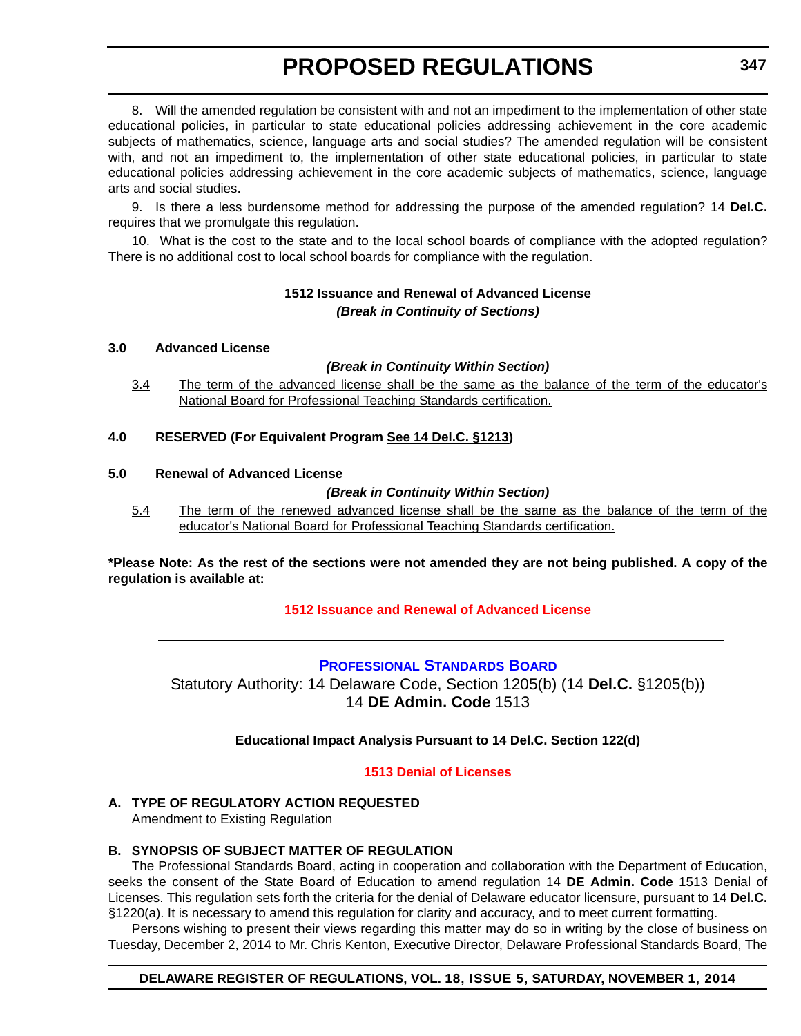8. Will the amended regulation be consistent with and not an impediment to the implementation of other state educational policies, in particular to state educational policies addressing achievement in the core academic subjects of mathematics, science, language arts and social studies? The amended regulation will be consistent with, and not an impediment to, the implementation of other state educational policies, in particular to state educational policies addressing achievement in the core academic subjects of mathematics, science, language arts and social studies.

9. Is there a less burdensome method for addressing the purpose of the amended regulation? 14 **Del.C.** requires that we promulgate this regulation.

10. What is the cost to the state and to the local school boards of compliance with the adopted regulation? There is no additional cost to local school boards for compliance with the regulation.

**1512 Issuance and Renewal of Advanced License**

***(Break in Continuity of Sections)***

**3.0 Advanced License**

***(Break in Continuity Within Section)***

<u>3.4</u> <u>The term of the advanced license shall be the same as the balance of the term of the educator's National Board for Professional Teaching Standards certification.</u>

**4.0 RESERVED (For Equivalent Program <u>See 14 Del.C. §1213</u>)**

**5.0 Renewal of Advanced License**

***(Break in Continuity Within Section)***

<u>5.4</u> <u>The term of the renewed advanced license shall be the same as the balance of the term of the educator's National Board for Professional Teaching Standards certification.</u>

**\*Please Note: As the rest of the sections were not amended they are not being published. A copy of the regulation is available at:**

**1512 Issuance and Renewal of Advanced License**

---

**PROFESSIONAL STANDARDS BOARD**

Statutory Authority: 14 Delaware Code, Section 1205(b) (14 **Del.C.** §1205(b))
14 **DE Admin. Code** 1513

**Educational Impact Analysis Pursuant to 14 Del.C. Section 122(d)**

**1513 Denial of Licenses**

**A. TYPE OF REGULATORY ACTION REQUESTED**

Amendment to Existing Regulation

**B. SYNOPSIS OF SUBJECT MATTER OF REGULATION**

The Professional Standards Board, acting in cooperation and collaboration with the Department of Education, seeks the consent of the State Board of Education to amend regulation 14 **DE Admin. Code** 1513 Denial of Licenses. This regulation sets forth the criteria for the denial of Delaware educator licensure, pursuant to 14 **Del.C.** §1220(a). It is necessary to amend this regulation for clarity and accuracy, and to meet current formatting.

Persons wishing to present their views regarding this matter may do so in writing by the close of business on Tuesday, December 2, 2014 to Mr. Chris Kenton, Executive Director, Delaware Professional Standards Board, The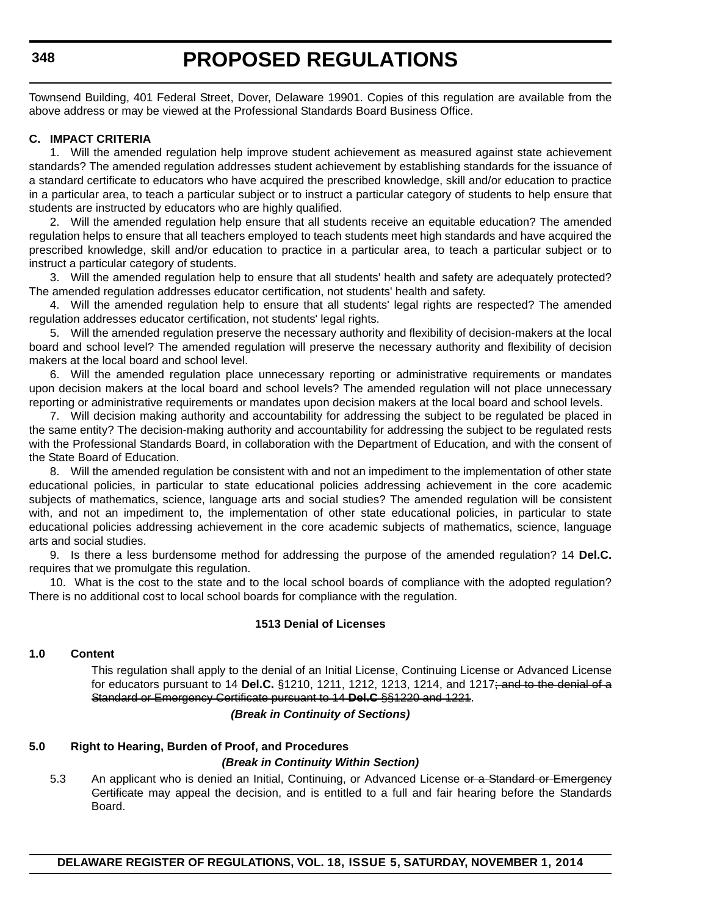Townsend Building, 401 Federal Street, Dover, Delaware 19901. Copies of this regulation are available from the above address or may be viewed at the Professional Standards Board Business Office.

**C. IMPACT CRITERIA**

1. Will the amended regulation help improve student achievement as measured against state achievement standards? The amended regulation addresses student achievement by establishing standards for the issuance of a standard certificate to educators who have acquired the prescribed knowledge, skill and/or education to practice in a particular area, to teach a particular subject or to instruct a particular category of students to help ensure that students are instructed by educators who are highly qualified.

2. Will the amended regulation help ensure that all students receive an equitable education? The amended regulation helps to ensure that all teachers employed to teach students meet high standards and have acquired the prescribed knowledge, skill and/or education to practice in a particular area, to teach a particular subject or to instruct a particular category of students.

3. Will the amended regulation help to ensure that all students' health and safety are adequately protected? The amended regulation addresses educator certification, not students' health and safety.

4. Will the amended regulation help to ensure that all students' legal rights are respected? The amended regulation addresses educator certification, not students' legal rights.

5. Will the amended regulation preserve the necessary authority and flexibility of decision-makers at the local board and school level? The amended regulation will preserve the necessary authority and flexibility of decision makers at the local board and school level.

6. Will the amended regulation place unnecessary reporting or administrative requirements or mandates upon decision makers at the local board and school levels? The amended regulation will not place unnecessary reporting or administrative requirements or mandates upon decision makers at the local board and school levels.

7. Will decision making authority and accountability for addressing the subject to be regulated be placed in the same entity? The decision-making authority and accountability for addressing the subject to be regulated rests with the Professional Standards Board, in collaboration with the Department of Education, and with the consent of the State Board of Education.

8. Will the amended regulation be consistent with and not an impediment to the implementation of other state educational policies, in particular to state educational policies addressing achievement in the core academic subjects of mathematics, science, language arts and social studies? The amended regulation will be consistent with, and not an impediment to, the implementation of other state educational policies, in particular to state educational policies addressing achievement in the core academic subjects of mathematics, science, language arts and social studies.

9. Is there a less burdensome method for addressing the purpose of the amended regulation? 14 **Del.C.** requires that we promulgate this regulation.

10. What is the cost to the state and to the local school boards of compliance with the adopted regulation? There is no additional cost to local school boards for compliance with the regulation.

**1513 Denial of Licenses**

**1.0 Content**

This regulation shall apply to the denial of an Initial License, Continuing License or Advanced License for educators pursuant to 14 **Del.C.** §1210, 1211, 1212, 1213, 1214, and 1217~~; and to the denial of a Standard or Emergency Certificate pursuant to 14 **Del.C** §§1220 and 1221~~.

***(Break in Continuity of Sections)***

**5.0 Right to Hearing, Burden of Proof, and Procedures**

***(Break in Continuity Within Section)***

5.3 An applicant who is denied an Initial, Continuing, or Advanced License ~~or a Standard or Emergency Certificate~~ may appeal the decision, and is entitled to a full and fair hearing before the Standards Board.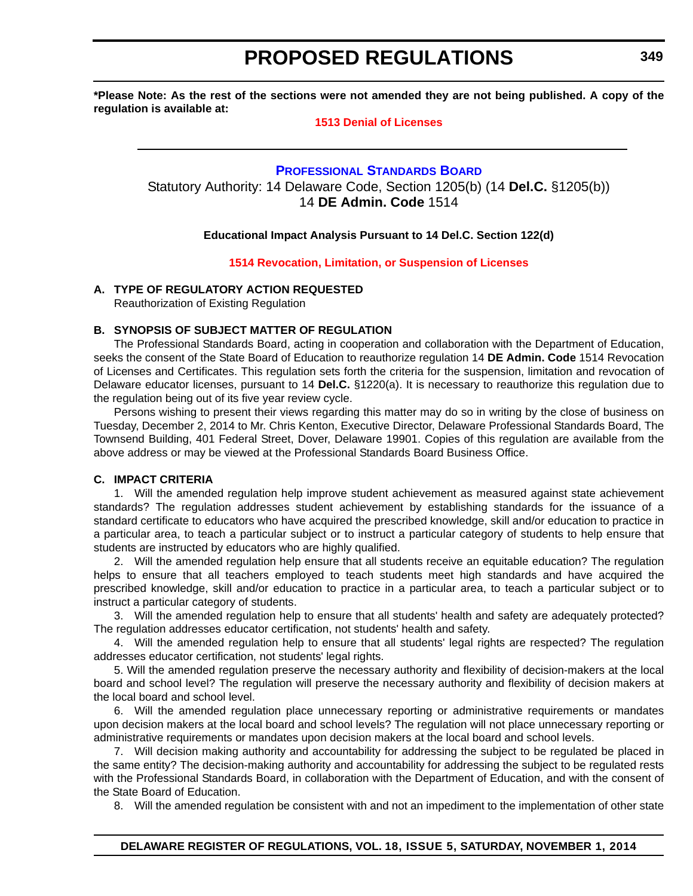**\*Please Note: As the rest of the sections were not amended they are not being published. A copy of the regulation is available at:**

**1513 Denial of Licenses**

---

## PROFESSIONAL STANDARDS BOARD

Statutory Authority: 14 Delaware Code, Section 1205(b) (14 **Del.C.** §1205(b))
14 **DE Admin. Code** 1514

**Educational Impact Analysis Pursuant to 14 Del.C. Section 122(d)**

**1514 Revocation, Limitation, or Suspension of Licenses**

### A. TYPE OF REGULATORY ACTION REQUESTED

Reauthorization of Existing Regulation

### B. SYNOPSIS OF SUBJECT MATTER OF REGULATION

The Professional Standards Board, acting in cooperation and collaboration with the Department of Education, seeks the consent of the State Board of Education to reauthorize regulation 14 **DE Admin. Code** 1514 Revocation of Licenses and Certificates. This regulation sets forth the criteria for the suspension, limitation and revocation of Delaware educator licenses, pursuant to 14 **Del.C.** §1220(a). It is necessary to reauthorize this regulation due to the regulation being out of its five year review cycle.

Persons wishing to present their views regarding this matter may do so in writing by the close of business on Tuesday, December 2, 2014 to Mr. Chris Kenton, Executive Director, Delaware Professional Standards Board, The Townsend Building, 401 Federal Street, Dover, Delaware 19901. Copies of this regulation are available from the above address or may be viewed at the Professional Standards Board Business Office.

### C. IMPACT CRITERIA

1. Will the amended regulation help improve student achievement as measured against state achievement standards? The regulation addresses student achievement by establishing standards for the issuance of a standard certificate to educators who have acquired the prescribed knowledge, skill and/or education to practice in a particular area, to teach a particular subject or to instruct a particular category of students to help ensure that students are instructed by educators who are highly qualified.

2. Will the amended regulation help ensure that all students receive an equitable education? The regulation helps to ensure that all teachers employed to teach students meet high standards and have acquired the prescribed knowledge, skill and/or education to practice in a particular area, to teach a particular subject or to instruct a particular category of students.

3. Will the amended regulation help to ensure that all students' health and safety are adequately protected? The regulation addresses educator certification, not students' health and safety.

4. Will the amended regulation help to ensure that all students' legal rights are respected? The regulation addresses educator certification, not students' legal rights.

5. Will the amended regulation preserve the necessary authority and flexibility of decision-makers at the local board and school level? The regulation will preserve the necessary authority and flexibility of decision makers at the local board and school level.

6. Will the amended regulation place unnecessary reporting or administrative requirements or mandates upon decision makers at the local board and school levels? The regulation will not place unnecessary reporting or administrative requirements or mandates upon decision makers at the local board and school levels.

7. Will decision making authority and accountability for addressing the subject to be regulated be placed in the same entity? The decision-making authority and accountability for addressing the subject to be regulated rests with the Professional Standards Board, in collaboration with the Department of Education, and with the consent of the State Board of Education.

8. Will the amended regulation be consistent with and not an impediment to the implementation of other state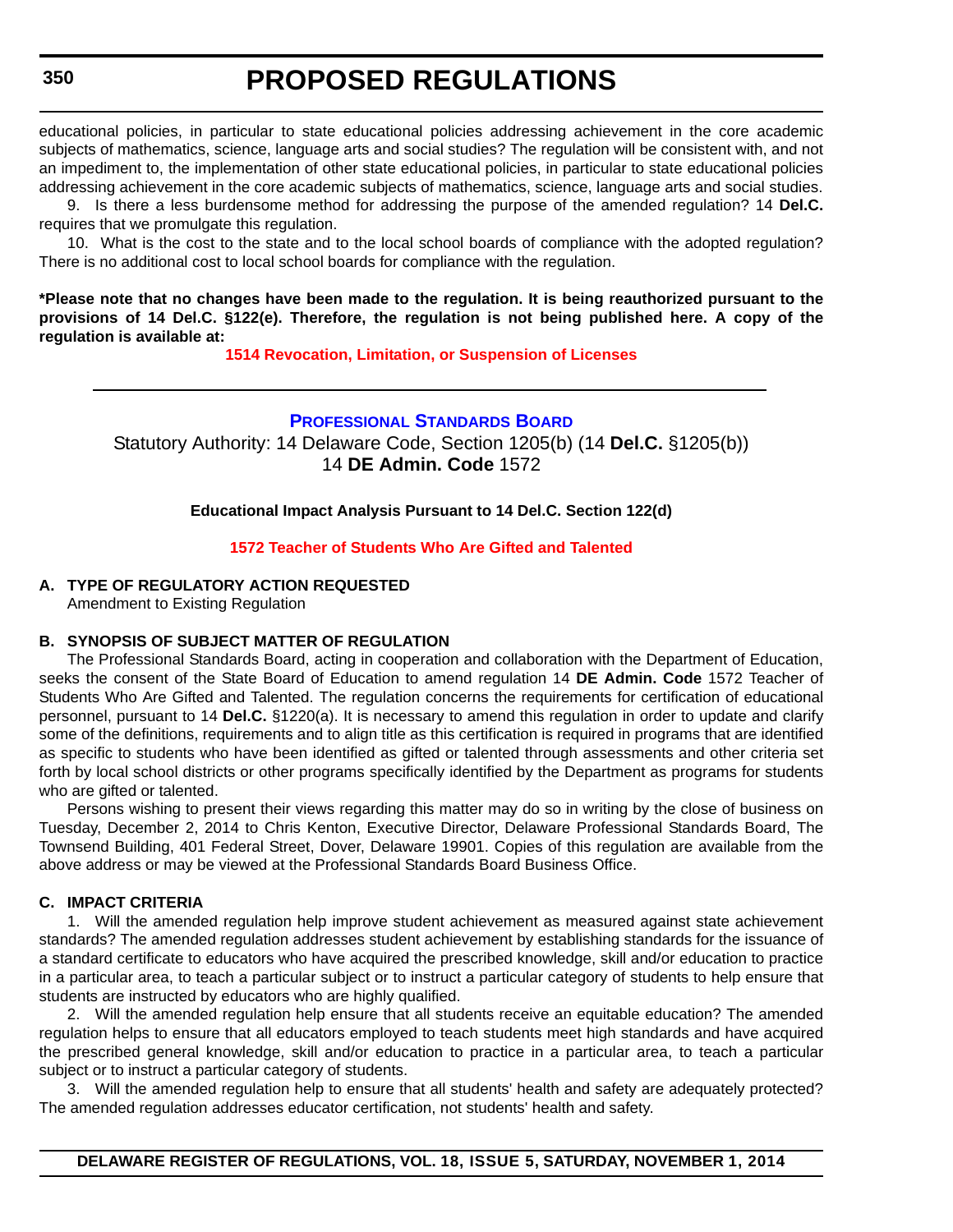educational policies, in particular to state educational policies addressing achievement in the core academic subjects of mathematics, science, language arts and social studies? The regulation will be consistent with, and not an impediment to, the implementation of other state educational policies, in particular to state educational policies addressing achievement in the core academic subjects of mathematics, science, language arts and social studies.

9. Is there a less burdensome method for addressing the purpose of the amended regulation? 14 **Del.C.** requires that we promulgate this regulation.

10. What is the cost to the state and to the local school boards of compliance with the adopted regulation? There is no additional cost to local school boards for compliance with the regulation.

**\*Please note that no changes have been made to the regulation. It is being reauthorized pursuant to the provisions of 14 Del.C. §122(e). Therefore, the regulation is not being published here. A copy of the regulation is available at:**

**1514 Revocation, Limitation, or Suspension of Licenses**

---

## Professional Standards Board

Statutory Authority: 14 Delaware Code, Section 1205(b) (14 **Del.C.** §1205(b))
14 **DE Admin. Code** 1572

**Educational Impact Analysis Pursuant to 14 Del.C. Section 122(d)**

**1572 Teacher of Students Who Are Gifted and Talented**

### A. TYPE OF REGULATORY ACTION REQUESTED

Amendment to Existing Regulation

### B. SYNOPSIS OF SUBJECT MATTER OF REGULATION

The Professional Standards Board, acting in cooperation and collaboration with the Department of Education, seeks the consent of the State Board of Education to amend regulation 14 **DE Admin. Code** 1572 Teacher of Students Who Are Gifted and Talented. The regulation concerns the requirements for certification of educational personnel, pursuant to 14 **Del.C.** §1220(a). It is necessary to amend this regulation in order to update and clarify some of the definitions, requirements and to align title as this certification is required in programs that are identified as specific to students who have been identified as gifted or talented through assessments and other criteria set forth by local school districts or other programs specifically identified by the Department as programs for students who are gifted or talented.

Persons wishing to present their views regarding this matter may do so in writing by the close of business on Tuesday, December 2, 2014 to Chris Kenton, Executive Director, Delaware Professional Standards Board, The Townsend Building, 401 Federal Street, Dover, Delaware 19901. Copies of this regulation are available from the above address or may be viewed at the Professional Standards Board Business Office.

### C. IMPACT CRITERIA

1. Will the amended regulation help improve student achievement as measured against state achievement standards? The amended regulation addresses student achievement by establishing standards for the issuance of a standard certificate to educators who have acquired the prescribed knowledge, skill and/or education to practice in a particular area, to teach a particular subject or to instruct a particular category of students to help ensure that students are instructed by educators who are highly qualified.

2. Will the amended regulation help ensure that all students receive an equitable education? The amended regulation helps to ensure that all educators employed to teach students meet high standards and have acquired the prescribed general knowledge, skill and/or education to practice in a particular area, to teach a particular subject or to instruct a particular category of students.

3. Will the amended regulation help to ensure that all students' health and safety are adequately protected? The amended regulation addresses educator certification, not students' health and safety.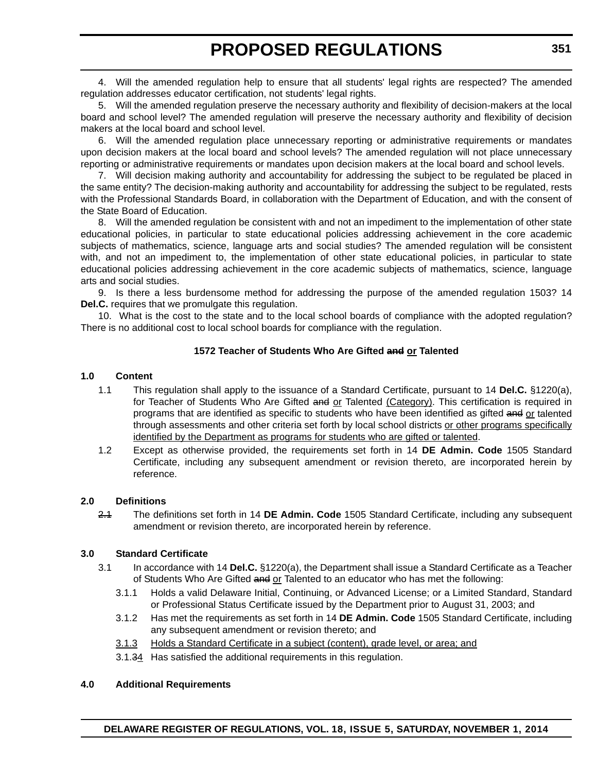4. Will the amended regulation help to ensure that all students' legal rights are respected? The amended regulation addresses educator certification, not students' legal rights.

5. Will the amended regulation preserve the necessary authority and flexibility of decision-makers at the local board and school level? The amended regulation will preserve the necessary authority and flexibility of decision makers at the local board and school level.

6. Will the amended regulation place unnecessary reporting or administrative requirements or mandates upon decision makers at the local board and school levels? The amended regulation will not place unnecessary reporting or administrative requirements or mandates upon decision makers at the local board and school levels.

7. Will decision making authority and accountability for addressing the subject to be regulated be placed in the same entity? The decision-making authority and accountability for addressing the subject to be regulated, rests with the Professional Standards Board, in collaboration with the Department of Education, and with the consent of the State Board of Education.

8. Will the amended regulation be consistent with and not an impediment to the implementation of other state educational policies, in particular to state educational policies addressing achievement in the core academic subjects of mathematics, science, language arts and social studies? The amended regulation will be consistent with, and not an impediment to, the implementation of other state educational policies, in particular to state educational policies addressing achievement in the core academic subjects of mathematics, science, language arts and social studies.

9. Is there a less burdensome method for addressing the purpose of the amended regulation 1503? 14 **Del.C.** requires that we promulgate this regulation.

10. What is the cost to the state and to the local school boards of compliance with the adopted regulation? There is no additional cost to local school boards for compliance with the regulation.

### 1572 Teacher of Students Who Are Gifted ~~and~~ <u>or</u> Talented

**1.0 Content**

1.1 This regulation shall apply to the issuance of a Standard Certificate, pursuant to 14 **Del.C.** §1220(a), for Teacher of Students Who Are Gifted ~~and~~ <u>or</u> Talented <u>(Category)</u>. This certification is required in programs that are identified as specific to students who have been identified as gifted ~~and~~ <u>or</u> talented through assessments and other criteria set forth by local school districts <u>or other programs specifically identified by the Department as programs for students who are gifted or talented</u>.

1.2 Except as otherwise provided, the requirements set forth in 14 **DE Admin. Code** 1505 Standard Certificate, including any subsequent amendment or revision thereto, are incorporated herein by reference.

**2.0 Definitions**

~~2.1~~ The definitions set forth in 14 **DE Admin. Code** 1505 Standard Certificate, including any subsequent amendment or revision thereto, are incorporated herein by reference.

**3.0 Standard Certificate**

3.1 In accordance with 14 **Del.C.** §1220(a), the Department shall issue a Standard Certificate as a Teacher of Students Who Are Gifted ~~and~~ <u>or</u> Talented to an educator who has met the following:

3.1.1 Holds a valid Delaware Initial, Continuing, or Advanced License; or a Limited Standard, Standard or Professional Status Certificate issued by the Department prior to August 31, 2003; and

3.1.2 Has met the requirements as set forth in 14 **DE Admin. Code** 1505 Standard Certificate, including any subsequent amendment or revision thereto; and

<u>3.1.3 Holds a Standard Certificate in a subject (content), grade level, or area; and</u>

3.1.~~3~~<u>4</u> Has satisfied the additional requirements in this regulation.

**4.0 Additional Requirements**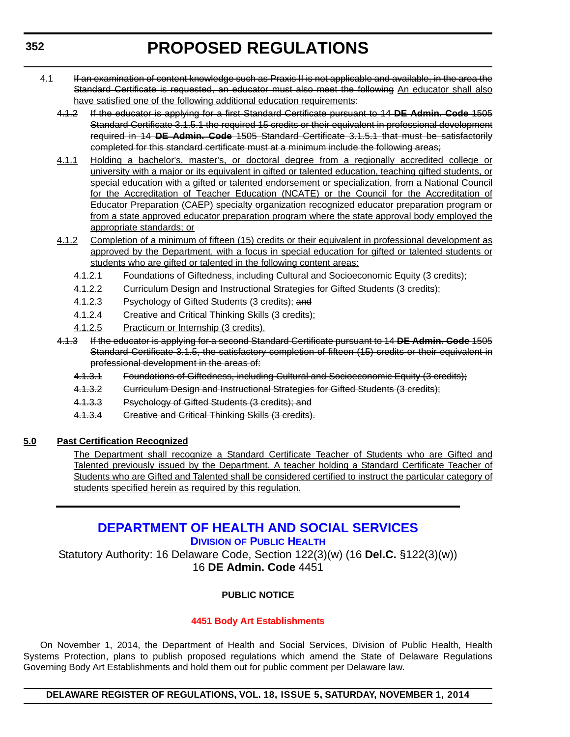4.1 ~~If an examination of content knowledge such as Praxis II is not applicable and available, in the area the Standard Certificate is requested, an educator must also meet the following~~ An educator shall also have satisfied one of the following additional education requirements:

~~4.1.2 If the educator is applying for a first Standard Certificate pursuant to 14 **DE Admin. Code** 1505 Standard Certificate 3.1.5.1 the required 15 credits or their equivalent in professional development required in 14 **DE Admin. Code** 1505 Standard Certificate 3.1.5.1 that must be satisfactorily completed for this standard certificate must at a minimum include the following areas;~~

4.1.1 Holding a bachelor's, master's, or doctoral degree from a regionally accredited college or university with a major or its equivalent in gifted or talented education, teaching gifted students, or special education with a gifted or talented endorsement or specialization, from a National Council for the Accreditation of Teacher Education (NCATE) or the Council for the Accreditation of Educator Preparation (CAEP) specialty organization recognized educator preparation program or from a state approved educator preparation program where the state approval body employed the appropriate standards; or

4.1.2 Completion of a minimum of fifteen (15) credits or their equivalent in professional development as approved by the Department, with a focus in special education for gifted or talented students or students who are gifted or talented in the following content areas:

4.1.2.1 Foundations of Giftedness, including Cultural and Socioeconomic Equity (3 credits);

4.1.2.2 Curriculum Design and Instructional Strategies for Gifted Students (3 credits);

4.1.2.3 Psychology of Gifted Students (3 credits); ~~and~~

4.1.2.4 Creative and Critical Thinking Skills (3 credits);

4.1.2.5 Practicum or Internship (3 credits).

~~4.1.3 If the educator is applying for a second Standard Certificate pursuant to 14 **DE Admin. Code** 1505 Standard Certificate 3.1.5, the satisfactory completion of fifteen (15) credits or their equivalent in professional development in the areas of:~~

~~4.1.3.1 Foundations of Giftedness, including Cultural and Socioeconomic Equity (3 credits);~~

~~4.1.3.2 Curriculum Design and Instructional Strategies for Gifted Students (3 credits);~~

~~4.1.3.3 Psychology of Gifted Students (3 credits); and~~

~~4.1.3.4 Creative and Critical Thinking Skills (3 credits).~~

**5.0 Past Certification Recognized**

The Department shall recognize a Standard Certificate Teacher of Students who are Gifted and Talented previously issued by the Department. A teacher holding a Standard Certificate Teacher of Students who are Gifted and Talented shall be considered certified to instruct the particular category of students specified herein as required by this regulation.

---

# DEPARTMENT OF HEALTH AND SOCIAL SERVICES

## DIVISION OF PUBLIC HEALTH

Statutory Authority: 16 Delaware Code, Section 122(3)(w) (16 **Del.C.** §122(3)(w))
16 **DE Admin. Code** 4451

**PUBLIC NOTICE**

**4451 Body Art Establishments**

On November 1, 2014, the Department of Health and Social Services, Division of Public Health, Health Systems Protection, plans to publish proposed regulations which amend the State of Delaware Regulations Governing Body Art Establishments and hold them out for public comment per Delaware law.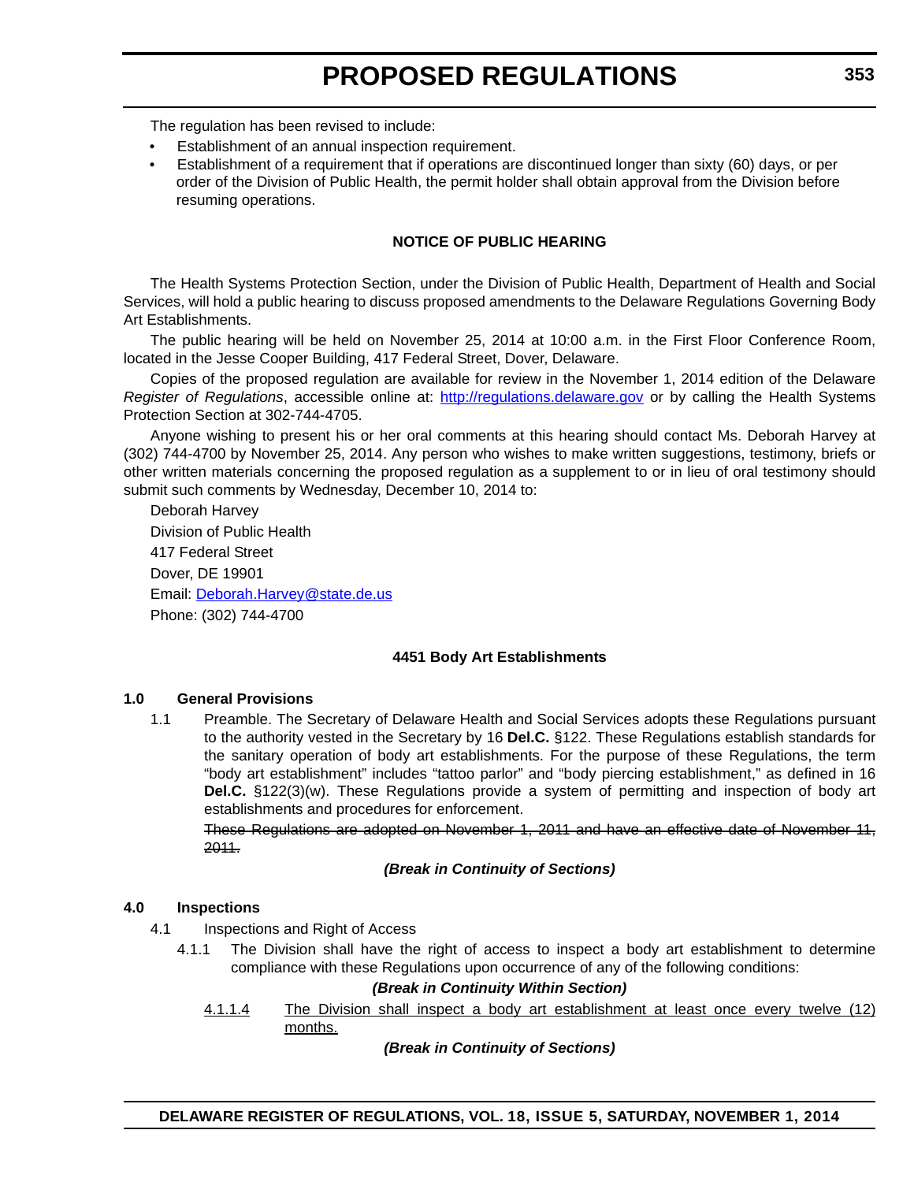The regulation has been revised to include:

- Establishment of an annual inspection requirement.
- Establishment of a requirement that if operations are discontinued longer than sixty (60) days, or per order of the Division of Public Health, the permit holder shall obtain approval from the Division before resuming operations.

**NOTICE OF PUBLIC HEARING**

The Health Systems Protection Section, under the Division of Public Health, Department of Health and Social Services, will hold a public hearing to discuss proposed amendments to the Delaware Regulations Governing Body Art Establishments.

The public hearing will be held on November 25, 2014 at 10:00 a.m. in the First Floor Conference Room, located in the Jesse Cooper Building, 417 Federal Street, Dover, Delaware.

Copies of the proposed regulation are available for review in the November 1, 2014 edition of the Delaware *Register of Regulations*, accessible online at: http://regulations.delaware.gov or by calling the Health Systems Protection Section at 302-744-4705.

Anyone wishing to present his or her oral comments at this hearing should contact Ms. Deborah Harvey at (302) 744-4700 by November 25, 2014. Any person who wishes to make written suggestions, testimony, briefs or other written materials concerning the proposed regulation as a supplement to or in lieu of oral testimony should submit such comments by Wednesday, December 10, 2014 to:

Deborah Harvey
Division of Public Health
417 Federal Street
Dover, DE 19901
Email: Deborah.Harvey@state.de.us
Phone: (302) 744-4700

**4451 Body Art Establishments**

**1.0 General Provisions**

1.1 Preamble. The Secretary of Delaware Health and Social Services adopts these Regulations pursuant to the authority vested in the Secretary by 16 **Del.C.** §122. These Regulations establish standards for the sanitary operation of body art establishments. For the purpose of these Regulations, the term "body art establishment" includes "tattoo parlor" and "body piercing establishment," as defined in 16 **Del.C.** §122(3)(w). These Regulations provide a system of permitting and inspection of body art establishments and procedures for enforcement.

~~These Regulations are adopted on November 1, 2011 and have an effective date of November 11, 2011.~~

***(Break in Continuity of Sections)***

**4.0 Inspections**

4.1 Inspections and Right of Access

4.1.1 The Division shall have the right of access to inspect a body art establishment to determine compliance with these Regulations upon occurrence of any of the following conditions:

***(Break in Continuity Within Section)***

<u>4.1.1.4</u> <u>The Division shall inspect a body art establishment at least once every twelve (12) months.</u>

***(Break in Continuity of Sections)***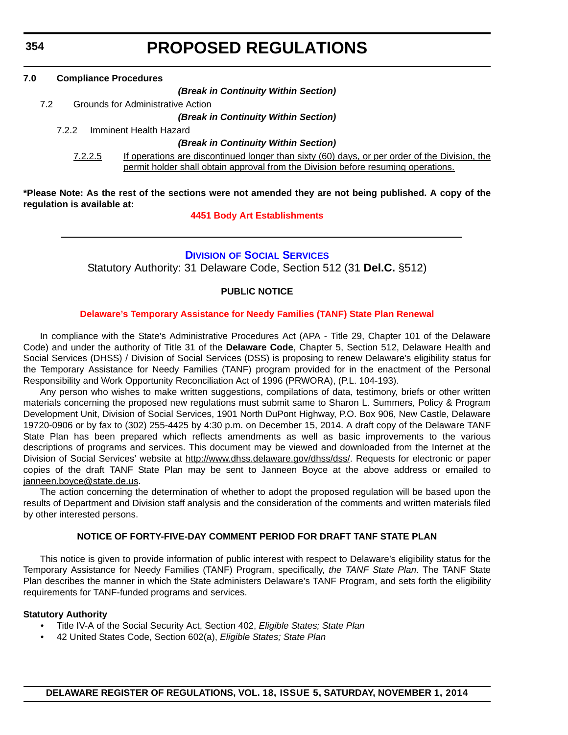**7.0 Compliance Procedures**

***(Break in Continuity Within Section)***

7.2 Grounds for Administrative Action

***(Break in Continuity Within Section)***

7.2.2 Imminent Health Hazard

***(Break in Continuity Within Section)***

<u>7.2.2.5</u> <u>If operations are discontinued longer than sixty (60) days, or per order of the Division, the permit holder shall obtain approval from the Division before resuming operations.</u>

**\*Please Note: As the rest of the sections were not amended they are not being published. A copy of the regulation is available at:**

**4451 Body Art Establishments**

---

## DIVISION OF SOCIAL SERVICES

Statutory Authority: 31 Delaware Code, Section 512 (31 **Del.C.** §512)

**PUBLIC NOTICE**

**Delaware's Temporary Assistance for Needy Families (TANF) State Plan Renewal**

In compliance with the State's Administrative Procedures Act (APA - Title 29, Chapter 101 of the Delaware Code) and under the authority of Title 31 of the **Delaware Code**, Chapter 5, Section 512, Delaware Health and Social Services (DHSS) / Division of Social Services (DSS) is proposing to renew Delaware's eligibility status for the Temporary Assistance for Needy Families (TANF) program provided for in the enactment of the Personal Responsibility and Work Opportunity Reconciliation Act of 1996 (PRWORA), (P.L. 104-193).

Any person who wishes to make written suggestions, compilations of data, testimony, briefs or other written materials concerning the proposed new regulations must submit same to Sharon L. Summers, Policy & Program Development Unit, Division of Social Services, 1901 North DuPont Highway, P.O. Box 906, New Castle, Delaware 19720-0906 or by fax to (302) 255-4425 by 4:30 p.m. on December 15, 2014. A draft copy of the Delaware TANF State Plan has been prepared which reflects amendments as well as basic improvements to the various descriptions of programs and services. This document may be viewed and downloaded from the Internet at the Division of Social Services' website at http://www.dhss.delaware.gov/dhss/dss/. Requests for electronic or paper copies of the draft TANF State Plan may be sent to Janneen Boyce at the above address or emailed to janneen.boyce@state.de.us.

The action concerning the determination of whether to adopt the proposed regulation will be based upon the results of Department and Division staff analysis and the consideration of the comments and written materials filed by other interested persons.

**NOTICE OF FORTY-FIVE-DAY COMMENT PERIOD FOR DRAFT TANF STATE PLAN**

This notice is given to provide information of public interest with respect to Delaware's eligibility status for the Temporary Assistance for Needy Families (TANF) Program, specifically, *the TANF State Plan*. The TANF State Plan describes the manner in which the State administers Delaware's TANF Program, and sets forth the eligibility requirements for TANF-funded programs and services.

**Statutory Authority**

- Title IV-A of the Social Security Act, Section 402, *Eligible States; State Plan*
- 42 United States Code, Section 602(a), *Eligible States; State Plan*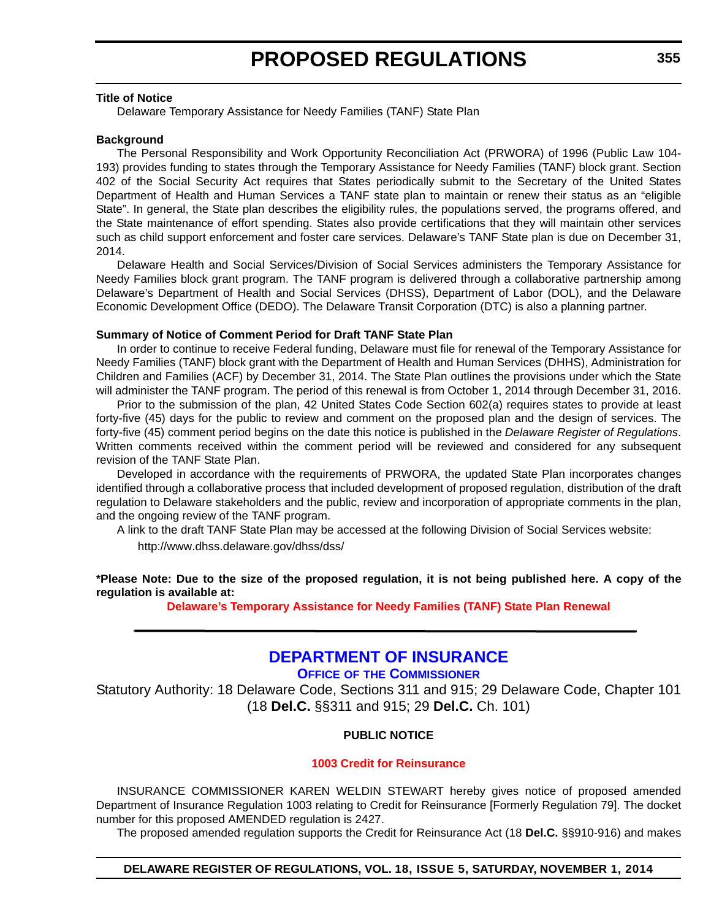**Title of Notice**

Delaware Temporary Assistance for Needy Families (TANF) State Plan

**Background**

The Personal Responsibility and Work Opportunity Reconciliation Act (PRWORA) of 1996 (Public Law 104-193) provides funding to states through the Temporary Assistance for Needy Families (TANF) block grant. Section 402 of the Social Security Act requires that States periodically submit to the Secretary of the United States Department of Health and Human Services a TANF state plan to maintain or renew their status as an "eligible State". In general, the State plan describes the eligibility rules, the populations served, the programs offered, and the State maintenance of effort spending. States also provide certifications that they will maintain other services such as child support enforcement and foster care services. Delaware's TANF State plan is due on December 31, 2014.

Delaware Health and Social Services/Division of Social Services administers the Temporary Assistance for Needy Families block grant program. The TANF program is delivered through a collaborative partnership among Delaware's Department of Health and Social Services (DHSS), Department of Labor (DOL), and the Delaware Economic Development Office (DEDO). The Delaware Transit Corporation (DTC) is also a planning partner.

**Summary of Notice of Comment Period for Draft TANF State Plan**

In order to continue to receive Federal funding, Delaware must file for renewal of the Temporary Assistance for Needy Families (TANF) block grant with the Department of Health and Human Services (DHHS), Administration for Children and Families (ACF) by December 31, 2014. The State Plan outlines the provisions under which the State will administer the TANF program. The period of this renewal is from October 1, 2014 through December 31, 2016.

Prior to the submission of the plan, 42 United States Code Section 602(a) requires states to provide at least forty-five (45) days for the public to review and comment on the proposed plan and the design of services. The forty-five (45) comment period begins on the date this notice is published in the *Delaware Register of Regulations*. Written comments received within the comment period will be reviewed and considered for any subsequent revision of the TANF State Plan.

Developed in accordance with the requirements of PRWORA, the updated State Plan incorporates changes identified through a collaborative process that included development of proposed regulation, distribution of the draft regulation to Delaware stakeholders and the public, review and incorporation of appropriate comments in the plan, and the ongoing review of the TANF program.

A link to the draft TANF State Plan may be accessed at the following Division of Social Services website:

http://www.dhss.delaware.gov/dhss/dss/

***Please Note: Due to the size of the proposed regulation, it is not being published here. A copy of the regulation is available at:**

**Delaware's Temporary Assistance for Needy Families (TANF) State Plan Renewal**

---

## DEPARTMENT OF INSURANCE

### OFFICE OF THE COMMISSIONER

Statutory Authority: 18 Delaware Code, Sections 311 and 915; 29 Delaware Code, Chapter 101 (18 **Del.C.** §§311 and 915; 29 **Del.C.** Ch. 101)

**PUBLIC NOTICE**

**1003 Credit for Reinsurance**

INSURANCE COMMISSIONER KAREN WELDIN STEWART hereby gives notice of proposed amended Department of Insurance Regulation 1003 relating to Credit for Reinsurance [Formerly Regulation 79]. The docket number for this proposed AMENDED regulation is 2427.

The proposed amended regulation supports the Credit for Reinsurance Act (18 **Del.C.** §§910-916) and makes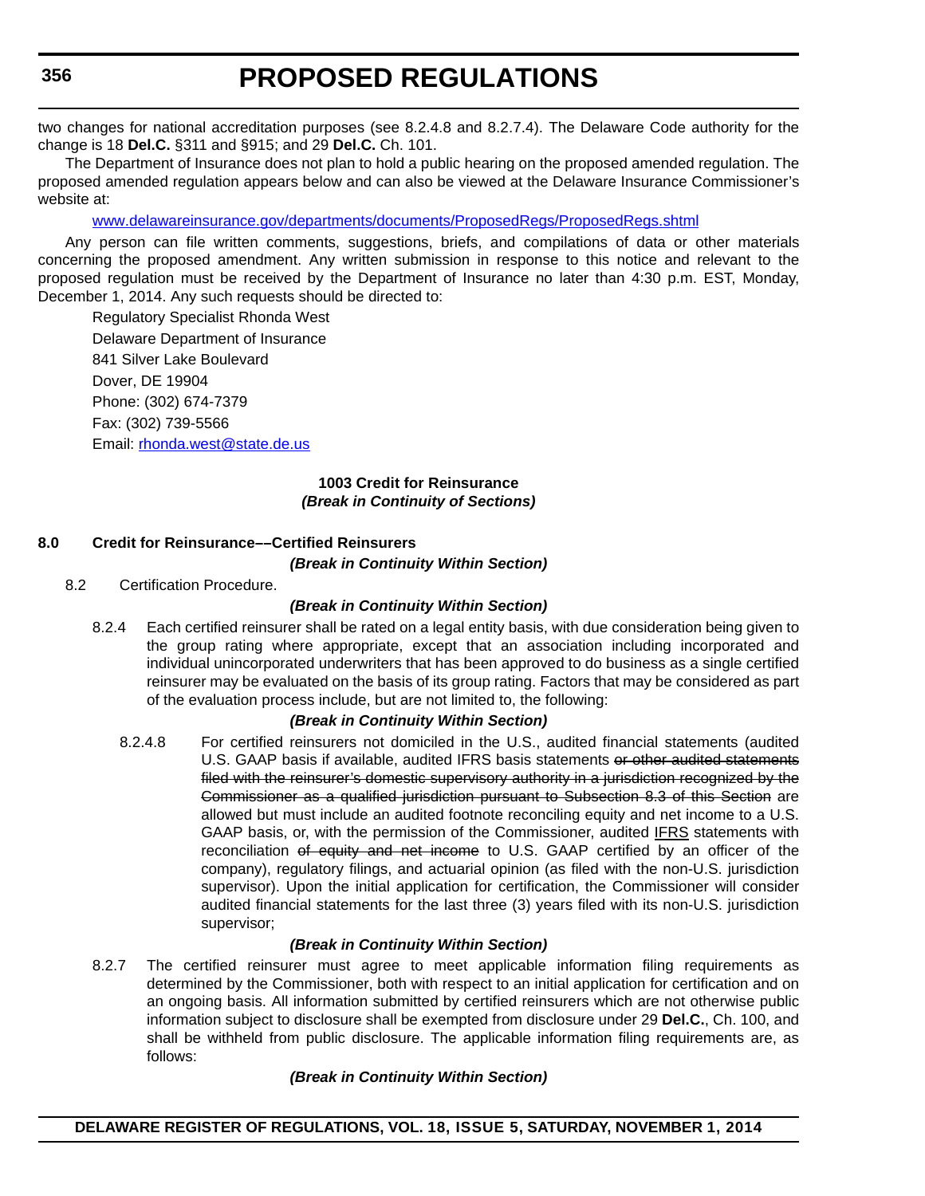two changes for national accreditation purposes (see 8.2.4.8 and 8.2.7.4). The Delaware Code authority for the change is 18 **Del.C.** §311 and §915; and 29 **Del.C.** Ch. 101.

The Department of Insurance does not plan to hold a public hearing on the proposed amended regulation. The proposed amended regulation appears below and can also be viewed at the Delaware Insurance Commissioner's website at:

www.delawareinsurance.gov/departments/documents/ProposedRegs/ProposedRegs.shtml

Any person can file written comments, suggestions, briefs, and compilations of data or other materials concerning the proposed amendment. Any written submission in response to this notice and relevant to the proposed regulation must be received by the Department of Insurance no later than 4:30 p.m. EST, Monday, December 1, 2014. Any such requests should be directed to:

Regulatory Specialist Rhonda West
Delaware Department of Insurance
841 Silver Lake Boulevard
Dover, DE 19904
Phone: (302) 674-7379
Fax: (302) 739-5566
Email: rhonda.west@state.de.us

**1003 Credit for Reinsurance**

***(Break in Continuity of Sections)***

**8.0 Credit for Reinsurance––Certified Reinsurers**

***(Break in Continuity Within Section)***

8.2 Certification Procedure.

***(Break in Continuity Within Section)***

8.2.4 Each certified reinsurer shall be rated on a legal entity basis, with due consideration being given to the group rating where appropriate, except that an association including incorporated and individual unincorporated underwriters that has been approved to do business as a single certified reinsurer may be evaluated on the basis of its group rating. Factors that may be considered as part of the evaluation process include, but are not limited to, the following:

***(Break in Continuity Within Section)***

8.2.4.8 For certified reinsurers not domiciled in the U.S., audited financial statements (audited U.S. GAAP basis if available, audited IFRS basis statements ~~or other audited statements filed with the reinsurer's domestic supervisory authority in a jurisdiction recognized by the Commissioner as a qualified jurisdiction pursuant to Subsection 8.3 of this Section~~ are allowed but must include an audited footnote reconciling equity and net income to a U.S. GAAP basis, or, with the permission of the Commissioner, audited <u>IFRS</u> statements with reconciliation ~~of equity and net income~~ to U.S. GAAP certified by an officer of the company), regulatory filings, and actuarial opinion (as filed with the non-U.S. jurisdiction supervisor). Upon the initial application for certification, the Commissioner will consider audited financial statements for the last three (3) years filed with its non-U.S. jurisdiction supervisor;

***(Break in Continuity Within Section)***

8.2.7 The certified reinsurer must agree to meet applicable information filing requirements as determined by the Commissioner, both with respect to an initial application for certification and on an ongoing basis. All information submitted by certified reinsurers which are not otherwise public information subject to disclosure shall be exempted from disclosure under 29 **Del.C.**, Ch. 100, and shall be withheld from public disclosure. The applicable information filing requirements are, as follows:

***(Break in Continuity Within Section)***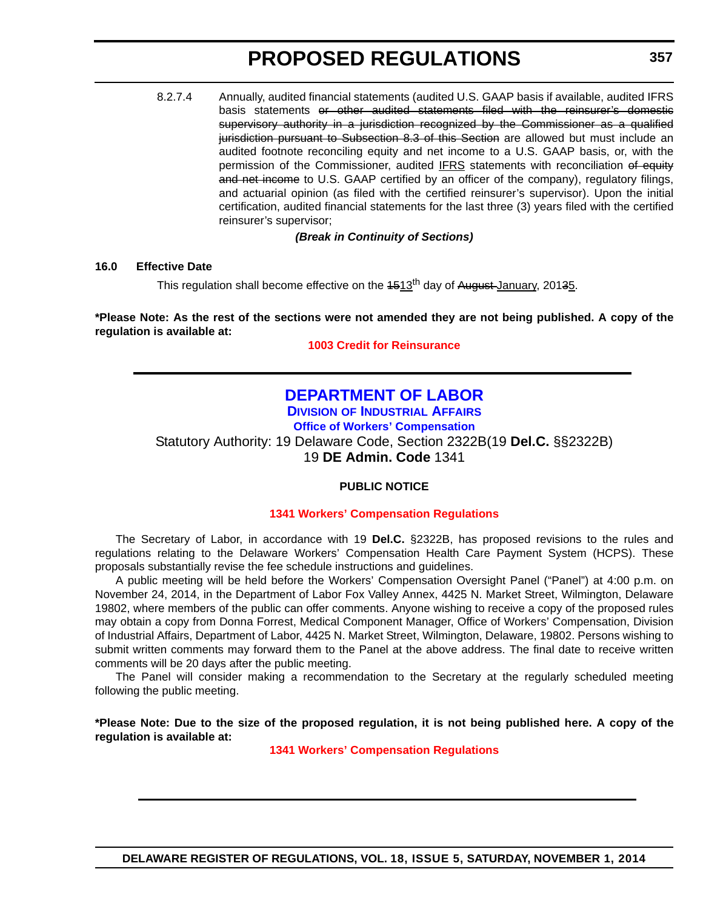8.2.7.4 Annually, audited financial statements (audited U.S. GAAP basis if available, audited IFRS basis statements ~~or other audited statements filed with the reinsurer's domestic supervisory authority in a jurisdiction recognized by the Commissioner as a qualified jurisdiction pursuant to Subsection 8.3 of this Section~~ are allowed but must include an audited footnote reconciling equity and net income to a U.S. GAAP basis, or, with the permission of the Commissioner, audited <u>IFRS</u> statements with reconciliation ~~of equity and net income~~ to U.S. GAAP certified by an officer of the company), regulatory filings, and actuarial opinion (as filed with the certified reinsurer's supervisor). Upon the initial certification, audited financial statements for the last three (3) years filed with the certified reinsurer's supervisor;

***(Break in Continuity of Sections)***

**16.0 Effective Date**

This regulation shall become effective on the ~~15~~<u>13</u>th day of ~~August~~ <u>January</u>, 201~~3~~<u>5</u>.

**\*Please Note: As the rest of the sections were not amended they are not being published. A copy of the regulation is available at:**

**1003 Credit for Reinsurance**

---

## DEPARTMENT OF LABOR

### Division of Industrial Affairs

**Office of Workers' Compensation**

Statutory Authority: 19 Delaware Code, Section 2322B(19 **Del.C.** §§2322B)
19 **DE Admin. Code** 1341

**PUBLIC NOTICE**

**1341 Workers' Compensation Regulations**

The Secretary of Labor, in accordance with 19 **Del.C.** §2322B, has proposed revisions to the rules and regulations relating to the Delaware Workers' Compensation Health Care Payment System (HCPS). These proposals substantially revise the fee schedule instructions and guidelines.

A public meeting will be held before the Workers' Compensation Oversight Panel ("Panel") at 4:00 p.m. on November 24, 2014, in the Department of Labor Fox Valley Annex, 4425 N. Market Street, Wilmington, Delaware 19802, where members of the public can offer comments. Anyone wishing to receive a copy of the proposed rules may obtain a copy from Donna Forrest, Medical Component Manager, Office of Workers' Compensation, Division of Industrial Affairs, Department of Labor, 4425 N. Market Street, Wilmington, Delaware, 19802. Persons wishing to submit written comments may forward them to the Panel at the above address. The final date to receive written comments will be 20 days after the public meeting.

The Panel will consider making a recommendation to the Secretary at the regularly scheduled meeting following the public meeting.

**\*Please Note: Due to the size of the proposed regulation, it is not being published here. A copy of the regulation is available at:**

**1341 Workers' Compensation Regulations**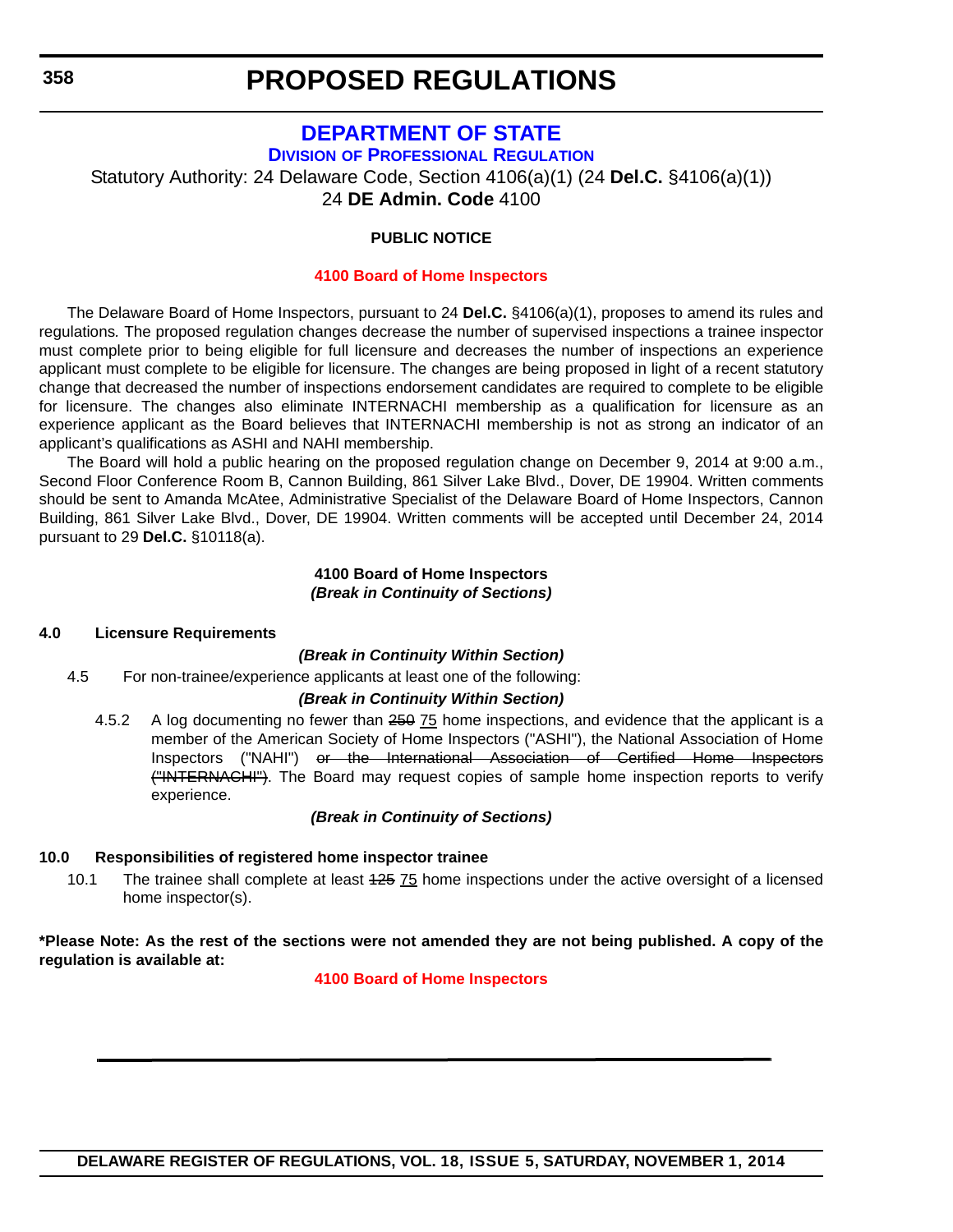# PROPOSED REGULATIONS

## DEPARTMENT OF STATE

### Division of Professional Regulation

Statutory Authority: 24 Delaware Code, Section 4106(a)(1) (24 **Del.C.** §4106(a)(1))

24 **DE Admin. Code** 4100

**PUBLIC NOTICE**

**4100 Board of Home Inspectors**

The Delaware Board of Home Inspectors, pursuant to 24 **Del.C.** §4106(a)(1), proposes to amend its rules and regulations*.* The proposed regulation changes decrease the number of supervised inspections a trainee inspector must complete prior to being eligible for full licensure and decreases the number of inspections an experience applicant must complete to be eligible for licensure. The changes are being proposed in light of a recent statutory change that decreased the number of inspections endorsement candidates are required to complete to be eligible for licensure. The changes also eliminate INTERNACHI membership as a qualification for licensure as an experience applicant as the Board believes that INTERNACHI membership is not as strong an indicator of an applicant's qualifications as ASHI and NAHI membership.

The Board will hold a public hearing on the proposed regulation change on December 9, 2014 at 9:00 a.m., Second Floor Conference Room B, Cannon Building, 861 Silver Lake Blvd., Dover, DE 19904. Written comments should be sent to Amanda McAtee, Administrative Specialist of the Delaware Board of Home Inspectors, Cannon Building, 861 Silver Lake Blvd., Dover, DE 19904. Written comments will be accepted until December 24, 2014 pursuant to 29 **Del.C.** §10118(a).

**4100 Board of Home Inspectors**

***(Break in Continuity of Sections)***

**4.0 Licensure Requirements**

***(Break in Continuity Within Section)***

4.5 For non-trainee/experience applicants at least one of the following:

***(Break in Continuity Within Section)***

4.5.2 A log documenting no fewer than ~~250~~ <u>75</u> home inspections, and evidence that the applicant is a member of the American Society of Home Inspectors ("ASHI"), the National Association of Home Inspectors ("NAHI") ~~or the International Association of Certified Home Inspectors ("INTERNACHI")~~. The Board may request copies of sample home inspection reports to verify experience.

***(Break in Continuity of Sections)***

**10.0 Responsibilities of registered home inspector trainee**

10.1 The trainee shall complete at least ~~125~~ <u>75</u> home inspections under the active oversight of a licensed home inspector(s).

**\*Please Note: As the rest of the sections were not amended they are not being published. A copy of the regulation is available at:**

**4100 Board of Home Inspectors**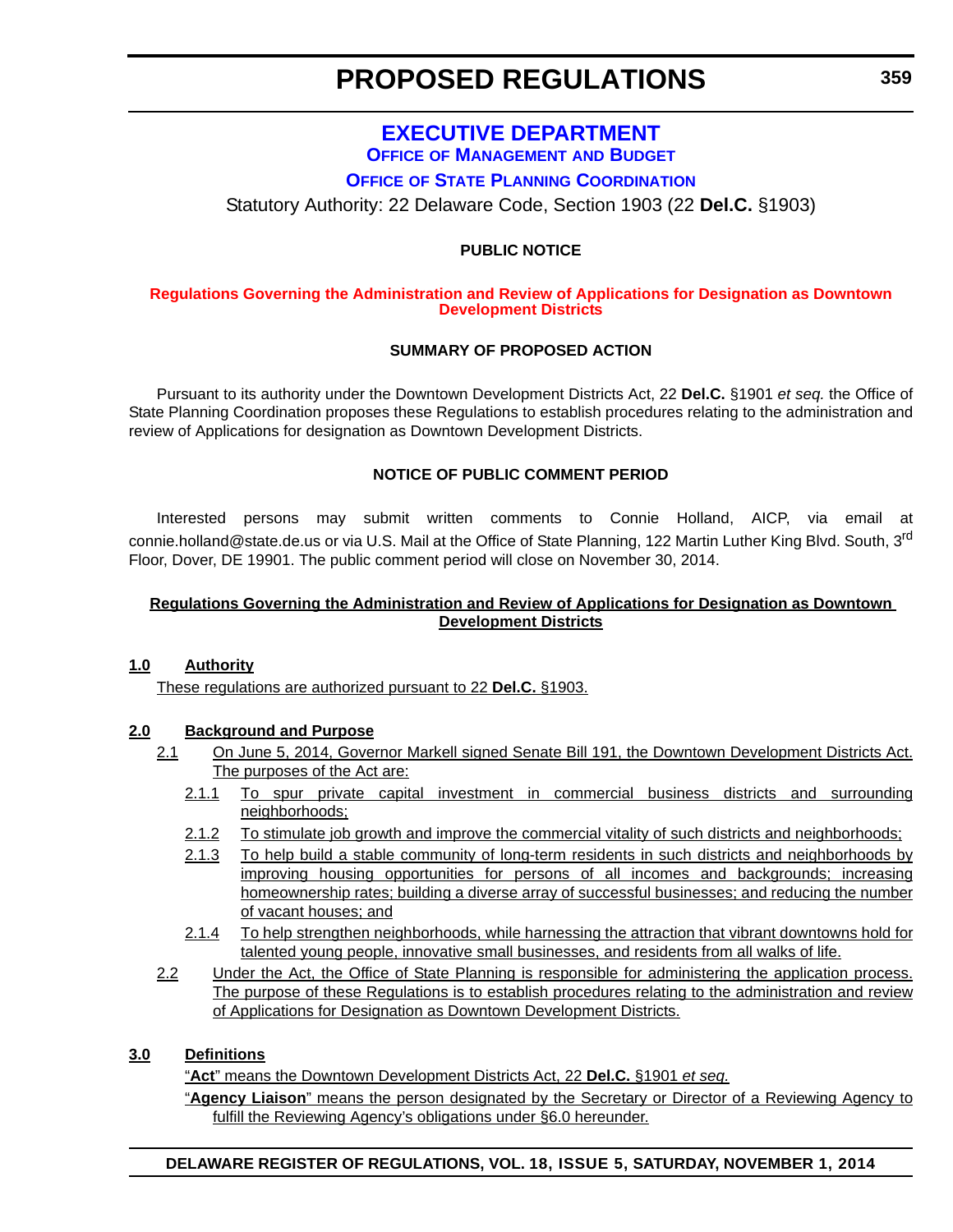# EXECUTIVE DEPARTMENT

## OFFICE OF MANAGEMENT AND BUDGET

## OFFICE OF STATE PLANNING COORDINATION

Statutory Authority: 22 Delaware Code, Section 1903 (22 **Del.C.** §1903)

**PUBLIC NOTICE**

**Regulations Governing the Administration and Review of Applications for Designation as Downtown Development Districts**

**SUMMARY OF PROPOSED ACTION**

Pursuant to its authority under the Downtown Development Districts Act, 22 **Del.C.** §1901 *et seq.* the Office of State Planning Coordination proposes these Regulations to establish procedures relating to the administration and review of Applications for designation as Downtown Development Districts.

**NOTICE OF PUBLIC COMMENT PERIOD**

Interested persons may submit written comments to Connie Holland, AICP, via email at connie.holland@state.de.us or via U.S. Mail at the Office of State Planning, 122 Martin Luther King Blvd. South, 3rd Floor, Dover, DE 19901. The public comment period will close on November 30, 2014.

**Regulations Governing the Administration and Review of Applications for Designation as Downtown Development Districts**

**1.0 Authority**

These regulations are authorized pursuant to 22 **Del.C.** §1903.

**2.0 Background and Purpose**

2.1 On June 5, 2014, Governor Markell signed Senate Bill 191, the Downtown Development Districts Act. The purposes of the Act are:

2.1.1 To spur private capital investment in commercial business districts and surrounding neighborhoods;

2.1.2 To stimulate job growth and improve the commercial vitality of such districts and neighborhoods;

2.1.3 To help build a stable community of long-term residents in such districts and neighborhoods by improving housing opportunities for persons of all incomes and backgrounds; increasing homeownership rates; building a diverse array of successful businesses; and reducing the number of vacant houses; and

2.1.4 To help strengthen neighborhoods, while harnessing the attraction that vibrant downtowns hold for talented young people, innovative small businesses, and residents from all walks of life.

2.2 Under the Act, the Office of State Planning is responsible for administering the application process. The purpose of these Regulations is to establish procedures relating to the administration and review of Applications for Designation as Downtown Development Districts.

**3.0 Definitions**

"**Act**" means the Downtown Development Districts Act, 22 **Del.C.** §1901 *et seq.*

"**Agency Liaison**" means the person designated by the Secretary or Director of a Reviewing Agency to fulfill the Reviewing Agency's obligations under §6.0 hereunder.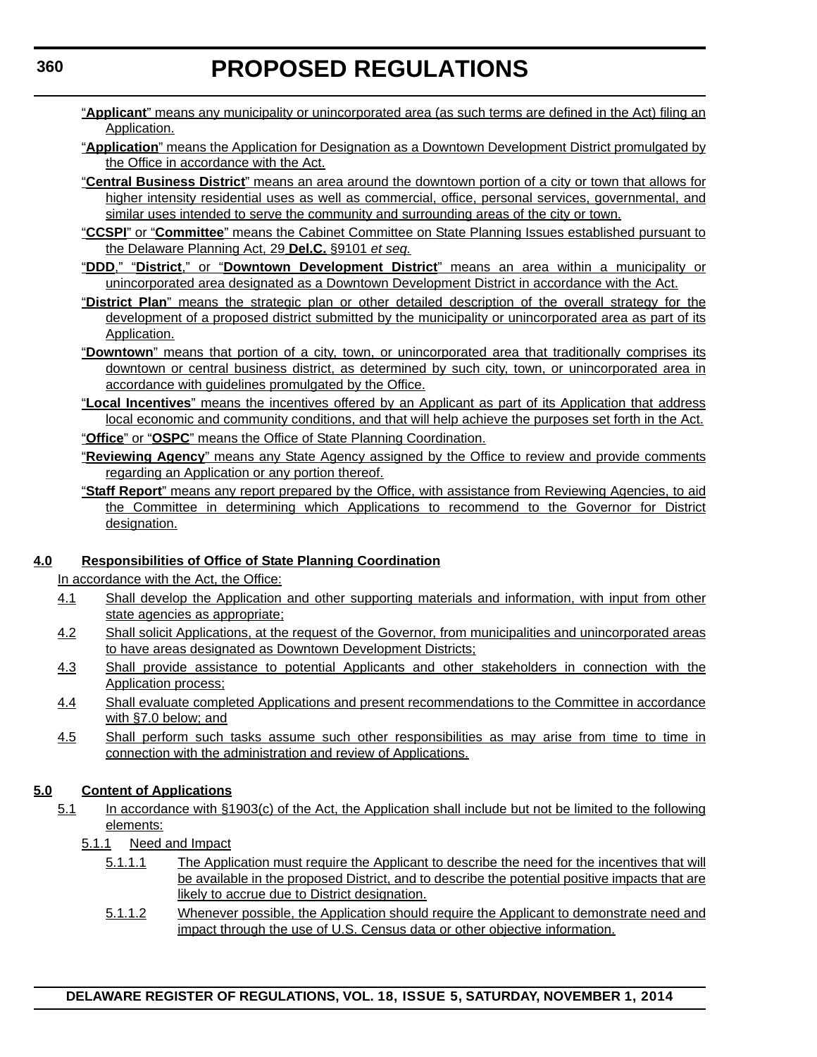"**Applicant**" means any municipality or unincorporated area (as such terms are defined in the Act) filing an Application.

"**Application**" means the Application for Designation as a Downtown Development District promulgated by the Office in accordance with the Act.

"**Central Business District**" means an area around the downtown portion of a city or town that allows for higher intensity residential uses as well as commercial, office, personal services, governmental, and similar uses intended to serve the community and surrounding areas of the city or town.

"**CCSPI**" or "**Committee**" means the Cabinet Committee on State Planning Issues established pursuant to the Delaware Planning Act, 29 **Del.C.** §9101 *et seq.*

"**DDD**," "**District**," or "**Downtown Development District**" means an area within a municipality or unincorporated area designated as a Downtown Development District in accordance with the Act.

"**District Plan**" means the strategic plan or other detailed description of the overall strategy for the development of a proposed district submitted by the municipality or unincorporated area as part of its Application.

"**Downtown**" means that portion of a city, town, or unincorporated area that traditionally comprises its downtown or central business district, as determined by such city, town, or unincorporated area in accordance with guidelines promulgated by the Office.

"**Local Incentives**" means the incentives offered by an Applicant as part of its Application that address local economic and community conditions, and that will help achieve the purposes set forth in the Act.

"**Office**" or "**OSPC**" means the Office of State Planning Coordination.

"**Reviewing Agency**" means any State Agency assigned by the Office to review and provide comments regarding an Application or any portion thereof.

"**Staff Report**" means any report prepared by the Office, with assistance from Reviewing Agencies, to aid the Committee in determining which Applications to recommend to the Governor for District designation.

**4.0 Responsibilities of Office of State Planning Coordination**

In accordance with the Act, the Office:

4.1 Shall develop the Application and other supporting materials and information, with input from other state agencies as appropriate;

4.2 Shall solicit Applications, at the request of the Governor, from municipalities and unincorporated areas to have areas designated as Downtown Development Districts;

4.3 Shall provide assistance to potential Applicants and other stakeholders in connection with the Application process;

4.4 Shall evaluate completed Applications and present recommendations to the Committee in accordance with §7.0 below; and

4.5 Shall perform such tasks assume such other responsibilities as may arise from time to time in connection with the administration and review of Applications.

**5.0 Content of Applications**

5.1 In accordance with §1903(c) of the Act, the Application shall include but not be limited to the following elements:

5.1.1 Need and Impact

5.1.1.1 The Application must require the Applicant to describe the need for the incentives that will be available in the proposed District, and to describe the potential positive impacts that are likely to accrue due to District designation.

5.1.1.2 Whenever possible, the Application should require the Applicant to demonstrate need and impact through the use of U.S. Census data or other objective information.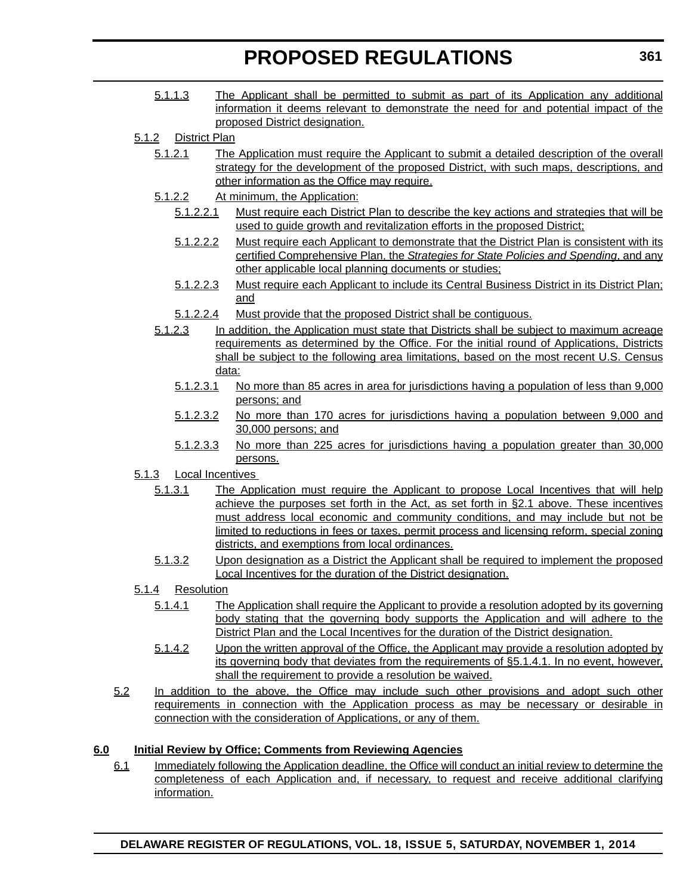5.1.1.3 The Applicant shall be permitted to submit as part of its Application any additional information it deems relevant to demonstrate the need for and potential impact of the proposed District designation.

5.1.2 District Plan

5.1.2.1 The Application must require the Applicant to submit a detailed description of the overall strategy for the development of the proposed District, with such maps, descriptions, and other information as the Office may require.

5.1.2.2 At minimum, the Application:

5.1.2.2.1 Must require each District Plan to describe the key actions and strategies that will be used to guide growth and revitalization efforts in the proposed District;

5.1.2.2.2 Must require each Applicant to demonstrate that the District Plan is consistent with its certified Comprehensive Plan, the *Strategies for State Policies and Spending*, and any other applicable local planning documents or studies;

5.1.2.2.3 Must require each Applicant to include its Central Business District in its District Plan; and

5.1.2.2.4 Must provide that the proposed District shall be contiguous.

5.1.2.3 In addition, the Application must state that Districts shall be subject to maximum acreage requirements as determined by the Office. For the initial round of Applications, Districts shall be subject to the following area limitations, based on the most recent U.S. Census data:

5.1.2.3.1 No more than 85 acres in area for jurisdictions having a population of less than 9,000 persons; and

5.1.2.3.2 No more than 170 acres for jurisdictions having a population between 9,000 and 30,000 persons; and

5.1.2.3.3 No more than 225 acres for jurisdictions having a population greater than 30,000 persons.

5.1.3 Local Incentives

5.1.3.1 The Application must require the Applicant to propose Local Incentives that will help achieve the purposes set forth in the Act, as set forth in §2.1 above. These incentives must address local economic and community conditions, and may include but not be limited to reductions in fees or taxes, permit process and licensing reform, special zoning districts, and exemptions from local ordinances.

5.1.3.2 Upon designation as a District the Applicant shall be required to implement the proposed Local Incentives for the duration of the District designation.

5.1.4 Resolution

5.1.4.1 The Application shall require the Applicant to provide a resolution adopted by its governing body stating that the governing body supports the Application and will adhere to the District Plan and the Local Incentives for the duration of the District designation.

5.1.4.2 Upon the written approval of the Office, the Applicant may provide a resolution adopted by its governing body that deviates from the requirements of §5.1.4.1. In no event, however, shall the requirement to provide a resolution be waived.

5.2 In addition to the above, the Office may include such other provisions and adopt such other requirements in connection with the Application process as may be necessary or desirable in connection with the consideration of Applications, or any of them.

**6.0 Initial Review by Office; Comments from Reviewing Agencies**

6.1 Immediately following the Application deadline, the Office will conduct an initial review to determine the completeness of each Application and, if necessary, to request and receive additional clarifying information.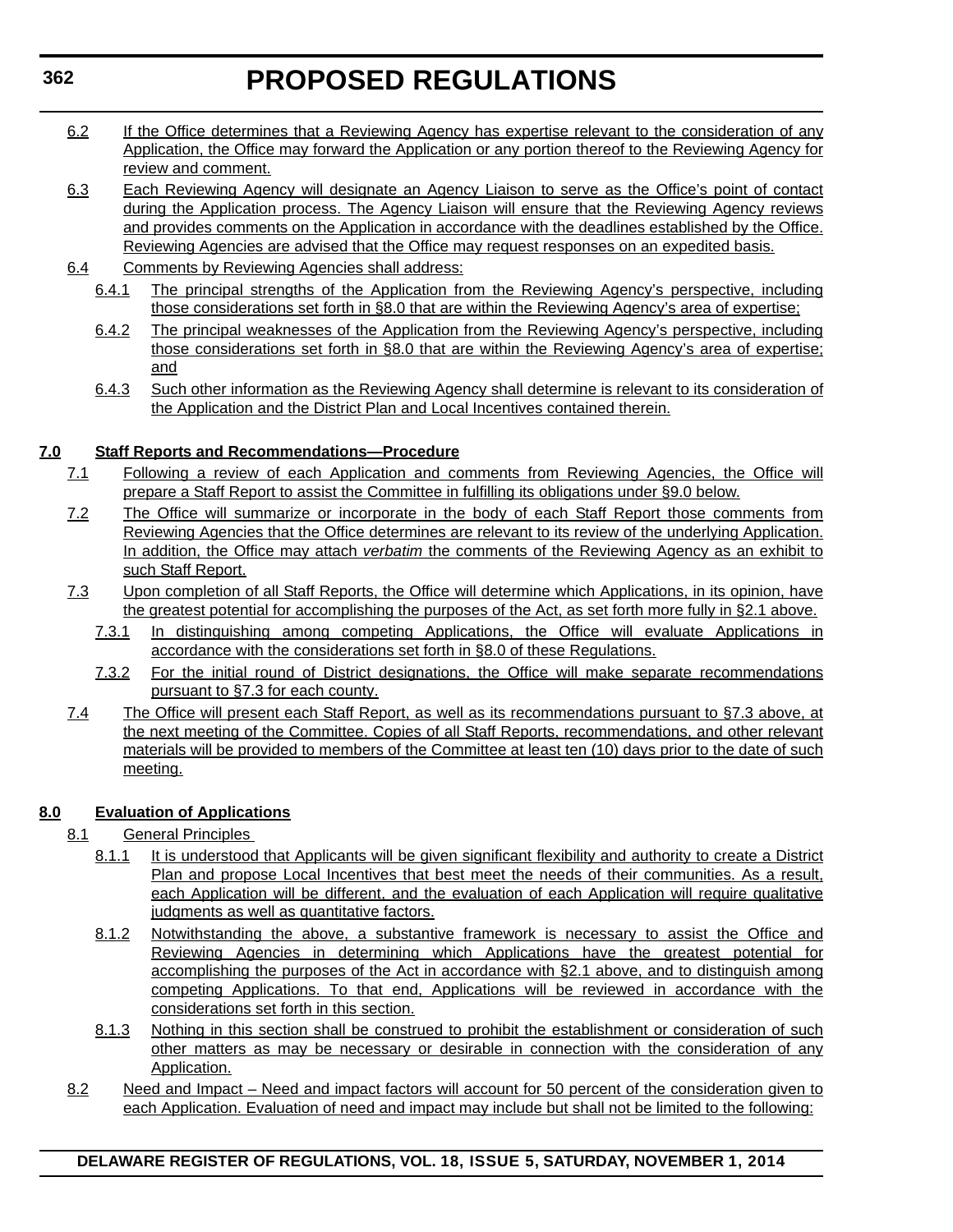6.2 If the Office determines that a Reviewing Agency has expertise relevant to the consideration of any Application, the Office may forward the Application or any portion thereof to the Reviewing Agency for review and comment.

6.3 Each Reviewing Agency will designate an Agency Liaison to serve as the Office's point of contact during the Application process. The Agency Liaison will ensure that the Reviewing Agency reviews and provides comments on the Application in accordance with the deadlines established by the Office. Reviewing Agencies are advised that the Office may request responses on an expedited basis.

6.4 Comments by Reviewing Agencies shall address:

6.4.1 The principal strengths of the Application from the Reviewing Agency's perspective, including those considerations set forth in §8.0 that are within the Reviewing Agency's area of expertise;

6.4.2 The principal weaknesses of the Application from the Reviewing Agency's perspective, including those considerations set forth in §8.0 that are within the Reviewing Agency's area of expertise; and

6.4.3 Such other information as the Reviewing Agency shall determine is relevant to its consideration of the Application and the District Plan and Local Incentives contained therein.

**7.0 Staff Reports and Recommendations—Procedure**

7.1 Following a review of each Application and comments from Reviewing Agencies, the Office will prepare a Staff Report to assist the Committee in fulfilling its obligations under §9.0 below.

7.2 The Office will summarize or incorporate in the body of each Staff Report those comments from Reviewing Agencies that the Office determines are relevant to its review of the underlying Application. In addition, the Office may attach *verbatim* the comments of the Reviewing Agency as an exhibit to such Staff Report.

7.3 Upon completion of all Staff Reports, the Office will determine which Applications, in its opinion, have the greatest potential for accomplishing the purposes of the Act, as set forth more fully in §2.1 above.

7.3.1 In distinguishing among competing Applications, the Office will evaluate Applications in accordance with the considerations set forth in §8.0 of these Regulations.

7.3.2 For the initial round of District designations, the Office will make separate recommendations pursuant to §7.3 for each county.

7.4 The Office will present each Staff Report, as well as its recommendations pursuant to §7.3 above, at the next meeting of the Committee. Copies of all Staff Reports, recommendations, and other relevant materials will be provided to members of the Committee at least ten (10) days prior to the date of such meeting.

**8.0 Evaluation of Applications**

8.1 General Principles

8.1.1 It is understood that Applicants will be given significant flexibility and authority to create a District Plan and propose Local Incentives that best meet the needs of their communities. As a result, each Application will be different, and the evaluation of each Application will require qualitative judgments as well as quantitative factors.

8.1.2 Notwithstanding the above, a substantive framework is necessary to assist the Office and Reviewing Agencies in determining which Applications have the greatest potential for accomplishing the purposes of the Act in accordance with §2.1 above, and to distinguish among competing Applications. To that end, Applications will be reviewed in accordance with the considerations set forth in this section.

8.1.3 Nothing in this section shall be construed to prohibit the establishment or consideration of such other matters as may be necessary or desirable in connection with the consideration of any Application.

8.2 Need and Impact – Need and impact factors will account for 50 percent of the consideration given to each Application. Evaluation of need and impact may include but shall not be limited to the following: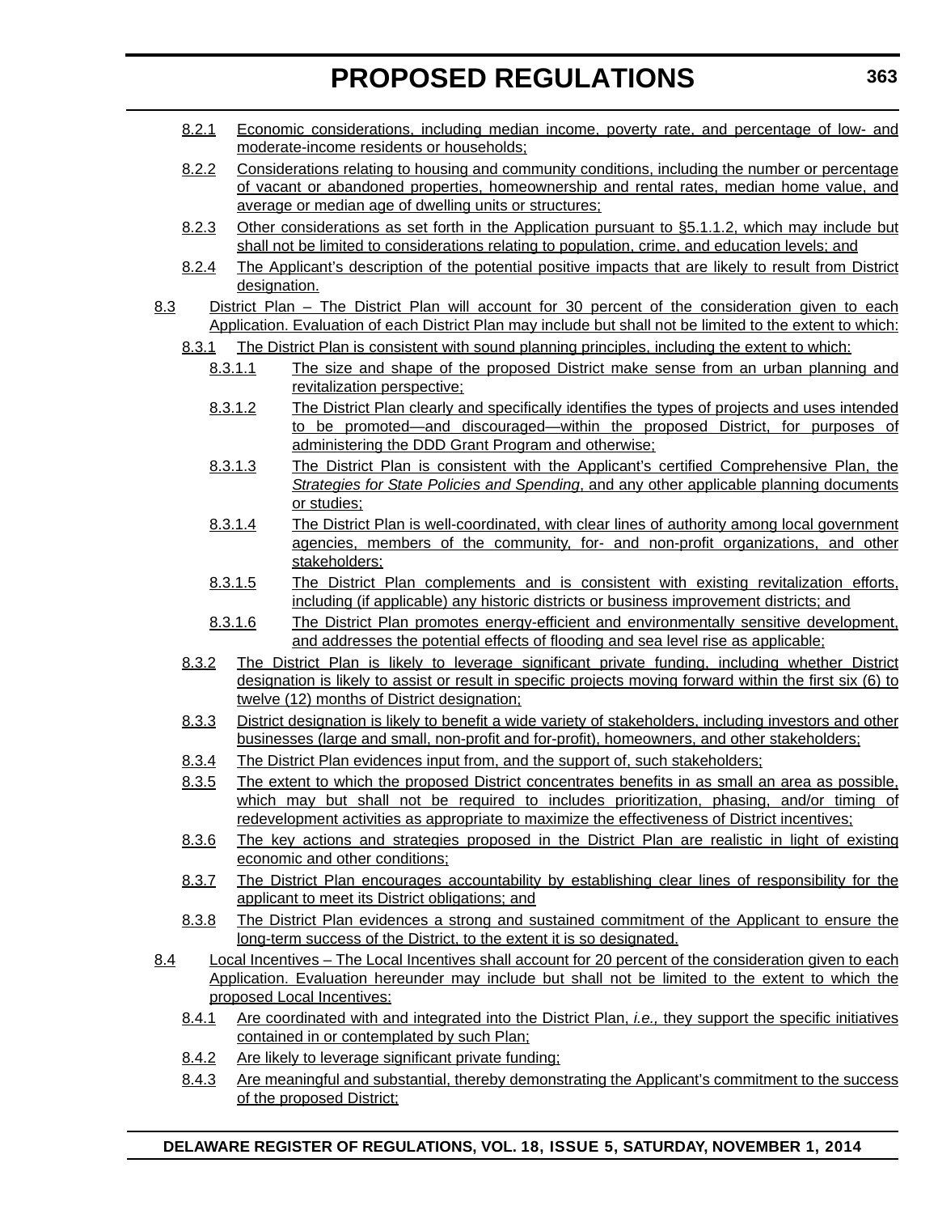8.2.1 Economic considerations, including median income, poverty rate, and percentage of low- and moderate-income residents or households;

8.2.2 Considerations relating to housing and community conditions, including the number or percentage of vacant or abandoned properties, homeownership and rental rates, median home value, and average or median age of dwelling units or structures;

8.2.3 Other considerations as set forth in the Application pursuant to §5.1.1.2, which may include but shall not be limited to considerations relating to population, crime, and education levels; and

8.2.4 The Applicant's description of the potential positive impacts that are likely to result from District designation.

8.3 District Plan – The District Plan will account for 30 percent of the consideration given to each Application. Evaluation of each District Plan may include but shall not be limited to the extent to which:

8.3.1 The District Plan is consistent with sound planning principles, including the extent to which:

8.3.1.1 The size and shape of the proposed District make sense from an urban planning and revitalization perspective;

8.3.1.2 The District Plan clearly and specifically identifies the types of projects and uses intended to be promoted—and discouraged—within the proposed District, for purposes of administering the DDD Grant Program and otherwise;

8.3.1.3 The District Plan is consistent with the Applicant's certified Comprehensive Plan, the *Strategies for State Policies and Spending*, and any other applicable planning documents or studies;

8.3.1.4 The District Plan is well-coordinated, with clear lines of authority among local government agencies, members of the community, for- and non-profit organizations, and other stakeholders;

8.3.1.5 The District Plan complements and is consistent with existing revitalization efforts, including (if applicable) any historic districts or business improvement districts; and

8.3.1.6 The District Plan promotes energy-efficient and environmentally sensitive development, and addresses the potential effects of flooding and sea level rise as applicable;

8.3.2 The District Plan is likely to leverage significant private funding, including whether District designation is likely to assist or result in specific projects moving forward within the first six (6) to twelve (12) months of District designation;

8.3.3 District designation is likely to benefit a wide variety of stakeholders, including investors and other businesses (large and small, non-profit and for-profit), homeowners, and other stakeholders;

8.3.4 The District Plan evidences input from, and the support of, such stakeholders;

8.3.5 The extent to which the proposed District concentrates benefits in as small an area as possible, which may but shall not be required to includes prioritization, phasing, and/or timing of redevelopment activities as appropriate to maximize the effectiveness of District incentives;

8.3.6 The key actions and strategies proposed in the District Plan are realistic in light of existing economic and other conditions;

8.3.7 The District Plan encourages accountability by establishing clear lines of responsibility for the applicant to meet its District obligations; and

8.3.8 The District Plan evidences a strong and sustained commitment of the Applicant to ensure the long-term success of the District, to the extent it is so designated.

8.4 Local Incentives – The Local Incentives shall account for 20 percent of the consideration given to each Application. Evaluation hereunder may include but shall not be limited to the extent to which the proposed Local Incentives:

8.4.1 Are coordinated with and integrated into the District Plan, *i.e.*, they support the specific initiatives contained in or contemplated by such Plan;

8.4.2 Are likely to leverage significant private funding;

8.4.3 Are meaningful and substantial, thereby demonstrating the Applicant's commitment to the success of the proposed District;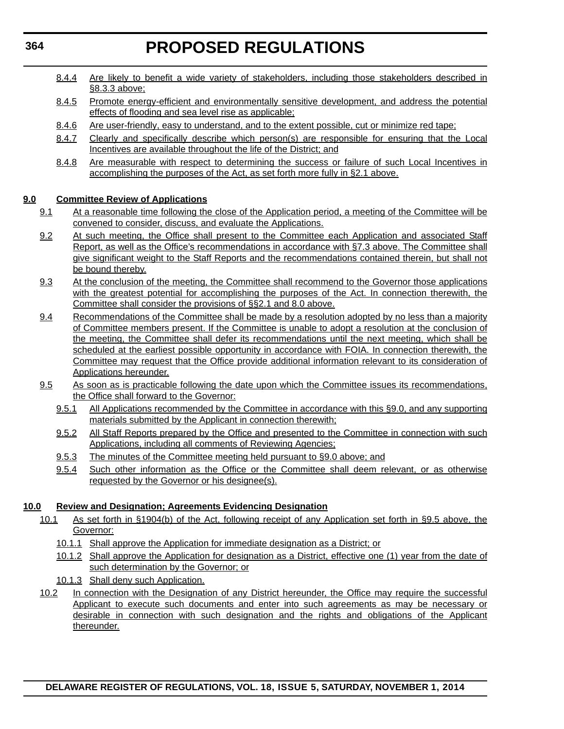8.4.4 Are likely to benefit a wide variety of stakeholders, including those stakeholders described in §8.3.3 above;

8.4.5 Promote energy-efficient and environmentally sensitive development, and address the potential effects of flooding and sea level rise as applicable;

8.4.6 Are user-friendly, easy to understand, and to the extent possible, cut or minimize red tape;

8.4.7 Clearly and specifically describe which person(s) are responsible for ensuring that the Local Incentives are available throughout the life of the District; and

8.4.8 Are measurable with respect to determining the success or failure of such Local Incentives in accomplishing the purposes of the Act, as set forth more fully in §2.1 above.

**9.0 Committee Review of Applications**

9.1 At a reasonable time following the close of the Application period, a meeting of the Committee will be convened to consider, discuss, and evaluate the Applications.

9.2 At such meeting, the Office shall present to the Committee each Application and associated Staff Report, as well as the Office's recommendations in accordance with §7.3 above. The Committee shall give significant weight to the Staff Reports and the recommendations contained therein, but shall not be bound thereby.

9.3 At the conclusion of the meeting, the Committee shall recommend to the Governor those applications with the greatest potential for accomplishing the purposes of the Act. In connection therewith, the Committee shall consider the provisions of §§2.1 and 8.0 above.

9.4 Recommendations of the Committee shall be made by a resolution adopted by no less than a majority of Committee members present. If the Committee is unable to adopt a resolution at the conclusion of the meeting, the Committee shall defer its recommendations until the next meeting, which shall be scheduled at the earliest possible opportunity in accordance with FOIA. In connection therewith, the Committee may request that the Office provide additional information relevant to its consideration of Applications hereunder.

9.5 As soon as is practicable following the date upon which the Committee issues its recommendations, the Office shall forward to the Governor:

9.5.1 All Applications recommended by the Committee in accordance with this §9.0, and any supporting materials submitted by the Applicant in connection therewith;

9.5.2 All Staff Reports prepared by the Office and presented to the Committee in connection with such Applications, including all comments of Reviewing Agencies;

9.5.3 The minutes of the Committee meeting held pursuant to §9.0 above; and

9.5.4 Such other information as the Office or the Committee shall deem relevant, or as otherwise requested by the Governor or his designee(s).

**10.0 Review and Designation; Agreements Evidencing Designation**

10.1 As set forth in §1904(b) of the Act, following receipt of any Application set forth in §9.5 above, the Governor:

10.1.1 Shall approve the Application for immediate designation as a District; or

10.1.2 Shall approve the Application for designation as a District, effective one (1) year from the date of such determination by the Governor; or

10.1.3 Shall deny such Application.

10.2 In connection with the Designation of any District hereunder, the Office may require the successful Applicant to execute such documents and enter into such agreements as may be necessary or desirable in connection with such designation and the rights and obligations of the Applicant thereunder.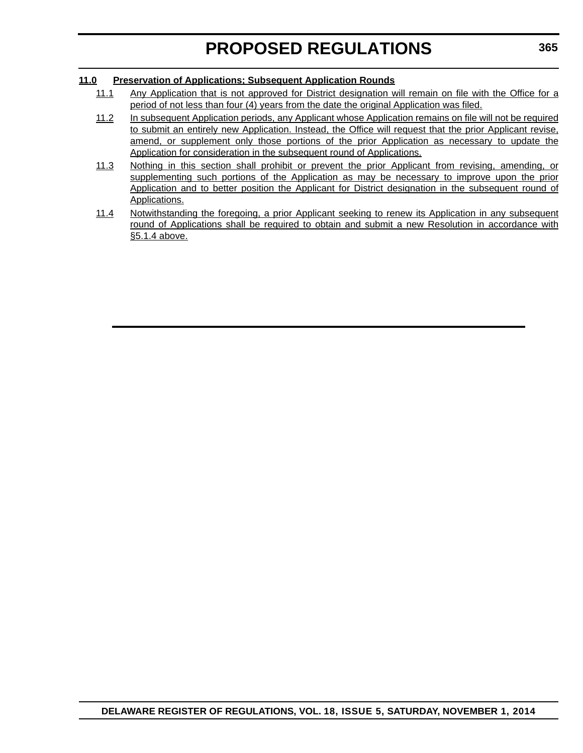**11.0 Preservation of Applications; Subsequent Application Rounds**

11.1 Any Application that is not approved for District designation will remain on file with the Office for a period of not less than four (4) years from the date the original Application was filed.

11.2 In subsequent Application periods, any Applicant whose Application remains on file will not be required to submit an entirely new Application. Instead, the Office will request that the prior Applicant revise, amend, or supplement only those portions of the prior Application as necessary to update the Application for consideration in the subsequent round of Applications.

11.3 Nothing in this section shall prohibit or prevent the prior Applicant from revising, amending, or supplementing such portions of the Application as may be necessary to improve upon the prior Application and to better position the Applicant for District designation in the subsequent round of Applications.

11.4 Notwithstanding the foregoing, a prior Applicant seeking to renew its Application in any subsequent round of Applications shall be required to obtain and submit a new Resolution in accordance with §5.1.4 above.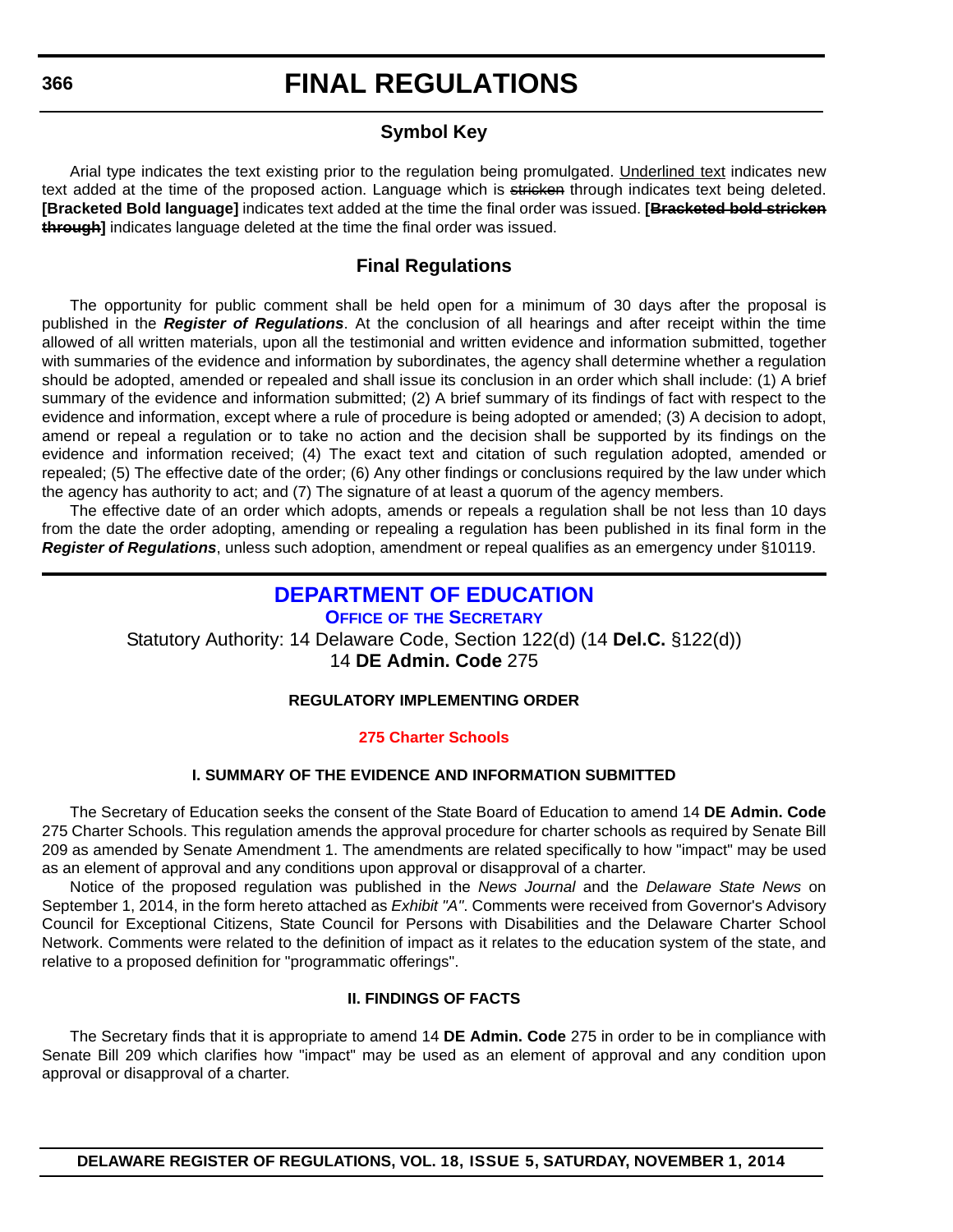# FINAL REGULATIONS

## Symbol Key

Arial type indicates the text existing prior to the regulation being promulgated. <u>Underlined text</u> indicates new text added at the time of the proposed action. Language which is ~~stricken~~ through indicates text being deleted. **[Bracketed Bold language]** indicates text added at the time the final order was issued. **[~~Bracketed bold stricken through~~]** indicates language deleted at the time the final order was issued.

## Final Regulations

The opportunity for public comment shall be held open for a minimum of 30 days after the proposal is published in the ***Register of Regulations***. At the conclusion of all hearings and after receipt within the time allowed of all written materials, upon all the testimonial and written evidence and information submitted, together with summaries of the evidence and information by subordinates, the agency shall determine whether a regulation should be adopted, amended or repealed and shall issue its conclusion in an order which shall include: (1) A brief summary of the evidence and information submitted; (2) A brief summary of its findings of fact with respect to the evidence and information, except where a rule of procedure is being adopted or amended; (3) A decision to adopt, amend or repeal a regulation or to take no action and the decision shall be supported by its findings on the evidence and information received; (4) The exact text and citation of such regulation adopted, amended or repealed; (5) The effective date of the order; (6) Any other findings or conclusions required by the law under which the agency has authority to act; and (7) The signature of at least a quorum of the agency members.

The effective date of an order which adopts, amends or repeals a regulation shall be not less than 10 days from the date the order adopting, amending or repealing a regulation has been published in its final form in the ***Register of Regulations***, unless such adoption, amendment or repeal qualifies as an emergency under §10119.

## DEPARTMENT OF EDUCATION

### OFFICE OF THE SECRETARY

Statutory Authority: 14 Delaware Code, Section 122(d) (14 **Del.C.** §122(d))
14 **DE Admin. Code** 275

### REGULATORY IMPLEMENTING ORDER

### 275 Charter Schools

### I. SUMMARY OF THE EVIDENCE AND INFORMATION SUBMITTED

The Secretary of Education seeks the consent of the State Board of Education to amend 14 **DE Admin. Code** 275 Charter Schools. This regulation amends the approval procedure for charter schools as required by Senate Bill 209 as amended by Senate Amendment 1. The amendments are related specifically to how "impact" may be used as an element of approval and any conditions upon approval or disapproval of a charter.

Notice of the proposed regulation was published in the *News Journal* and the *Delaware State News* on September 1, 2014, in the form hereto attached as *Exhibit "A"*. Comments were received from Governor's Advisory Council for Exceptional Citizens, State Council for Persons with Disabilities and the Delaware Charter School Network. Comments were related to the definition of impact as it relates to the education system of the state, and relative to a proposed definition for "programmatic offerings".

### II. FINDINGS OF FACTS

The Secretary finds that it is appropriate to amend 14 **DE Admin. Code** 275 in order to be in compliance with Senate Bill 209 which clarifies how "impact" may be used as an element of approval and any condition upon approval or disapproval of a charter.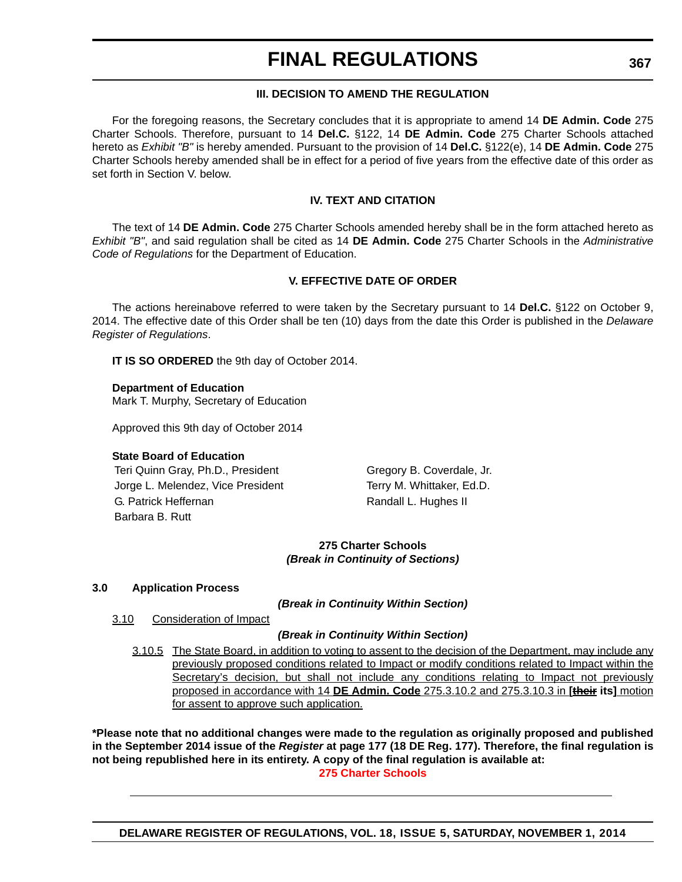### III. DECISION TO AMEND THE REGULATION

For the foregoing reasons, the Secretary concludes that it is appropriate to amend 14 **DE Admin. Code** 275 Charter Schools. Therefore, pursuant to 14 **Del.C.** §122, 14 **DE Admin. Code** 275 Charter Schools attached hereto as *Exhibit "B"* is hereby amended. Pursuant to the provision of 14 **Del.C.** §122(e), 14 **DE Admin. Code** 275 Charter Schools hereby amended shall be in effect for a period of five years from the effective date of this order as set forth in Section V. below.

### IV. TEXT AND CITATION

The text of 14 **DE Admin. Code** 275 Charter Schools amended hereby shall be in the form attached hereto as *Exhibit "B"*, and said regulation shall be cited as 14 **DE Admin. Code** 275 Charter Schools in the *Administrative Code of Regulations* for the Department of Education.

### V. EFFECTIVE DATE OF ORDER

The actions hereinabove referred to were taken by the Secretary pursuant to 14 **Del.C.** §122 on October 9, 2014. The effective date of this Order shall be ten (10) days from the date this Order is published in the *Delaware Register of Regulations*.

**IT IS SO ORDERED** the 9th day of October 2014.

**Department of Education**
Mark T. Murphy, Secretary of Education

Approved this 9th day of October 2014

**State Board of Education**

Teri Quinn Gray, Ph.D., President
Jorge L. Melendez, Vice President
G. Patrick Heffernan
Barbara B. Rutt
Gregory B. Coverdale, Jr.
Terry M. Whittaker, Ed.D.
Randall L. Hughes II

**275 Charter Schools**
***(Break in Continuity of Sections)***

**3.0 Application Process**

***(Break in Continuity Within Section)***

3.10 Consideration of Impact

***(Break in Continuity Within Section)***

3.10.5 The State Board, in addition to voting to assent to the decision of the Department, may include any previously proposed conditions related to Impact or modify conditions related to Impact within the Secretary's decision, but shall not include any conditions relating to Impact not previously proposed in accordance with 14 **DE Admin. Code** 275.3.10.2 and 275.3.10.3 in **[~~their~~ its]** motion for assent to approve such application.

**\*Please note that no additional changes were made to the regulation as originally proposed and published in the September 2014 issue of the *Register* at page 177 (18 DE Reg. 177). Therefore, the final regulation is not being republished here in its entirety. A copy of the final regulation is available at:**

**275 Charter Schools**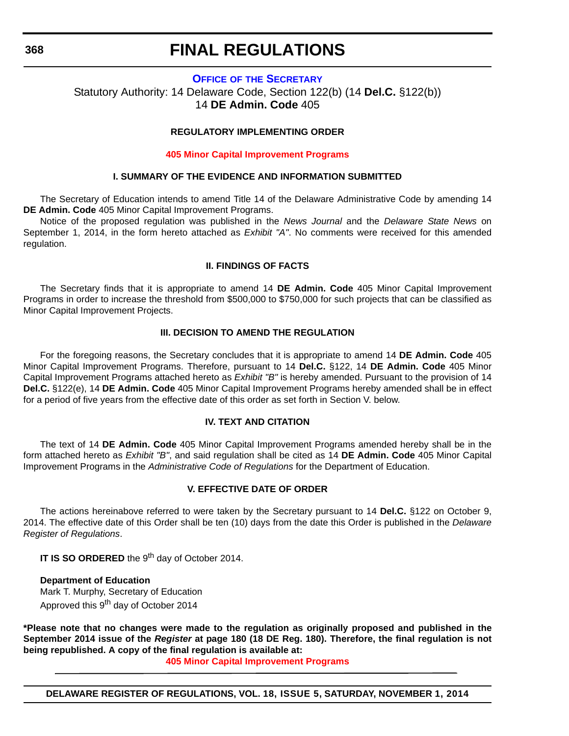# FINAL REGULATIONS

## OFFICE OF THE SECRETARY

Statutory Authority: 14 Delaware Code, Section 122(b) (14 **Del.C.** §122(b))
14 **DE Admin. Code** 405

### REGULATORY IMPLEMENTING ORDER

### 405 Minor Capital Improvement Programs

#### I. SUMMARY OF THE EVIDENCE AND INFORMATION SUBMITTED

The Secretary of Education intends to amend Title 14 of the Delaware Administrative Code by amending 14 **DE Admin. Code** 405 Minor Capital Improvement Programs.

Notice of the proposed regulation was published in the *News Journal* and the *Delaware State News* on September 1, 2014, in the form hereto attached as *Exhibit "A"*. No comments were received for this amended regulation.

#### II. FINDINGS OF FACTS

The Secretary finds that it is appropriate to amend 14 **DE Admin. Code** 405 Minor Capital Improvement Programs in order to increase the threshold from $500,000 to $750,000 for such projects that can be classified as Minor Capital Improvement Projects.

#### III. DECISION TO AMEND THE REGULATION

For the foregoing reasons, the Secretary concludes that it is appropriate to amend 14 **DE Admin. Code** 405 Minor Capital Improvement Programs. Therefore, pursuant to 14 **Del.C.** §122, 14 **DE Admin. Code** 405 Minor Capital Improvement Programs attached hereto as *Exhibit "B"* is hereby amended. Pursuant to the provision of 14 **Del.C.** §122(e), 14 **DE Admin. Code** 405 Minor Capital Improvement Programs hereby amended shall be in effect for a period of five years from the effective date of this order as set forth in Section V. below.

#### IV. TEXT AND CITATION

The text of 14 **DE Admin. Code** 405 Minor Capital Improvement Programs amended hereby shall be in the form attached hereto as *Exhibit "B"*, and said regulation shall be cited as 14 **DE Admin. Code** 405 Minor Capital Improvement Programs in the *Administrative Code of Regulations* for the Department of Education.

#### V. EFFECTIVE DATE OF ORDER

The actions hereinabove referred to were taken by the Secretary pursuant to 14 **Del.C.** §122 on October 9, 2014. The effective date of this Order shall be ten (10) days from the date this Order is published in the *Delaware Register of Regulations*.

**IT IS SO ORDERED** the 9th day of October 2014.

**Department of Education**
Mark T. Murphy, Secretary of Education
Approved this 9th day of October 2014

**\*Please note that no changes were made to the regulation as originally proposed and published in the September 2014 issue of the *Register* at page 180 (18 DE Reg. 180). Therefore, the final regulation is not being republished. A copy of the final regulation is available at:**

**405 Minor Capital Improvement Programs**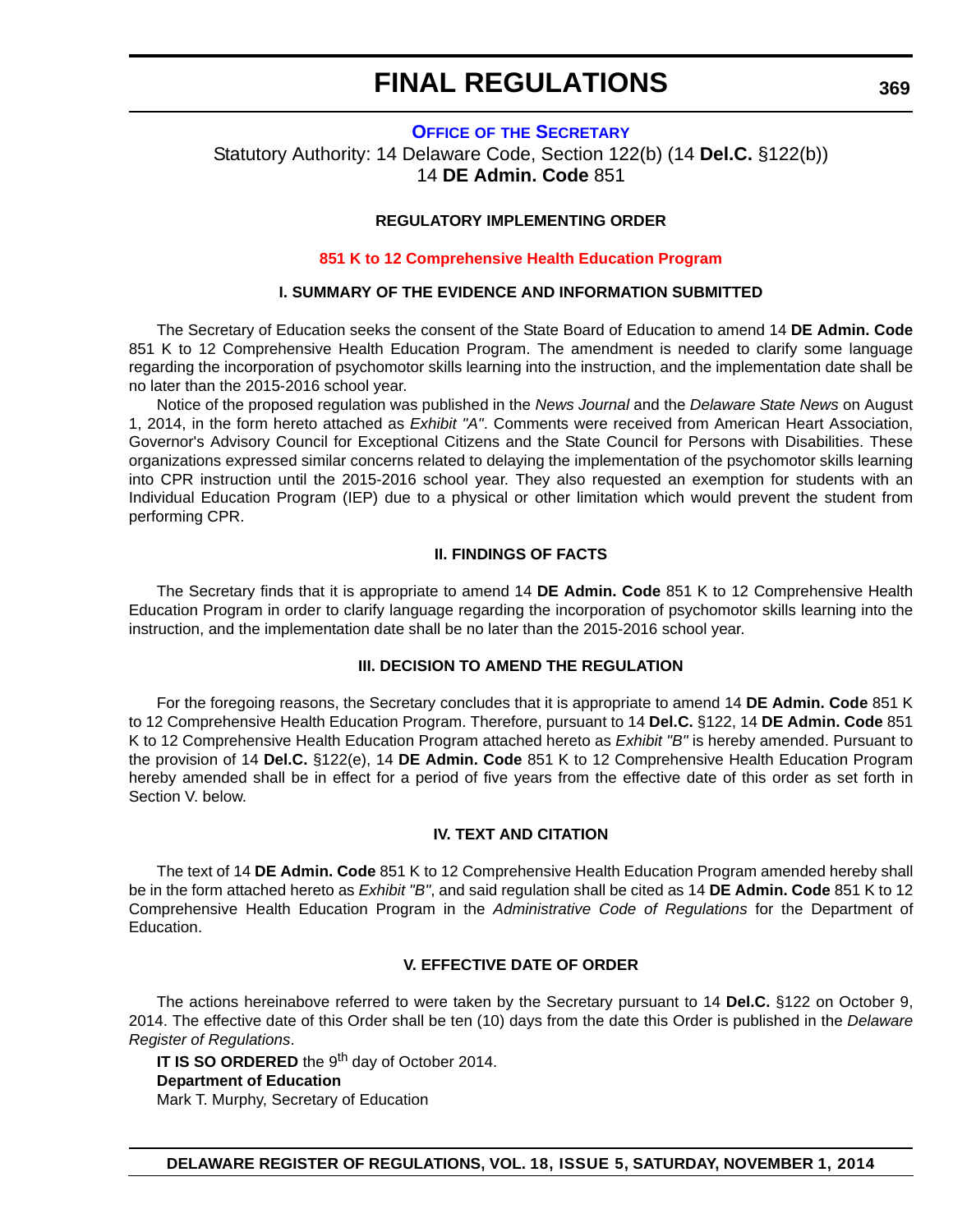# FINAL REGULATIONS

**OFFICE OF THE SECRETARY**

Statutory Authority: 14 Delaware Code, Section 122(b) (14 **Del.C.** §122(b))
14 **DE Admin. Code** 851

**REGULATORY IMPLEMENTING ORDER**

**851 K to 12 Comprehensive Health Education Program**

**I. SUMMARY OF THE EVIDENCE AND INFORMATION SUBMITTED**

The Secretary of Education seeks the consent of the State Board of Education to amend 14 **DE Admin. Code** 851 K to 12 Comprehensive Health Education Program. The amendment is needed to clarify some language regarding the incorporation of psychomotor skills learning into the instruction, and the implementation date shall be no later than the 2015-2016 school year.

Notice of the proposed regulation was published in the *News Journal* and the *Delaware State News* on August 1, 2014, in the form hereto attached as *Exhibit "A"*. Comments were received from American Heart Association, Governor's Advisory Council for Exceptional Citizens and the State Council for Persons with Disabilities. These organizations expressed similar concerns related to delaying the implementation of the psychomotor skills learning into CPR instruction until the 2015-2016 school year. They also requested an exemption for students with an Individual Education Program (IEP) due to a physical or other limitation which would prevent the student from performing CPR.

**II. FINDINGS OF FACTS**

The Secretary finds that it is appropriate to amend 14 **DE Admin. Code** 851 K to 12 Comprehensive Health Education Program in order to clarify language regarding the incorporation of psychomotor skills learning into the instruction, and the implementation date shall be no later than the 2015-2016 school year.

**III. DECISION TO AMEND THE REGULATION**

For the foregoing reasons, the Secretary concludes that it is appropriate to amend 14 **DE Admin. Code** 851 K to 12 Comprehensive Health Education Program. Therefore, pursuant to 14 **Del.C.** §122, 14 **DE Admin. Code** 851 K to 12 Comprehensive Health Education Program attached hereto as *Exhibit "B"* is hereby amended. Pursuant to the provision of 14 **Del.C.** §122(e), 14 **DE Admin. Code** 851 K to 12 Comprehensive Health Education Program hereby amended shall be in effect for a period of five years from the effective date of this order as set forth in Section V. below.

**IV. TEXT AND CITATION**

The text of 14 **DE Admin. Code** 851 K to 12 Comprehensive Health Education Program amended hereby shall be in the form attached hereto as *Exhibit "B"*, and said regulation shall be cited as 14 **DE Admin. Code** 851 K to 12 Comprehensive Health Education Program in the *Administrative Code of Regulations* for the Department of Education.

**V. EFFECTIVE DATE OF ORDER**

The actions hereinabove referred to were taken by the Secretary pursuant to 14 **Del.C.** §122 on October 9, 2014. The effective date of this Order shall be ten (10) days from the date this Order is published in the *Delaware Register of Regulations*.

**IT IS SO ORDERED** the 9th day of October 2014.
**Department of Education**
Mark T. Murphy, Secretary of Education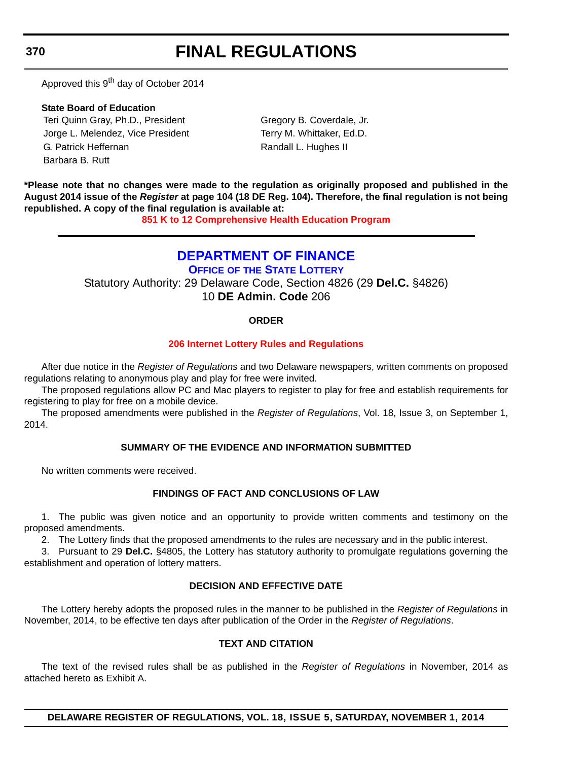Approved this 9th day of October 2014

**State Board of Education**

Teri Quinn Gray, Ph.D., President
Jorge L. Melendez, Vice President
G. Patrick Heffernan
Barbara B. Rutt
Gregory B. Coverdale, Jr.
Terry M. Whittaker, Ed.D.
Randall L. Hughes II

**\*Please note that no changes were made to the regulation as originally proposed and published in the August 2014 issue of the *Register* at page 104 (18 DE Reg. 104). Therefore, the final regulation is not being republished. A copy of the final regulation is available at:**

**851 K to 12 Comprehensive Health Education Program**

---

## DEPARTMENT OF FINANCE

### OFFICE OF THE STATE LOTTERY

Statutory Authority: 29 Delaware Code, Section 4826 (29 **Del.C.** §4826)
10 **DE Admin. Code** 206

**ORDER**

**206 Internet Lottery Rules and Regulations**

After due notice in the *Register of Regulations* and two Delaware newspapers, written comments on proposed regulations relating to anonymous play and play for free were invited.

The proposed regulations allow PC and Mac players to register to play for free and establish requirements for registering to play for free on a mobile device.

The proposed amendments were published in the *Register of Regulations*, Vol. 18, Issue 3, on September 1, 2014.

**SUMMARY OF THE EVIDENCE AND INFORMATION SUBMITTED**

No written comments were received.

**FINDINGS OF FACT AND CONCLUSIONS OF LAW**

1. The public was given notice and an opportunity to provide written comments and testimony on the proposed amendments.
2. The Lottery finds that the proposed amendments to the rules are necessary and in the public interest.
3. Pursuant to 29 **Del.C.** §4805, the Lottery has statutory authority to promulgate regulations governing the establishment and operation of lottery matters.

**DECISION AND EFFECTIVE DATE**

The Lottery hereby adopts the proposed rules in the manner to be published in the *Register of Regulations* in November, 2014, to be effective ten days after publication of the Order in the *Register of Regulations*.

**TEXT AND CITATION**

The text of the revised rules shall be as published in the *Register of Regulations* in November, 2014 as attached hereto as Exhibit A.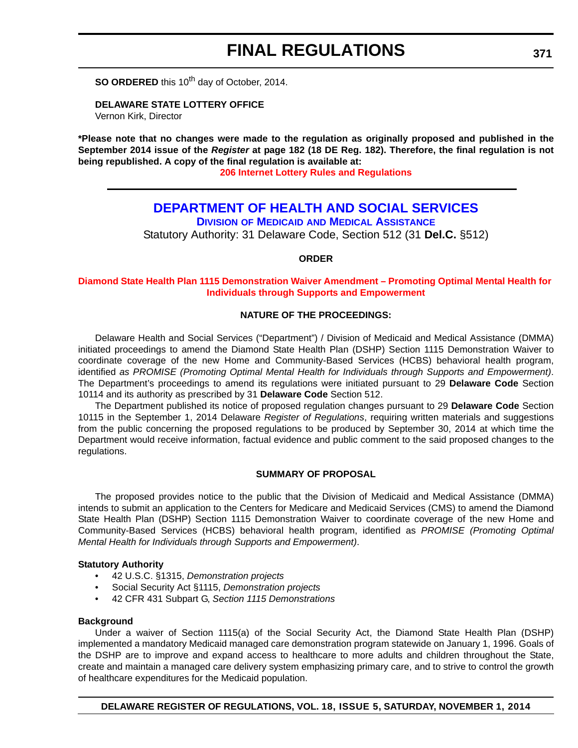**SO ORDERED** this 10th day of October, 2014.

**DELAWARE STATE LOTTERY OFFICE**
Vernon Kirk, Director

**\*Please note that no changes were made to the regulation as originally proposed and published in the September 2014 issue of the *Register* at page 182 (18 DE Reg. 182). Therefore, the final regulation is not being republished. A copy of the final regulation is available at:**

**206 Internet Lottery Rules and Regulations**

---

# DEPARTMENT OF HEALTH AND SOCIAL SERVICES

## DIVISION OF MEDICAID AND MEDICAL ASSISTANCE

Statutory Authority: 31 Delaware Code, Section 512 (31 **Del.C.** §512)

**ORDER**

### Diamond State Health Plan 1115 Demonstration Waiver Amendment – Promoting Optimal Mental Health for Individuals through Supports and Empowerment

**NATURE OF THE PROCEEDINGS:**

Delaware Health and Social Services ("Department") / Division of Medicaid and Medical Assistance (DMMA) initiated proceedings to amend the Diamond State Health Plan (DSHP) Section 1115 Demonstration Waiver to coordinate coverage of the new Home and Community-Based Services (HCBS) behavioral health program, identified *as PROMISE (Promoting Optimal Mental Health for Individuals through Supports and Empowerment)*. The Department's proceedings to amend its regulations were initiated pursuant to 29 **Delaware Code** Section 10114 and its authority as prescribed by 31 **Delaware Code** Section 512.

The Department published its notice of proposed regulation changes pursuant to 29 **Delaware Code** Section 10115 in the September 1, 2014 Delaware *Register of Regulations*, requiring written materials and suggestions from the public concerning the proposed regulations to be produced by September 30, 2014 at which time the Department would receive information, factual evidence and public comment to the said proposed changes to the regulations.

**SUMMARY OF PROPOSAL**

The proposed provides notice to the public that the Division of Medicaid and Medical Assistance (DMMA) intends to submit an application to the Centers for Medicare and Medicaid Services (CMS) to amend the Diamond State Health Plan (DSHP) Section 1115 Demonstration Waiver to coordinate coverage of the new Home and Community-Based Services (HCBS) behavioral health program, identified as *PROMISE (Promoting Optimal Mental Health for Individuals through Supports and Empowerment)*.

**Statutory Authority**

- 42 U.S.C. §1315, *Demonstration projects*
- Social Security Act §1115, *Demonstration projects*
- 42 CFR 431 Subpart G, *Section 1115 Demonstrations*

**Background**

Under a waiver of Section 1115(a) of the Social Security Act, the Diamond State Health Plan (DSHP) implemented a mandatory Medicaid managed care demonstration program statewide on January 1, 1996. Goals of the DSHP are to improve and expand access to healthcare to more adults and children throughout the State, create and maintain a managed care delivery system emphasizing primary care, and to strive to control the growth of healthcare expenditures for the Medicaid population.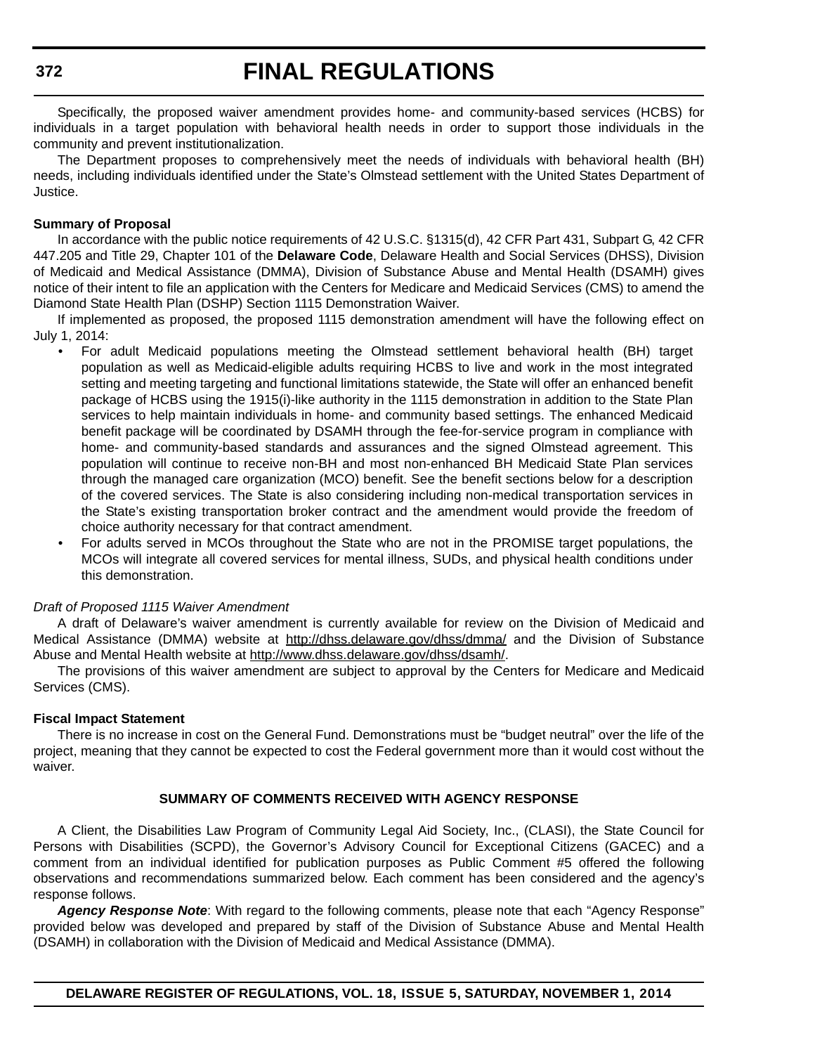Specifically, the proposed waiver amendment provides home- and community-based services (HCBS) for individuals in a target population with behavioral health needs in order to support those individuals in the community and prevent institutionalization.

The Department proposes to comprehensively meet the needs of individuals with behavioral health (BH) needs, including individuals identified under the State's Olmstead settlement with the United States Department of Justice.

**Summary of Proposal**

In accordance with the public notice requirements of 42 U.S.C. §1315(d), 42 CFR Part 431, Subpart G, 42 CFR 447.205 and Title 29, Chapter 101 of the **Delaware Code**, Delaware Health and Social Services (DHSS), Division of Medicaid and Medical Assistance (DMMA), Division of Substance Abuse and Mental Health (DSAMH) gives notice of their intent to file an application with the Centers for Medicare and Medicaid Services (CMS) to amend the Diamond State Health Plan (DSHP) Section 1115 Demonstration Waiver.

If implemented as proposed, the proposed 1115 demonstration amendment will have the following effect on July 1, 2014:

- For adult Medicaid populations meeting the Olmstead settlement behavioral health (BH) target population as well as Medicaid-eligible adults requiring HCBS to live and work in the most integrated setting and meeting targeting and functional limitations statewide, the State will offer an enhanced benefit package of HCBS using the 1915(i)-like authority in the 1115 demonstration in addition to the State Plan services to help maintain individuals in home- and community based settings. The enhanced Medicaid benefit package will be coordinated by DSAMH through the fee-for-service program in compliance with home- and community-based standards and assurances and the signed Olmstead agreement. This population will continue to receive non-BH and most non-enhanced BH Medicaid State Plan services through the managed care organization (MCO) benefit. See the benefit sections below for a description of the covered services. The State is also considering including non-medical transportation services in the State's existing transportation broker contract and the amendment would provide the freedom of choice authority necessary for that contract amendment.
- For adults served in MCOs throughout the State who are not in the PROMISE target populations, the MCOs will integrate all covered services for mental illness, SUDs, and physical health conditions under this demonstration.

*Draft of Proposed 1115 Waiver Amendment*

A draft of Delaware's waiver amendment is currently available for review on the Division of Medicaid and Medical Assistance (DMMA) website at http://dhss.delaware.gov/dhss/dmma/ and the Division of Substance Abuse and Mental Health website at http://www.dhss.delaware.gov/dhss/dsamh/.

The provisions of this waiver amendment are subject to approval by the Centers for Medicare and Medicaid Services (CMS).

**Fiscal Impact Statement**

There is no increase in cost on the General Fund. Demonstrations must be "budget neutral" over the life of the project, meaning that they cannot be expected to cost the Federal government more than it would cost without the waiver.

**SUMMARY OF COMMENTS RECEIVED WITH AGENCY RESPONSE**

A Client, the Disabilities Law Program of Community Legal Aid Society, Inc., (CLASI), the State Council for Persons with Disabilities (SCPD), the Governor's Advisory Council for Exceptional Citizens (GACEC) and a comment from an individual identified for publication purposes as Public Comment #5 offered the following observations and recommendations summarized below. Each comment has been considered and the agency's response follows.

***Agency Response Note***: With regard to the following comments, please note that each "Agency Response" provided below was developed and prepared by staff of the Division of Substance Abuse and Mental Health (DSAMH) in collaboration with the Division of Medicaid and Medical Assistance (DMMA).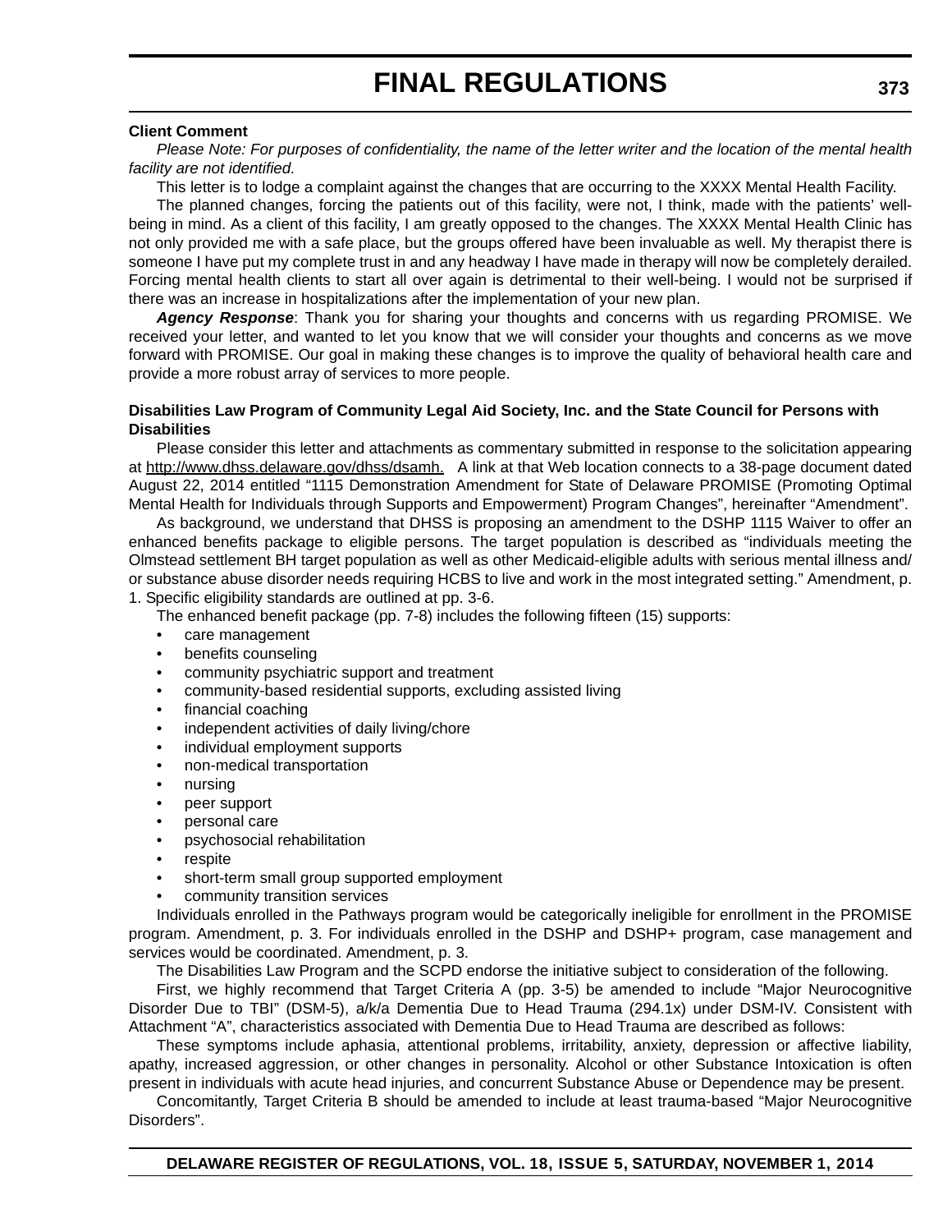**Client Comment**

*Please Note: For purposes of confidentiality, the name of the letter writer and the location of the mental health facility are not identified.*

This letter is to lodge a complaint against the changes that are occurring to the XXXX Mental Health Facility.

The planned changes, forcing the patients out of this facility, were not, I think, made with the patients' well-being in mind. As a client of this facility, I am greatly opposed to the changes. The XXXX Mental Health Clinic has not only provided me with a safe place, but the groups offered have been invaluable as well. My therapist there is someone I have put my complete trust in and any headway I have made in therapy will now be completely derailed. Forcing mental health clients to start all over again is detrimental to their well-being. I would not be surprised if there was an increase in hospitalizations after the implementation of your new plan.

***Agency Response***: Thank you for sharing your thoughts and concerns with us regarding PROMISE. We received your letter, and wanted to let you know that we will consider your thoughts and concerns as we move forward with PROMISE. Our goal in making these changes is to improve the quality of behavioral health care and provide a more robust array of services to more people.

**Disabilities Law Program of Community Legal Aid Society, Inc. and the State Council for Persons with Disabilities**

Please consider this letter and attachments as commentary submitted in response to the solicitation appearing at http://www.dhss.delaware.gov/dhss/dsamh. A link at that Web location connects to a 38-page document dated August 22, 2014 entitled "1115 Demonstration Amendment for State of Delaware PROMISE (Promoting Optimal Mental Health for Individuals through Supports and Empowerment) Program Changes", hereinafter "Amendment".

As background, we understand that DHSS is proposing an amendment to the DSHP 1115 Waiver to offer an enhanced benefits package to eligible persons. The target population is described as "individuals meeting the Olmstead settlement BH target population as well as other Medicaid-eligible adults with serious mental illness and/or substance abuse disorder needs requiring HCBS to live and work in the most integrated setting." Amendment, p. 1. Specific eligibility standards are outlined at pp. 3-6.

The enhanced benefit package (pp. 7-8) includes the following fifteen (15) supports:

- care management
- benefits counseling
- community psychiatric support and treatment
- community-based residential supports, excluding assisted living
- financial coaching
- independent activities of daily living/chore
- individual employment supports
- non-medical transportation
- nursing
- peer support
- personal care
- psychosocial rehabilitation
- respite
- short-term small group supported employment
- community transition services

Individuals enrolled in the Pathways program would be categorically ineligible for enrollment in the PROMISE program. Amendment, p. 3. For individuals enrolled in the DSHP and DSHP+ program, case management and services would be coordinated. Amendment, p. 3.

The Disabilities Law Program and the SCPD endorse the initiative subject to consideration of the following.

First, we highly recommend that Target Criteria A (pp. 3-5) be amended to include "Major Neurocognitive Disorder Due to TBI" (DSM-5), a/k/a Dementia Due to Head Trauma (294.1x) under DSM-IV. Consistent with Attachment "A", characteristics associated with Dementia Due to Head Trauma are described as follows:

These symptoms include aphasia, attentional problems, irritability, anxiety, depression or affective liability, apathy, increased aggression, or other changes in personality. Alcohol or other Substance Intoxication is often present in individuals with acute head injuries, and concurrent Substance Abuse or Dependence may be present.

Concomitantly, Target Criteria B should be amended to include at least trauma-based "Major Neurocognitive Disorders".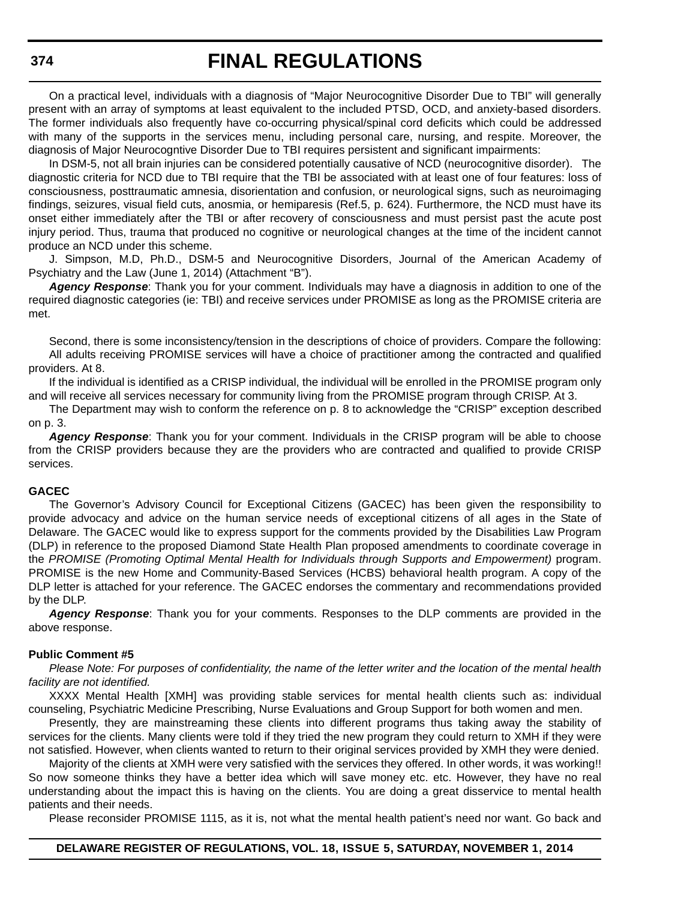On a practical level, individuals with a diagnosis of "Major Neurocognitive Disorder Due to TBI" will generally present with an array of symptoms at least equivalent to the included PTSD, OCD, and anxiety-based disorders. The former individuals also frequently have co-occurring physical/spinal cord deficits which could be addressed with many of the supports in the services menu, including personal care, nursing, and respite. Moreover, the diagnosis of Major Neurocogntive Disorder Due to TBI requires persistent and significant impairments:

In DSM-5, not all brain injuries can be considered potentially causative of NCD (neurocognitive disorder). The diagnostic criteria for NCD due to TBI require that the TBI be associated with at least one of four features: loss of consciousness, posttraumatic amnesia, disorientation and confusion, or neurological signs, such as neuroimaging findings, seizures, visual field cuts, anosmia, or hemiparesis (Ref.5, p. 624). Furthermore, the NCD must have its onset either immediately after the TBI or after recovery of consciousness and must persist past the acute post injury period. Thus, trauma that produced no cognitive or neurological changes at the time of the incident cannot produce an NCD under this scheme.

J. Simpson, M.D, Ph.D., DSM-5 and Neurocognitive Disorders, Journal of the American Academy of Psychiatry and the Law (June 1, 2014) (Attachment "B").

***Agency Response***: Thank you for your comment. Individuals may have a diagnosis in addition to one of the required diagnostic categories (ie: TBI) and receive services under PROMISE as long as the PROMISE criteria are met.

Second, there is some inconsistency/tension in the descriptions of choice of providers. Compare the following:

All adults receiving PROMISE services will have a choice of practitioner among the contracted and qualified providers. At 8.

If the individual is identified as a CRISP individual, the individual will be enrolled in the PROMISE program only and will receive all services necessary for community living from the PROMISE program through CRISP. At 3.

The Department may wish to conform the reference on p. 8 to acknowledge the "CRISP" exception described on p. 3.

***Agency Response***: Thank you for your comment. Individuals in the CRISP program will be able to choose from the CRISP providers because they are the providers who are contracted and qualified to provide CRISP services.

**GACEC**

The Governor's Advisory Council for Exceptional Citizens (GACEC) has been given the responsibility to provide advocacy and advice on the human service needs of exceptional citizens of all ages in the State of Delaware. The GACEC would like to express support for the comments provided by the Disabilities Law Program (DLP) in reference to the proposed Diamond State Health Plan proposed amendments to coordinate coverage in the *PROMISE (Promoting Optimal Mental Health for Individuals through Supports and Empowerment)* program. PROMISE is the new Home and Community-Based Services (HCBS) behavioral health program. A copy of the DLP letter is attached for your reference. The GACEC endorses the commentary and recommendations provided by the DLP.

***Agency Response***: Thank you for your comments. Responses to the DLP comments are provided in the above response.

**Public Comment #5**

*Please Note: For purposes of confidentiality, the name of the letter writer and the location of the mental health facility are not identified.*

XXXX Mental Health [XMH] was providing stable services for mental health clients such as: individual counseling, Psychiatric Medicine Prescribing, Nurse Evaluations and Group Support for both women and men.

Presently, they are mainstreaming these clients into different programs thus taking away the stability of services for the clients. Many clients were told if they tried the new program they could return to XMH if they were not satisfied. However, when clients wanted to return to their original services provided by XMH they were denied.

Majority of the clients at XMH were very satisfied with the services they offered. In other words, it was working!! So now someone thinks they have a better idea which will save money etc. etc. However, they have no real understanding about the impact this is having on the clients. You are doing a great disservice to mental health patients and their needs.

Please reconsider PROMISE 1115, as it is, not what the mental health patient's need nor want. Go back and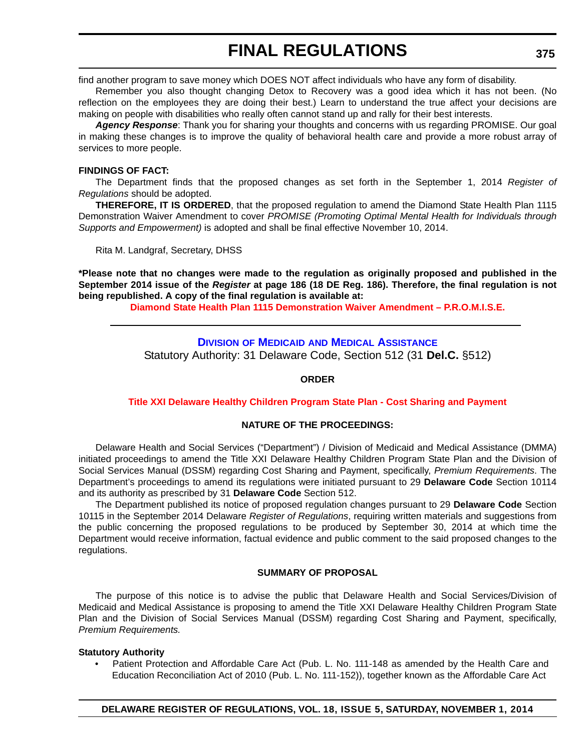find another program to save money which DOES NOT affect individuals who have any form of disability.

Remember you also thought changing Detox to Recovery was a good idea which it has not been. (No reflection on the employees they are doing their best.) Learn to understand the true affect your decisions are making on people with disabilities who really often cannot stand up and rally for their best interests.

***Agency Response***: Thank you for sharing your thoughts and concerns with us regarding PROMISE. Our goal in making these changes is to improve the quality of behavioral health care and provide a more robust array of services to more people.

**FINDINGS OF FACT:**

The Department finds that the proposed changes as set forth in the September 1, 2014 *Register of Regulations* should be adopted.

**THEREFORE, IT IS ORDERED**, that the proposed regulation to amend the Diamond State Health Plan 1115 Demonstration Waiver Amendment to cover *PROMISE (Promoting Optimal Mental Health for Individuals through Supports and Empowerment)* is adopted and shall be final effective November 10, 2014.

Rita M. Landgraf, Secretary, DHSS

**\*Please note that no changes were made to the regulation as originally proposed and published in the September 2014 issue of the *Register* at page 186 (18 DE Reg. 186). Therefore, the final regulation is not being republished. A copy of the final regulation is available at:**

**Diamond State Health Plan 1115 Demonstration Waiver Amendment – P.R.O.M.I.S.E.**

---

## Division of Medicaid and Medical Assistance

Statutory Authority: 31 Delaware Code, Section 512 (31 **Del.C.** §512)

**ORDER**

**Title XXI Delaware Healthy Children Program State Plan - Cost Sharing and Payment**

**NATURE OF THE PROCEEDINGS:**

Delaware Health and Social Services ("Department") / Division of Medicaid and Medical Assistance (DMMA) initiated proceedings to amend the Title XXI Delaware Healthy Children Program State Plan and the Division of Social Services Manual (DSSM) regarding Cost Sharing and Payment, specifically, *Premium Requirements*. The Department's proceedings to amend its regulations were initiated pursuant to 29 **Delaware Code** Section 10114 and its authority as prescribed by 31 **Delaware Code** Section 512.

The Department published its notice of proposed regulation changes pursuant to 29 **Delaware Code** Section 10115 in the September 2014 Delaware *Register of Regulations*, requiring written materials and suggestions from the public concerning the proposed regulations to be produced by September 30, 2014 at which time the Department would receive information, factual evidence and public comment to the said proposed changes to the regulations.

**SUMMARY OF PROPOSAL**

The purpose of this notice is to advise the public that Delaware Health and Social Services/Division of Medicaid and Medical Assistance is proposing to amend the Title XXI Delaware Healthy Children Program State Plan and the Division of Social Services Manual (DSSM) regarding Cost Sharing and Payment, specifically, *Premium Requirements.*

**Statutory Authority**

- Patient Protection and Affordable Care Act (Pub. L. No. 111-148 as amended by the Health Care and Education Reconciliation Act of 2010 (Pub. L. No. 111-152)), together known as the Affordable Care Act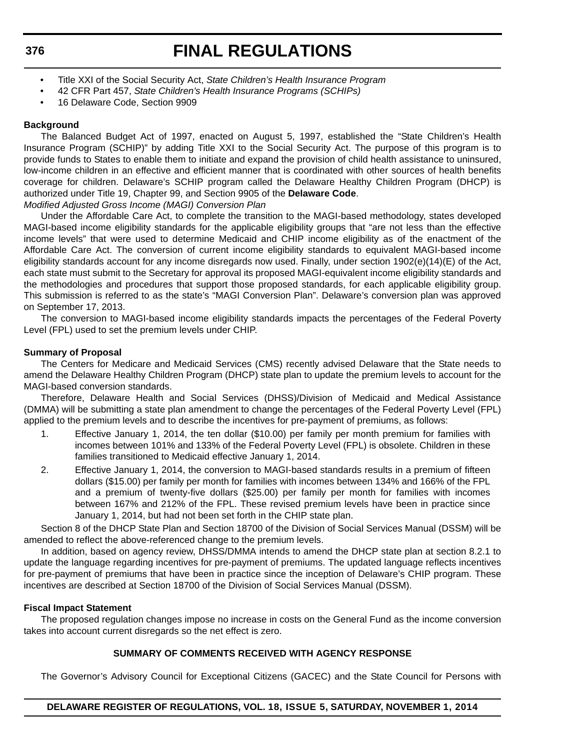- Title XXI of the Social Security Act, *State Children's Health Insurance Program*
- 42 CFR Part 457, *State Children's Health Insurance Programs (SCHIPs)*
- 16 Delaware Code, Section 9909

**Background**

The Balanced Budget Act of 1997, enacted on August 5, 1997, established the "State Children's Health Insurance Program (SCHIP)" by adding Title XXI to the Social Security Act. The purpose of this program is to provide funds to States to enable them to initiate and expand the provision of child health assistance to uninsured, low-income children in an effective and efficient manner that is coordinated with other sources of health benefits coverage for children. Delaware's SCHIP program called the Delaware Healthy Children Program (DHCP) is authorized under Title 19, Chapter 99, and Section 9905 of the **Delaware Code**.

*Modified Adjusted Gross Income (MAGI) Conversion Plan*

Under the Affordable Care Act, to complete the transition to the MAGI-based methodology, states developed MAGI-based income eligibility standards for the applicable eligibility groups that "are not less than the effective income levels" that were used to determine Medicaid and CHIP income eligibility as of the enactment of the Affordable Care Act. The conversion of current income eligibility standards to equivalent MAGI-based income eligibility standards account for any income disregards now used. Finally, under section 1902(e)(14)(E) of the Act, each state must submit to the Secretary for approval its proposed MAGI-equivalent income eligibility standards and the methodologies and procedures that support those proposed standards, for each applicable eligibility group. This submission is referred to as the state's "MAGI Conversion Plan". Delaware's conversion plan was approved on September 17, 2013.

The conversion to MAGI-based income eligibility standards impacts the percentages of the Federal Poverty Level (FPL) used to set the premium levels under CHIP.

**Summary of Proposal**

The Centers for Medicare and Medicaid Services (CMS) recently advised Delaware that the State needs to amend the Delaware Healthy Children Program (DHCP) state plan to update the premium levels to account for the MAGI-based conversion standards.

Therefore, Delaware Health and Social Services (DHSS)/Division of Medicaid and Medical Assistance (DMMA) will be submitting a state plan amendment to change the percentages of the Federal Poverty Level (FPL) applied to the premium levels and to describe the incentives for pre-payment of premiums, as follows:

1. Effective January 1, 2014, the ten dollar ($10.00) per family per month premium for families with incomes between 101% and 133% of the Federal Poverty Level (FPL) is obsolete. Children in these families transitioned to Medicaid effective January 1, 2014.
2. Effective January 1, 2014, the conversion to MAGI-based standards results in a premium of fifteen dollars ($15.00) per family per month for families with incomes between 134% and 166% of the FPL and a premium of twenty-five dollars ($25.00) per family per month for families with incomes between 167% and 212% of the FPL. These revised premium levels have been in practice since January 1, 2014, but had not been set forth in the CHIP state plan.

Section 8 of the DHCP State Plan and Section 18700 of the Division of Social Services Manual (DSSM) will be amended to reflect the above-referenced change to the premium levels.

In addition, based on agency review, DHSS/DMMA intends to amend the DHCP state plan at section 8.2.1 to update the language regarding incentives for pre-payment of premiums. The updated language reflects incentives for pre-payment of premiums that have been in practice since the inception of Delaware's CHIP program. These incentives are described at Section 18700 of the Division of Social Services Manual (DSSM).

**Fiscal Impact Statement**

The proposed regulation changes impose no increase in costs on the General Fund as the income conversion takes into account current disregards so the net effect is zero.

**SUMMARY OF COMMENTS RECEIVED WITH AGENCY RESPONSE**

The Governor's Advisory Council for Exceptional Citizens (GACEC) and the State Council for Persons with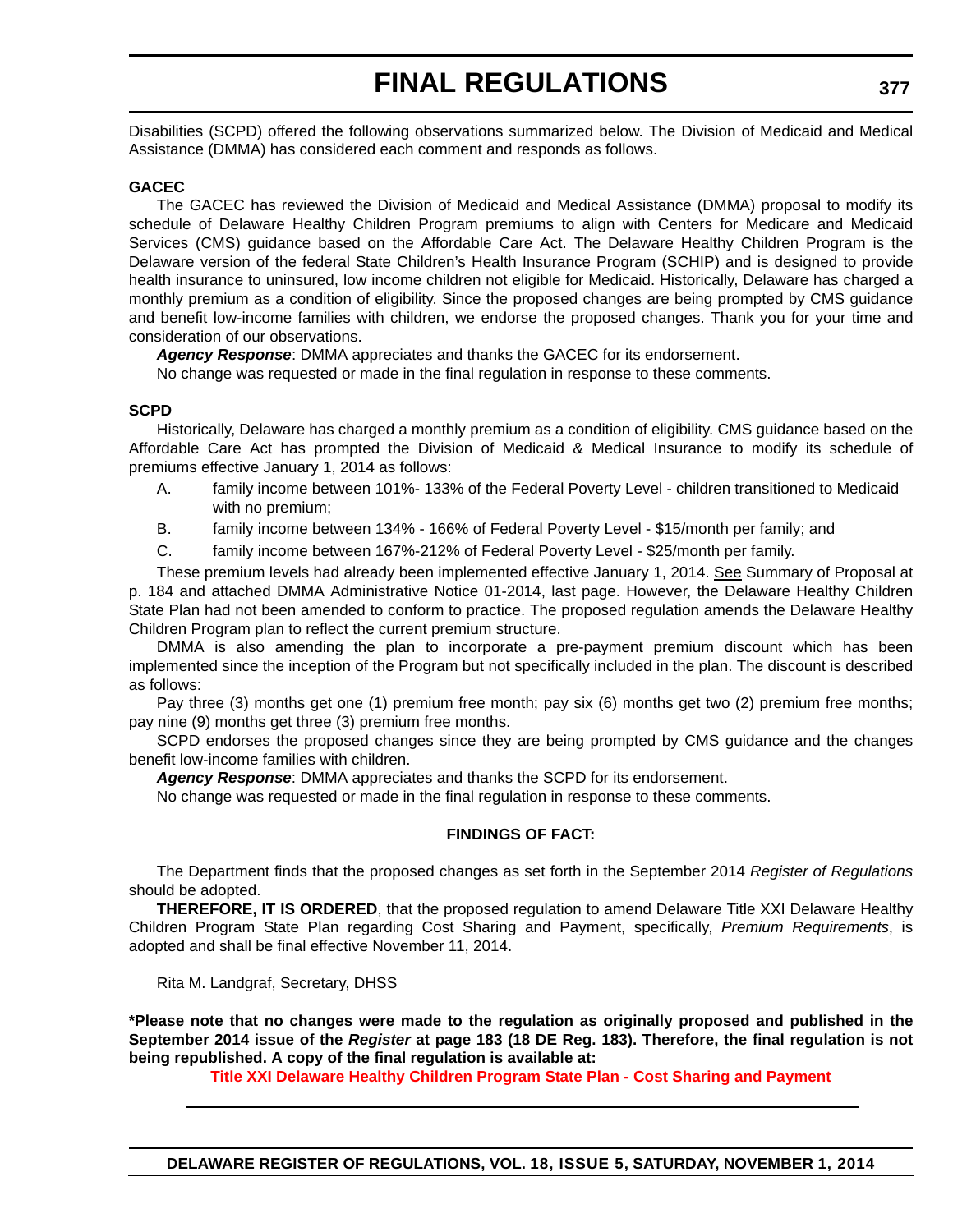Disabilities (SCPD) offered the following observations summarized below. The Division of Medicaid and Medical Assistance (DMMA) has considered each comment and responds as follows.

**GACEC**

The GACEC has reviewed the Division of Medicaid and Medical Assistance (DMMA) proposal to modify its schedule of Delaware Healthy Children Program premiums to align with Centers for Medicare and Medicaid Services (CMS) guidance based on the Affordable Care Act. The Delaware Healthy Children Program is the Delaware version of the federal State Children's Health Insurance Program (SCHIP) and is designed to provide health insurance to uninsured, low income children not eligible for Medicaid. Historically, Delaware has charged a monthly premium as a condition of eligibility. Since the proposed changes are being prompted by CMS guidance and benefit low-income families with children, we endorse the proposed changes. Thank you for your time and consideration of our observations.

***Agency Response***: DMMA appreciates and thanks the GACEC for its endorsement.

No change was requested or made in the final regulation in response to these comments.

**SCPD**

Historically, Delaware has charged a monthly premium as a condition of eligibility. CMS guidance based on the Affordable Care Act has prompted the Division of Medicaid & Medical Insurance to modify its schedule of premiums effective January 1, 2014 as follows:

A. family income between 101%- 133% of the Federal Poverty Level - children transitioned to Medicaid with no premium;

B. family income between 134% - 166% of Federal Poverty Level - $15/month per family; and

C. family income between 167%-212% of Federal Poverty Level - $25/month per family.

These premium levels had already been implemented effective January 1, 2014. See Summary of Proposal at p. 184 and attached DMMA Administrative Notice 01-2014, last page. However, the Delaware Healthy Children State Plan had not been amended to conform to practice. The proposed regulation amends the Delaware Healthy Children Program plan to reflect the current premium structure.

DMMA is also amending the plan to incorporate a pre-payment premium discount which has been implemented since the inception of the Program but not specifically included in the plan. The discount is described as follows:

Pay three (3) months get one (1) premium free month; pay six (6) months get two (2) premium free months; pay nine (9) months get three (3) premium free months.

SCPD endorses the proposed changes since they are being prompted by CMS guidance and the changes benefit low-income families with children.

***Agency Response***: DMMA appreciates and thanks the SCPD for its endorsement.

No change was requested or made in the final regulation in response to these comments.

**FINDINGS OF FACT:**

The Department finds that the proposed changes as set forth in the September 2014 *Register of Regulations* should be adopted.

**THEREFORE, IT IS ORDERED**, that the proposed regulation to amend Delaware Title XXI Delaware Healthy Children Program State Plan regarding Cost Sharing and Payment, specifically, *Premium Requirements*, is adopted and shall be final effective November 11, 2014.

Rita M. Landgraf, Secretary, DHSS

**\*Please note that no changes were made to the regulation as originally proposed and published in the September 2014 issue of the *Register* at page 183 (18 DE Reg. 183). Therefore, the final regulation is not being republished. A copy of the final regulation is available at:**

**Title XXI Delaware Healthy Children Program State Plan - Cost Sharing and Payment**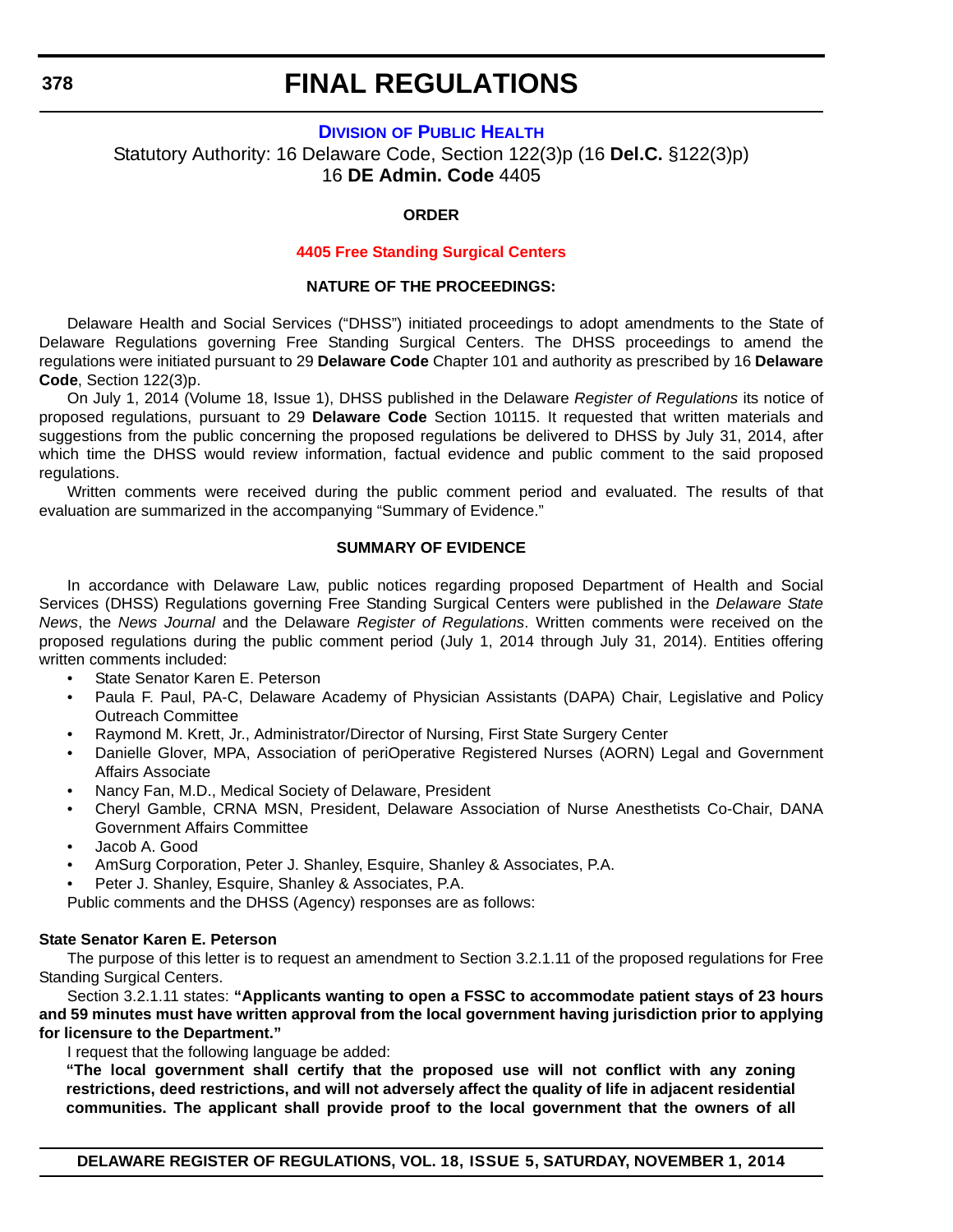# FINAL REGULATIONS

**DIVISION OF PUBLIC HEALTH**

Statutory Authority: 16 Delaware Code, Section 122(3)p (16 **Del.C.** §122(3)p)
16 **DE Admin. Code** 4405

**ORDER**

**4405 Free Standing Surgical Centers**

**NATURE OF THE PROCEEDINGS:**

Delaware Health and Social Services ("DHSS") initiated proceedings to adopt amendments to the State of Delaware Regulations governing Free Standing Surgical Centers. The DHSS proceedings to amend the regulations were initiated pursuant to 29 **Delaware Code** Chapter 101 and authority as prescribed by 16 **Delaware Code**, Section 122(3)p.

On July 1, 2014 (Volume 18, Issue 1), DHSS published in the Delaware *Register of Regulations* its notice of proposed regulations, pursuant to 29 **Delaware Code** Section 10115. It requested that written materials and suggestions from the public concerning the proposed regulations be delivered to DHSS by July 31, 2014, after which time the DHSS would review information, factual evidence and public comment to the said proposed regulations.

Written comments were received during the public comment period and evaluated. The results of that evaluation are summarized in the accompanying "Summary of Evidence."

**SUMMARY OF EVIDENCE**

In accordance with Delaware Law, public notices regarding proposed Department of Health and Social Services (DHSS) Regulations governing Free Standing Surgical Centers were published in the *Delaware State News*, the *News Journal* and the Delaware *Register of Regulations*. Written comments were received on the proposed regulations during the public comment period (July 1, 2014 through July 31, 2014). Entities offering written comments included:

- State Senator Karen E. Peterson
- Paula F. Paul, PA-C, Delaware Academy of Physician Assistants (DAPA) Chair, Legislative and Policy Outreach Committee
- Raymond M. Krett, Jr., Administrator/Director of Nursing, First State Surgery Center
- Danielle Glover, MPA, Association of periOperative Registered Nurses (AORN) Legal and Government Affairs Associate
- Nancy Fan, M.D., Medical Society of Delaware, President
- Cheryl Gamble, CRNA MSN, President, Delaware Association of Nurse Anesthetists Co-Chair, DANA Government Affairs Committee
- Jacob A. Good
- AmSurg Corporation, Peter J. Shanley, Esquire, Shanley & Associates, P.A.
- Peter J. Shanley, Esquire, Shanley & Associates, P.A.

Public comments and the DHSS (Agency) responses are as follows:

**State Senator Karen E. Peterson**

The purpose of this letter is to request an amendment to Section 3.2.1.11 of the proposed regulations for Free Standing Surgical Centers.

Section 3.2.1.11 states: **"Applicants wanting to open a FSSC to accommodate patient stays of 23 hours and 59 minutes must have written approval from the local government having jurisdiction prior to applying for licensure to the Department."**

I request that the following language be added:

> **"The local government shall certify that the proposed use will not conflict with any zoning restrictions, deed restrictions, and will not adversely affect the quality of life in adjacent residential communities. The applicant shall provide proof to the local government that the owners of all**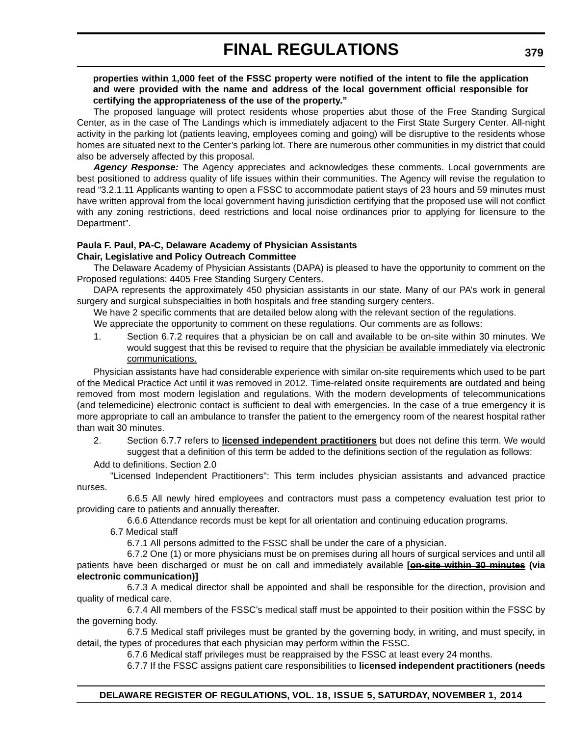**properties within 1,000 feet of the FSSC property were notified of the intent to file the application and were provided with the name and address of the local government official responsible for certifying the appropriateness of the use of the property."**

The proposed language will protect residents whose properties abut those of the Free Standing Surgical Center, as in the case of The Landings which is immediately adjacent to the First State Surgery Center. All-night activity in the parking lot (patients leaving, employees coming and going) will be disruptive to the residents whose homes are situated next to the Center's parking lot. There are numerous other communities in my district that could also be adversely affected by this proposal.

***Agency Response:*** The Agency appreciates and acknowledges these comments. Local governments are best positioned to address quality of life issues within their communities. The Agency will revise the regulation to read "3.2.1.11 Applicants wanting to open a FSSC to accommodate patient stays of 23 hours and 59 minutes must have written approval from the local government having jurisdiction certifying that the proposed use will not conflict with any zoning restrictions, deed restrictions and local noise ordinances prior to applying for licensure to the Department".

**Paula F. Paul, PA-C, Delaware Academy of Physician Assistants**
**Chair, Legislative and Policy Outreach Committee**

The Delaware Academy of Physician Assistants (DAPA) is pleased to have the opportunity to comment on the Proposed regulations: 4405 Free Standing Surgery Centers.

DAPA represents the approximately 450 physician assistants in our state. Many of our PA's work in general surgery and surgical subspecialties in both hospitals and free standing surgery centers.

We have 2 specific comments that are detailed below along with the relevant section of the regulations.

We appreciate the opportunity to comment on these regulations. Our comments are as follows:

1. Section 6.7.2 requires that a physician be on call and available to be on-site within 30 minutes. We would suggest that this be revised to require that the <u>physician be available immediately via electronic communications.</u>

Physician assistants have had considerable experience with similar on-site requirements which used to be part of the Medical Practice Act until it was removed in 2012. Time-related onsite requirements are outdated and being removed from most modern legislation and regulations. With the modern developments of telecommunications (and telemedicine) electronic contact is sufficient to deal with emergencies. In the case of a true emergency it is more appropriate to call an ambulance to transfer the patient to the emergency room of the nearest hospital rather than wait 30 minutes.

2. Section 6.7.7 refers to **<u>licensed independent practitioners</u>** but does not define this term. We would suggest that a definition of this term be added to the definitions section of the regulation as follows:

Add to definitions, Section 2.0

"Licensed Independent Practitioners": This term includes physician assistants and advanced practice nurses.

6.6.5 All newly hired employees and contractors must pass a competency evaluation test prior to providing care to patients and annually thereafter.

6.6.6 Attendance records must be kept for all orientation and continuing education programs.

6.7 Medical staff

6.7.1 All persons admitted to the FSSC shall be under the care of a physician.

6.7.2 One (1) or more physicians must be on premises during all hours of surgical services and until all patients have been discharged or must be on call and immediately available **[~~on-site within 30 minutes~~ (via electronic communication)]**

6.7.3 A medical director shall be appointed and shall be responsible for the direction, provision and quality of medical care.

6.7.4 All members of the FSSC's medical staff must be appointed to their position within the FSSC by the governing body.

6.7.5 Medical staff privileges must be granted by the governing body, in writing, and must specify, in detail, the types of procedures that each physician may perform within the FSSC.

6.7.6 Medical staff privileges must be reappraised by the FSSC at least every 24 months.

6.7.7 If the FSSC assigns patient care responsibilities to **licensed independent practitioners (needs**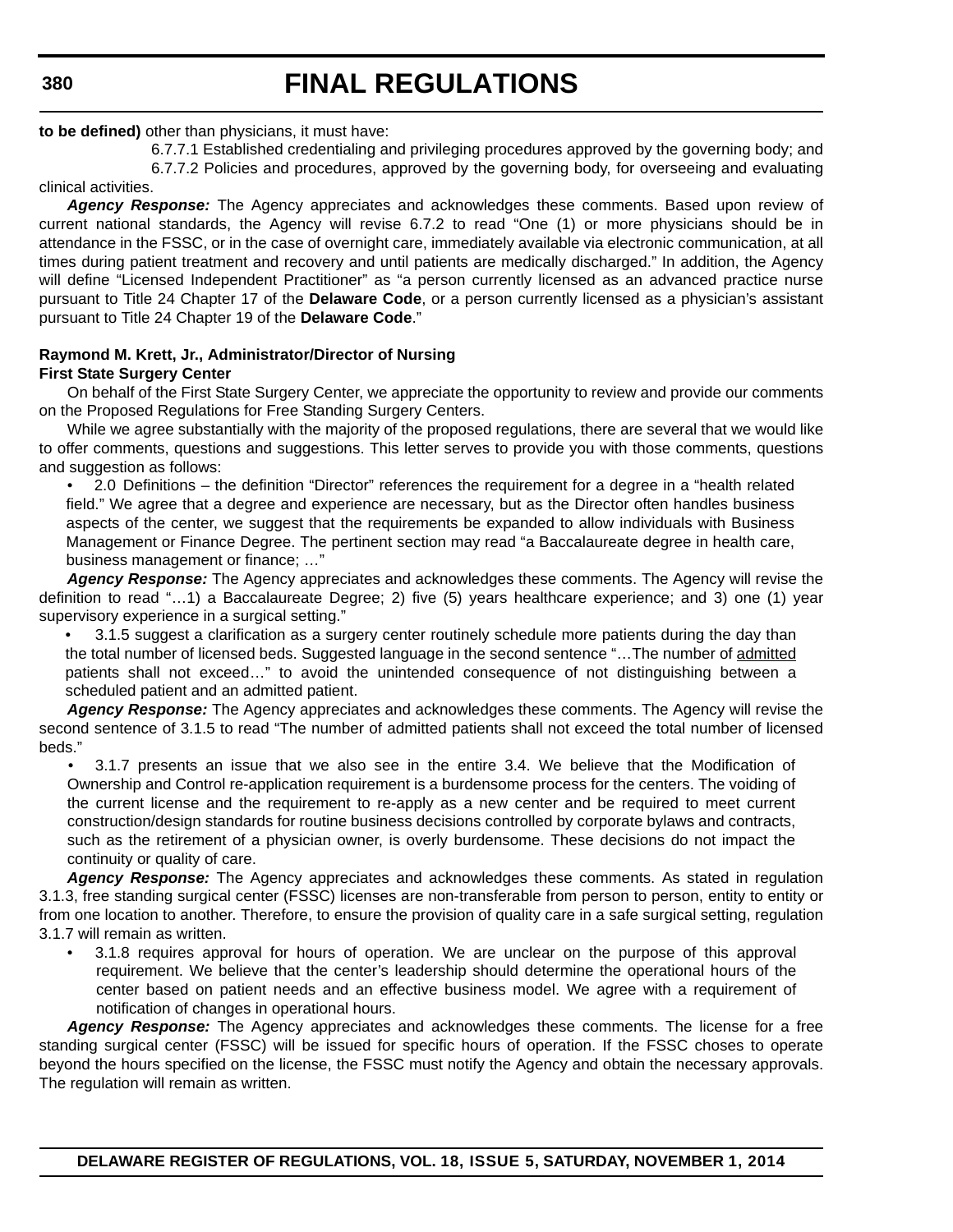**to be defined)** other than physicians, it must have:

6.7.7.1 Established credentialing and privileging procedures approved by the governing body; and

6.7.7.2 Policies and procedures, approved by the governing body, for overseeing and evaluating clinical activities.

***Agency Response:*** The Agency appreciates and acknowledges these comments. Based upon review of current national standards, the Agency will revise 6.7.2 to read "One (1) or more physicians should be in attendance in the FSSC, or in the case of overnight care, immediately available via electronic communication, at all times during patient treatment and recovery and until patients are medically discharged." In addition, the Agency will define "Licensed Independent Practitioner" as "a person currently licensed as an advanced practice nurse pursuant to Title 24 Chapter 17 of the **Delaware Code**, or a person currently licensed as a physician's assistant pursuant to Title 24 Chapter 19 of the **Delaware Code**."

**Raymond M. Krett, Jr., Administrator/Director of Nursing**
**First State Surgery Center**

On behalf of the First State Surgery Center, we appreciate the opportunity to review and provide our comments on the Proposed Regulations for Free Standing Surgery Centers.

While we agree substantially with the majority of the proposed regulations, there are several that we would like to offer comments, questions and suggestions. This letter serves to provide you with those comments, questions and suggestion as follows:

- 2.0 Definitions – the definition "Director" references the requirement for a degree in a "health related field." We agree that a degree and experience are necessary, but as the Director often handles business aspects of the center, we suggest that the requirements be expanded to allow individuals with Business Management or Finance Degree. The pertinent section may read "a Baccalaureate degree in health care, business management or finance; …"

***Agency Response:*** The Agency appreciates and acknowledges these comments. The Agency will revise the definition to read "…1) a Baccalaureate Degree; 2) five (5) years healthcare experience; and 3) one (1) year supervisory experience in a surgical setting."

- 3.1.5 suggest a clarification as a surgery center routinely schedule more patients during the day than the total number of licensed beds. Suggested language in the second sentence "…The number of <u>admitted</u> patients shall not exceed…" to avoid the unintended consequence of not distinguishing between a scheduled patient and an admitted patient.

***Agency Response:*** The Agency appreciates and acknowledges these comments. The Agency will revise the second sentence of 3.1.5 to read "The number of admitted patients shall not exceed the total number of licensed beds."

- 3.1.7 presents an issue that we also see in the entire 3.4. We believe that the Modification of Ownership and Control re-application requirement is a burdensome process for the centers. The voiding of the current license and the requirement to re-apply as a new center and be required to meet current construction/design standards for routine business decisions controlled by corporate bylaws and contracts, such as the retirement of a physician owner, is overly burdensome. These decisions do not impact the continuity or quality of care.

***Agency Response:*** The Agency appreciates and acknowledges these comments. As stated in regulation 3.1.3, free standing surgical center (FSSC) licenses are non-transferable from person to person, entity to entity or from one location to another. Therefore, to ensure the provision of quality care in a safe surgical setting, regulation 3.1.7 will remain as written.

- 3.1.8 requires approval for hours of operation. We are unclear on the purpose of this approval requirement. We believe that the center's leadership should determine the operational hours of the center based on patient needs and an effective business model. We agree with a requirement of notification of changes in operational hours.

***Agency Response:*** The Agency appreciates and acknowledges these comments. The license for a free standing surgical center (FSSC) will be issued for specific hours of operation. If the FSSC choses to operate beyond the hours specified on the license, the FSSC must notify the Agency and obtain the necessary approvals. The regulation will remain as written.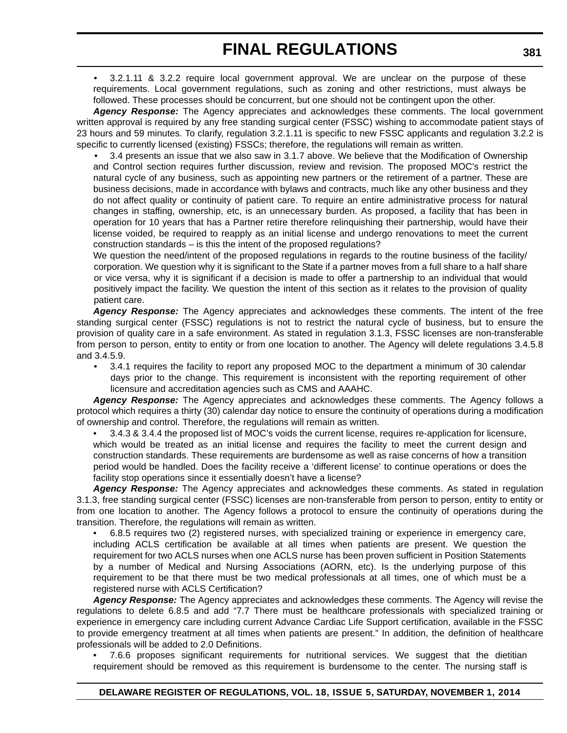- 3.2.1.11 & 3.2.2 require local government approval. We are unclear on the purpose of these requirements. Local government regulations, such as zoning and other restrictions, must always be followed. These processes should be concurrent, but one should not be contingent upon the other.

***Agency Response:*** The Agency appreciates and acknowledges these comments. The local government written approval is required by any free standing surgical center (FSSC) wishing to accommodate patient stays of 23 hours and 59 minutes. To clarify, regulation 3.2.1.11 is specific to new FSSC applicants and regulation 3.2.2 is specific to currently licensed (existing) FSSCs; therefore, the regulations will remain as written.

- 3.4 presents an issue that we also saw in 3.1.7 above. We believe that the Modification of Ownership and Control section requires further discussion, review and revision. The proposed MOC's restrict the natural cycle of any business, such as appointing new partners or the retirement of a partner. These are business decisions, made in accordance with bylaws and contracts, much like any other business and they do not affect quality or continuity of patient care. To require an entire administrative process for natural changes in staffing, ownership, etc, is an unnecessary burden. As proposed, a facility that has been in operation for 10 years that has a Partner retire therefore relinquishing their partnership, would have their license voided, be required to reapply as an initial license and undergo renovations to meet the current construction standards – is this the intent of the proposed regulations?

  We question the need/intent of the proposed regulations in regards to the routine business of the facility/corporation. We question why it is significant to the State if a partner moves from a full share to a half share or vice versa, why it is significant if a decision is made to offer a partnership to an individual that would positively impact the facility. We question the intent of this section as it relates to the provision of quality patient care.

***Agency Response:*** The Agency appreciates and acknowledges these comments. The intent of the free standing surgical center (FSSC) regulations is not to restrict the natural cycle of business, but to ensure the provision of quality care in a safe environment. As stated in regulation 3.1.3, FSSC licenses are non-transferable from person to person, entity to entity or from one location to another. The Agency will delete regulations 3.4.5.8 and 3.4.5.9.

- 3.4.1 requires the facility to report any proposed MOC to the department a minimum of 30 calendar days prior to the change. This requirement is inconsistent with the reporting requirement of other licensure and accreditation agencies such as CMS and AAAHC.

***Agency Response:*** The Agency appreciates and acknowledges these comments. The Agency follows a protocol which requires a thirty (30) calendar day notice to ensure the continuity of operations during a modification of ownership and control. Therefore, the regulations will remain as written.

- 3.4.3 & 3.4.4 the proposed list of MOC's voids the current license, requires re-application for licensure, which would be treated as an initial license and requires the facility to meet the current design and construction standards. These requirements are burdensome as well as raise concerns of how a transition period would be handled. Does the facility receive a 'different license' to continue operations or does the facility stop operations since it essentially doesn't have a license?

***Agency Response:*** The Agency appreciates and acknowledges these comments. As stated in regulation 3.1.3, free standing surgical center (FSSC) licenses are non-transferable from person to person, entity to entity or from one location to another. The Agency follows a protocol to ensure the continuity of operations during the transition. Therefore, the regulations will remain as written.

- 6.8.5 requires two (2) registered nurses, with specialized training or experience in emergency care, including ACLS certification be available at all times when patients are present. We question the requirement for two ACLS nurses when one ACLS nurse has been proven sufficient in Position Statements by a number of Medical and Nursing Associations (AORN, etc). Is the underlying purpose of this requirement to be that there must be two medical professionals at all times, one of which must be a registered nurse with ACLS Certification?

***Agency Response:*** The Agency appreciates and acknowledges these comments. The Agency will revise the regulations to delete 6.8.5 and add "7.7 There must be healthcare professionals with specialized training or experience in emergency care including current Advance Cardiac Life Support certification, available in the FSSC to provide emergency treatment at all times when patients are present." In addition, the definition of healthcare professionals will be added to 2.0 Definitions.

- 7.6.6 proposes significant requirements for nutritional services. We suggest that the dietitian requirement should be removed as this requirement is burdensome to the center. The nursing staff is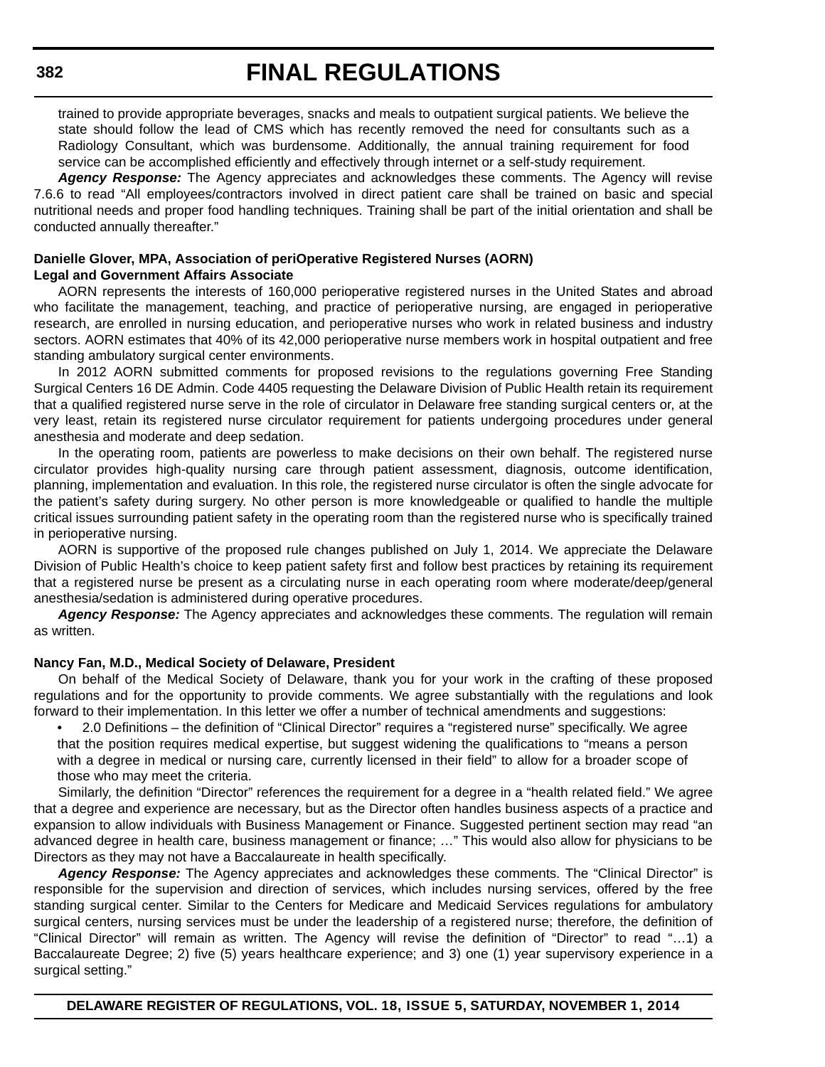trained to provide appropriate beverages, snacks and meals to outpatient surgical patients. We believe the state should follow the lead of CMS which has recently removed the need for consultants such as a Radiology Consultant, which was burdensome. Additionally, the annual training requirement for food service can be accomplished efficiently and effectively through internet or a self-study requirement.

***Agency Response:*** The Agency appreciates and acknowledges these comments. The Agency will revise 7.6.6 to read "All employees/contractors involved in direct patient care shall be trained on basic and special nutritional needs and proper food handling techniques. Training shall be part of the initial orientation and shall be conducted annually thereafter."

**Danielle Glover, MPA, Association of periOperative Registered Nurses (AORN)**
**Legal and Government Affairs Associate**

AORN represents the interests of 160,000 perioperative registered nurses in the United States and abroad who facilitate the management, teaching, and practice of perioperative nursing, are engaged in perioperative research, are enrolled in nursing education, and perioperative nurses who work in related business and industry sectors. AORN estimates that 40% of its 42,000 perioperative nurse members work in hospital outpatient and free standing ambulatory surgical center environments.

In 2012 AORN submitted comments for proposed revisions to the regulations governing Free Standing Surgical Centers 16 DE Admin. Code 4405 requesting the Delaware Division of Public Health retain its requirement that a qualified registered nurse serve in the role of circulator in Delaware free standing surgical centers or, at the very least, retain its registered nurse circulator requirement for patients undergoing procedures under general anesthesia and moderate and deep sedation.

In the operating room, patients are powerless to make decisions on their own behalf. The registered nurse circulator provides high-quality nursing care through patient assessment, diagnosis, outcome identification, planning, implementation and evaluation. In this role, the registered nurse circulator is often the single advocate for the patient's safety during surgery. No other person is more knowledgeable or qualified to handle the multiple critical issues surrounding patient safety in the operating room than the registered nurse who is specifically trained in perioperative nursing.

AORN is supportive of the proposed rule changes published on July 1, 2014. We appreciate the Delaware Division of Public Health's choice to keep patient safety first and follow best practices by retaining its requirement that a registered nurse be present as a circulating nurse in each operating room where moderate/deep/general anesthesia/sedation is administered during operative procedures.

***Agency Response:*** The Agency appreciates and acknowledges these comments. The regulation will remain as written.

**Nancy Fan, M.D., Medical Society of Delaware, President**

On behalf of the Medical Society of Delaware, thank you for your work in the crafting of these proposed regulations and for the opportunity to provide comments. We agree substantially with the regulations and look forward to their implementation. In this letter we offer a number of technical amendments and suggestions:

- 2.0 Definitions – the definition of "Clinical Director" requires a "registered nurse" specifically. We agree that the position requires medical expertise, but suggest widening the qualifications to "means a person with a degree in medical or nursing care, currently licensed in their field" to allow for a broader scope of those who may meet the criteria.

Similarly, the definition "Director" references the requirement for a degree in a "health related field." We agree that a degree and experience are necessary, but as the Director often handles business aspects of a practice and expansion to allow individuals with Business Management or Finance. Suggested pertinent section may read "an advanced degree in health care, business management or finance; …" This would also allow for physicians to be Directors as they may not have a Baccalaureate in health specifically.

***Agency Response:*** The Agency appreciates and acknowledges these comments. The "Clinical Director" is responsible for the supervision and direction of services, which includes nursing services, offered by the free standing surgical center. Similar to the Centers for Medicare and Medicaid Services regulations for ambulatory surgical centers, nursing services must be under the leadership of a registered nurse; therefore, the definition of "Clinical Director" will remain as written. The Agency will revise the definition of "Director" to read "…1) a Baccalaureate Degree; 2) five (5) years healthcare experience; and 3) one (1) year supervisory experience in a surgical setting."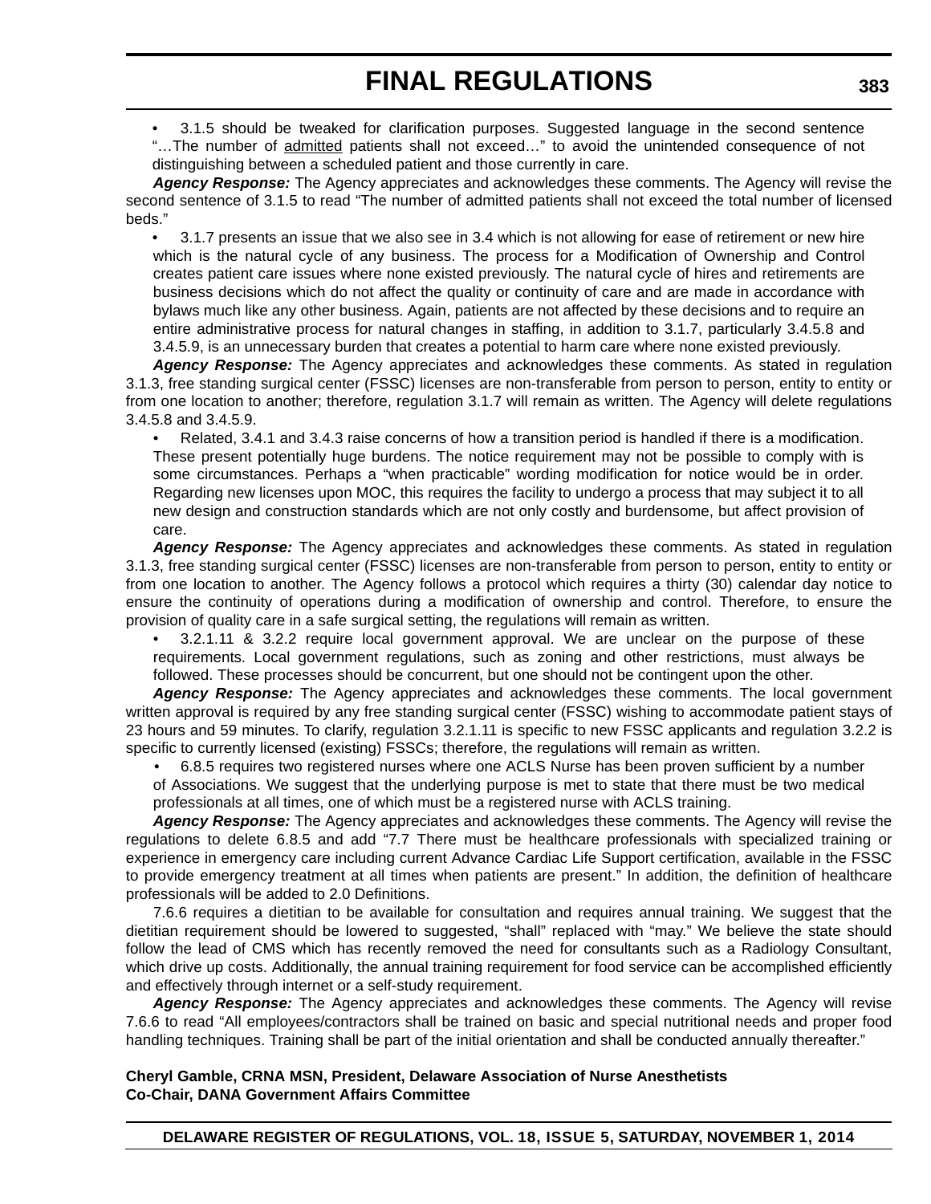- 3.1.5 should be tweaked for clarification purposes. Suggested language in the second sentence "…The number of admitted patients shall not exceed…" to avoid the unintended consequence of not distinguishing between a scheduled patient and those currently in care.

***Agency Response:*** The Agency appreciates and acknowledges these comments. The Agency will revise the second sentence of 3.1.5 to read "The number of admitted patients shall not exceed the total number of licensed beds."

- 3.1.7 presents an issue that we also see in 3.4 which is not allowing for ease of retirement or new hire which is the natural cycle of any business. The process for a Modification of Ownership and Control creates patient care issues where none existed previously. The natural cycle of hires and retirements are business decisions which do not affect the quality or continuity of care and are made in accordance with bylaws much like any other business. Again, patients are not affected by these decisions and to require an entire administrative process for natural changes in staffing, in addition to 3.1.7, particularly 3.4.5.8 and 3.4.5.9, is an unnecessary burden that creates a potential to harm care where none existed previously.

***Agency Response:*** The Agency appreciates and acknowledges these comments. As stated in regulation 3.1.3, free standing surgical center (FSSC) licenses are non-transferable from person to person, entity to entity or from one location to another; therefore, regulation 3.1.7 will remain as written. The Agency will delete regulations 3.4.5.8 and 3.4.5.9.

- Related, 3.4.1 and 3.4.3 raise concerns of how a transition period is handled if there is a modification. These present potentially huge burdens. The notice requirement may not be possible to comply with is some circumstances. Perhaps a "when practicable" wording modification for notice would be in order. Regarding new licenses upon MOC, this requires the facility to undergo a process that may subject it to all new design and construction standards which are not only costly and burdensome, but affect provision of care.

***Agency Response:*** The Agency appreciates and acknowledges these comments. As stated in regulation 3.1.3, free standing surgical center (FSSC) licenses are non-transferable from person to person, entity to entity or from one location to another. The Agency follows a protocol which requires a thirty (30) calendar day notice to ensure the continuity of operations during a modification of ownership and control. Therefore, to ensure the provision of quality care in a safe surgical setting, the regulations will remain as written.

- 3.2.1.11 & 3.2.2 require local government approval. We are unclear on the purpose of these requirements. Local government regulations, such as zoning and other restrictions, must always be followed. These processes should be concurrent, but one should not be contingent upon the other.

***Agency Response:*** The Agency appreciates and acknowledges these comments. The local government written approval is required by any free standing surgical center (FSSC) wishing to accommodate patient stays of 23 hours and 59 minutes. To clarify, regulation 3.2.1.11 is specific to new FSSC applicants and regulation 3.2.2 is specific to currently licensed (existing) FSSCs; therefore, the regulations will remain as written.

- 6.8.5 requires two registered nurses where one ACLS Nurse has been proven sufficient by a number of Associations. We suggest that the underlying purpose is met to state that there must be two medical professionals at all times, one of which must be a registered nurse with ACLS training.

***Agency Response:*** The Agency appreciates and acknowledges these comments. The Agency will revise the regulations to delete 6.8.5 and add "7.7 There must be healthcare professionals with specialized training or experience in emergency care including current Advance Cardiac Life Support certification, available in the FSSC to provide emergency treatment at all times when patients are present." In addition, the definition of healthcare professionals will be added to 2.0 Definitions.

7.6.6 requires a dietitian to be available for consultation and requires annual training. We suggest that the dietitian requirement should be lowered to suggested, "shall" replaced with "may." We believe the state should follow the lead of CMS which has recently removed the need for consultants such as a Radiology Consultant, which drive up costs. Additionally, the annual training requirement for food service can be accomplished efficiently and effectively through internet or a self-study requirement.

***Agency Response:*** The Agency appreciates and acknowledges these comments. The Agency will revise 7.6.6 to read "All employees/contractors shall be trained on basic and special nutritional needs and proper food handling techniques. Training shall be part of the initial orientation and shall be conducted annually thereafter."

**Cheryl Gamble, CRNA MSN, President, Delaware Association of Nurse Anesthetists**
**Co-Chair, DANA Government Affairs Committee**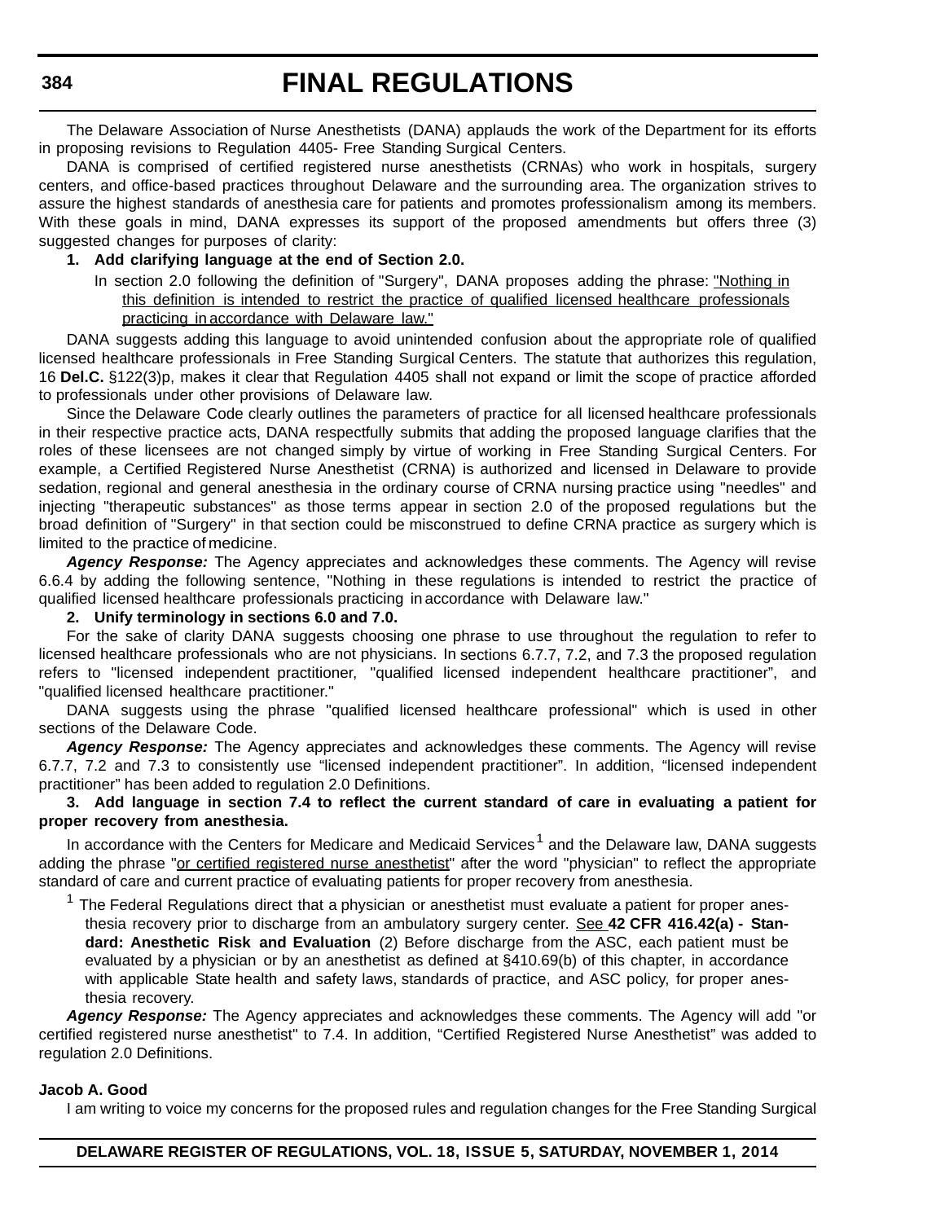The Delaware Association of Nurse Anesthetists (DANA) applauds the work of the Department for its efforts in proposing revisions to Regulation 4405- Free Standing Surgical Centers.

DANA is comprised of certified registered nurse anesthetists (CRNAs) who work in hospitals, surgery centers, and office-based practices throughout Delaware and the surrounding area. The organization strives to assure the highest standards of anesthesia care for patients and promotes professionalism among its members. With these goals in mind, DANA expresses its support of the proposed amendments but offers three (3) suggested changes for purposes of clarity:

**1. Add clarifying language at the end of Section 2.0.**

In section 2.0 following the definition of "Surgery", DANA proposes adding the phrase: <u>"Nothing in this definition is intended to restrict the practice of qualified licensed healthcare professionals practicing in accordance with Delaware law."</u>

DANA suggests adding this language to avoid unintended confusion about the appropriate role of qualified licensed healthcare professionals in Free Standing Surgical Centers. The statute that authorizes this regulation, 16 **Del.C.** §122(3)p, makes it clear that Regulation 4405 shall not expand or limit the scope of practice afforded to professionals under other provisions of Delaware law.

Since the Delaware Code clearly outlines the parameters of practice for all licensed healthcare professionals in their respective practice acts, DANA respectfully submits that adding the proposed language clarifies that the roles of these licensees are not changed simply by virtue of working in Free Standing Surgical Centers. For example, a Certified Registered Nurse Anesthetist (CRNA) is authorized and licensed in Delaware to provide sedation, regional and general anesthesia in the ordinary course of CRNA nursing practice using "needles" and injecting "therapeutic substances" as those terms appear in section 2.0 of the proposed regulations but the broad definition of "Surgery" in that section could be misconstrued to define CRNA practice as surgery which is limited to the practice of medicine.

***Agency Response:*** The Agency appreciates and acknowledges these comments. The Agency will revise 6.6.4 by adding the following sentence, "Nothing in these regulations is intended to restrict the practice of qualified licensed healthcare professionals practicing in accordance with Delaware law."

**2. Unify terminology in sections 6.0 and 7.0.**

For the sake of clarity DANA suggests choosing one phrase to use throughout the regulation to refer to licensed healthcare professionals who are not physicians. In sections 6.7.7, 7.2, and 7.3 the proposed regulation refers to "licensed independent practitioner, "qualified licensed independent healthcare practitioner", and "qualified licensed healthcare practitioner."

DANA suggests using the phrase "qualified licensed healthcare professional" which is used in other sections of the Delaware Code.

***Agency Response:*** The Agency appreciates and acknowledges these comments. The Agency will revise 6.7.7, 7.2 and 7.3 to consistently use "licensed independent practitioner". In addition, "licensed independent practitioner" has been added to regulation 2.0 Definitions.

**3. Add language in section 7.4 to reflect the current standard of care in evaluating a patient for proper recovery from anesthesia.**

In accordance with the Centers for Medicare and Medicaid Services[1] and the Delaware law, DANA suggests adding the phrase "<u>or certified registered nurse anesthetist</u>" after the word "physician" to reflect the appropriate standard of care and current practice of evaluating patients for proper recovery from anesthesia.

[1] The Federal Regulations direct that a physician or anesthetist must evaluate a patient for proper anesthesia recovery prior to discharge from an ambulatory surgery center. <u>See</u> **42 CFR 416.42(a) - Standard: Anesthetic Risk and Evaluation** (2) Before discharge from the ASC, each patient must be evaluated by a physician or by an anesthetist as defined at §410.69(b) of this chapter, in accordance with applicable State health and safety laws, standards of practice, and ASC policy, for proper anesthesia recovery.

***Agency Response:*** The Agency appreciates and acknowledges these comments. The Agency will add "or certified registered nurse anesthetist" to 7.4. In addition, "Certified Registered Nurse Anesthetist" was added to regulation 2.0 Definitions.

**Jacob A. Good**

I am writing to voice my concerns for the proposed rules and regulation changes for the Free Standing Surgical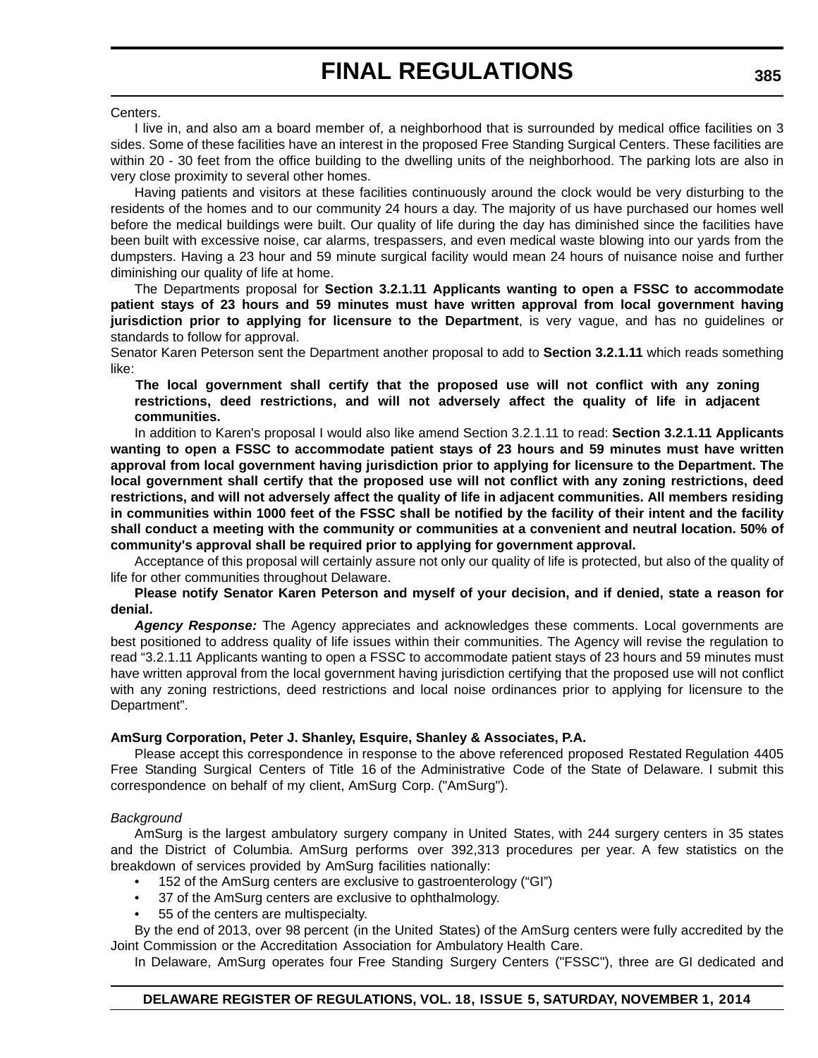Centers.

I live in, and also am a board member of, a neighborhood that is surrounded by medical office facilities on 3 sides. Some of these facilities have an interest in the proposed Free Standing Surgical Centers. These facilities are within 20 - 30 feet from the office building to the dwelling units of the neighborhood. The parking lots are also in very close proximity to several other homes.

Having patients and visitors at these facilities continuously around the clock would be very disturbing to the residents of the homes and to our community 24 hours a day. The majority of us have purchased our homes well before the medical buildings were built. Our quality of life during the day has diminished since the facilities have been built with excessive noise, car alarms, trespassers, and even medical waste blowing into our yards from the dumpsters. Having a 23 hour and 59 minute surgical facility would mean 24 hours of nuisance noise and further diminishing our quality of life at home.

The Departments proposal for **Section 3.2.1.11 Applicants wanting to open a FSSC to accommodate patient stays of 23 hours and 59 minutes must have written approval from local government having jurisdiction prior to applying for licensure to the Department**, is very vague, and has no guidelines or standards to follow for approval.

Senator Karen Peterson sent the Department another proposal to add to **Section 3.2.1.11** which reads something like:

> **The local government shall certify that the proposed use will not conflict with any zoning restrictions, deed restrictions, and will not adversely affect the quality of life in adjacent communities.**

In addition to Karen's proposal I would also like amend Section 3.2.1.11 to read: **Section 3.2.1.11 Applicants wanting to open a FSSC to accommodate patient stays of 23 hours and 59 minutes must have written approval from local government having jurisdiction prior to applying for licensure to the Department. The local government shall certify that the proposed use will not conflict with any zoning restrictions, deed restrictions, and will not adversely affect the quality of life in adjacent communities. All members residing in communities within 1000 feet of the FSSC shall be notified by the facility of their intent and the facility shall conduct a meeting with the community or communities at a convenient and neutral location. 50% of community's approval shall be required prior to applying for government approval.**

Acceptance of this proposal will certainly assure not only our quality of life is protected, but also of the quality of life for other communities throughout Delaware.

**Please notify Senator Karen Peterson and myself of your decision, and if denied, state a reason for denial.**

***Agency Response:*** The Agency appreciates and acknowledges these comments. Local governments are best positioned to address quality of life issues within their communities. The Agency will revise the regulation to read "3.2.1.11 Applicants wanting to open a FSSC to accommodate patient stays of 23 hours and 59 minutes must have written approval from the local government having jurisdiction certifying that the proposed use will not conflict with any zoning restrictions, deed restrictions and local noise ordinances prior to applying for licensure to the Department".

**AmSurg Corporation, Peter J. Shanley, Esquire, Shanley & Associates, P.A.**

Please accept this correspondence in response to the above referenced proposed Restated Regulation 4405 Free Standing Surgical Centers of Title 16 of the Administrative Code of the State of Delaware. I submit this correspondence on behalf of my client, AmSurg Corp. ("AmSurg").

*Background*

AmSurg is the largest ambulatory surgery company in United States, with 244 surgery centers in 35 states and the District of Columbia. AmSurg performs over 392,313 procedures per year. A few statistics on the breakdown of services provided by AmSurg facilities nationally:

- 152 of the AmSurg centers are exclusive to gastroenterology ("GI")
- 37 of the AmSurg centers are exclusive to ophthalmology.
- 55 of the centers are multispecialty.

By the end of 2013, over 98 percent (in the United States) of the AmSurg centers were fully accredited by the Joint Commission or the Accreditation Association for Ambulatory Health Care.

In Delaware, AmSurg operates four Free Standing Surgery Centers ("FSSC"), three are GI dedicated and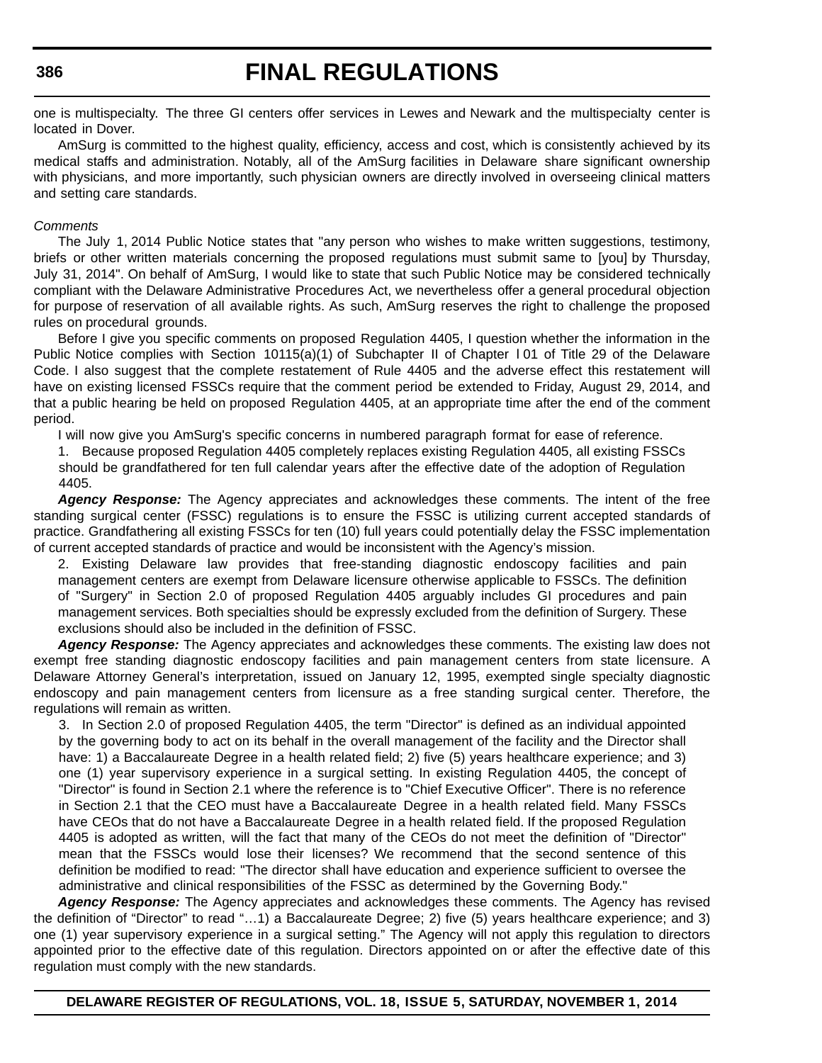one is multispecialty. The three GI centers offer services in Lewes and Newark and the multispecialty center is located in Dover.

AmSurg is committed to the highest quality, efficiency, access and cost, which is consistently achieved by its medical staffs and administration. Notably, all of the AmSurg facilities in Delaware share significant ownership with physicians, and more importantly, such physician owners are directly involved in overseeing clinical matters and setting care standards.

*Comments*

The July 1, 2014 Public Notice states that "any person who wishes to make written suggestions, testimony, briefs or other written materials concerning the proposed regulations must submit same to [you] by Thursday, July 31, 2014". On behalf of AmSurg, I would like to state that such Public Notice may be considered technically compliant with the Delaware Administrative Procedures Act, we nevertheless offer a general procedural objection for purpose of reservation of all available rights. As such, AmSurg reserves the right to challenge the proposed rules on procedural grounds.

Before I give you specific comments on proposed Regulation 4405, I question whether the information in the Public Notice complies with Section 10115(a)(1) of Subchapter II of Chapter l 01 of Title 29 of the Delaware Code. I also suggest that the complete restatement of Rule 4405 and the adverse effect this restatement will have on existing licensed FSSCs require that the comment period be extended to Friday, August 29, 2014, and that a public hearing be held on proposed Regulation 4405, at an appropriate time after the end of the comment period.

I will now give you AmSurg's specific concerns in numbered paragraph format for ease of reference.

1. Because proposed Regulation 4405 completely replaces existing Regulation 4405, all existing FSSCs should be grandfathered for ten full calendar years after the effective date of the adoption of Regulation 4405.

***Agency Response:*** The Agency appreciates and acknowledges these comments. The intent of the free standing surgical center (FSSC) regulations is to ensure the FSSC is utilizing current accepted standards of practice. Grandfathering all existing FSSCs for ten (10) full years could potentially delay the FSSC implementation of current accepted standards of practice and would be inconsistent with the Agency's mission.

2. Existing Delaware law provides that free-standing diagnostic endoscopy facilities and pain management centers are exempt from Delaware licensure otherwise applicable to FSSCs. The definition of "Surgery" in Section 2.0 of proposed Regulation 4405 arguably includes GI procedures and pain management services. Both specialties should be expressly excluded from the definition of Surgery. These exclusions should also be included in the definition of FSSC.

***Agency Response:*** The Agency appreciates and acknowledges these comments. The existing law does not exempt free standing diagnostic endoscopy facilities and pain management centers from state licensure. A Delaware Attorney General's interpretation, issued on January 12, 1995, exempted single specialty diagnostic endoscopy and pain management centers from licensure as a free standing surgical center. Therefore, the regulations will remain as written.

3. In Section 2.0 of proposed Regulation 4405, the term "Director" is defined as an individual appointed by the governing body to act on its behalf in the overall management of the facility and the Director shall have: 1) a Baccalaureate Degree in a health related field; 2) five (5) years healthcare experience; and 3) one (1) year supervisory experience in a surgical setting. In existing Regulation 4405, the concept of "Director" is found in Section 2.1 where the reference is to "Chief Executive Officer". There is no reference in Section 2.1 that the CEO must have a Baccalaureate Degree in a health related field. Many FSSCs have CEOs that do not have a Baccalaureate Degree in a health related field. If the proposed Regulation 4405 is adopted as written, will the fact that many of the CEOs do not meet the definition of "Director" mean that the FSSCs would lose their licenses? We recommend that the second sentence of this definition be modified to read: "The director shall have education and experience sufficient to oversee the administrative and clinical responsibilities of the FSSC as determined by the Governing Body."

***Agency Response:*** The Agency appreciates and acknowledges these comments. The Agency has revised the definition of "Director" to read "…1) a Baccalaureate Degree; 2) five (5) years healthcare experience; and 3) one (1) year supervisory experience in a surgical setting." The Agency will not apply this regulation to directors appointed prior to the effective date of this regulation. Directors appointed on or after the effective date of this regulation must comply with the new standards.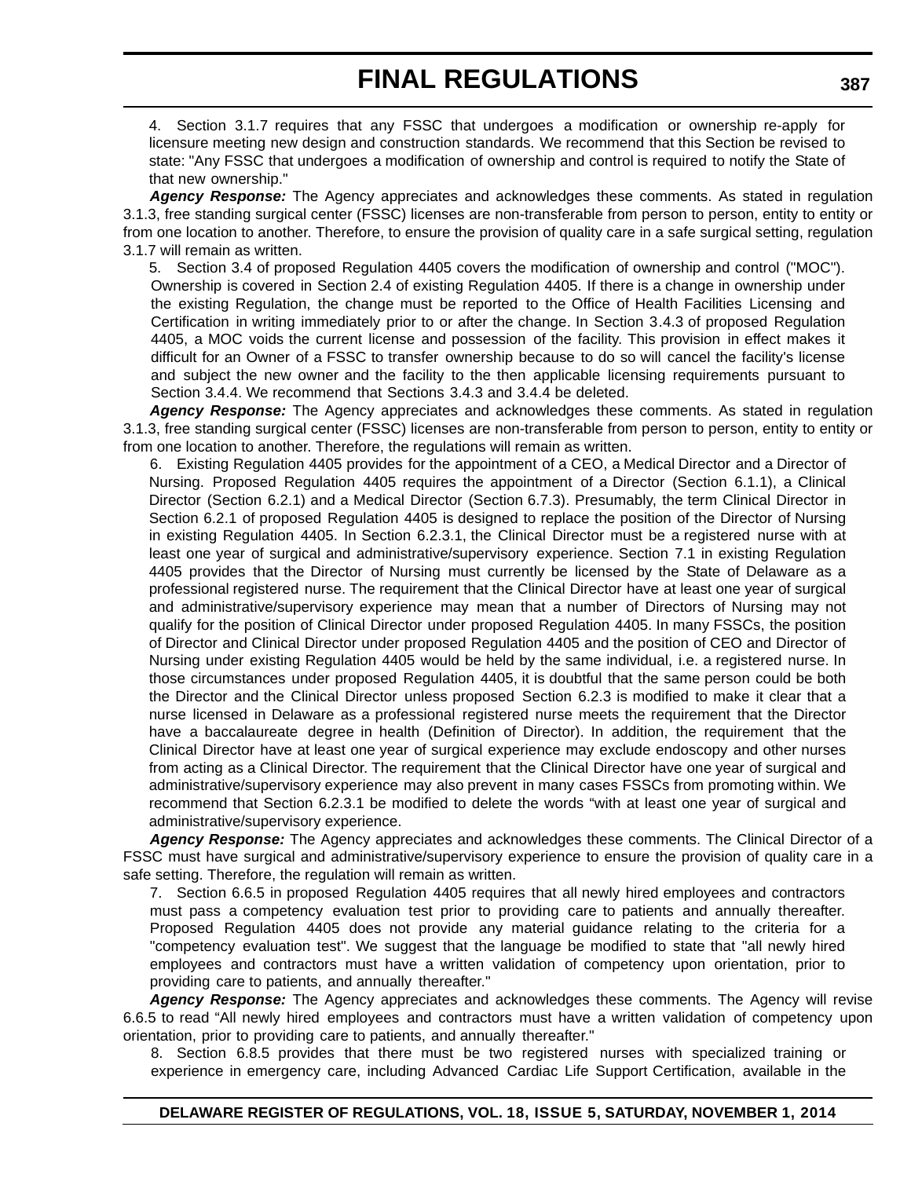4. Section 3.1.7 requires that any FSSC that undergoes a modification or ownership re-apply for licensure meeting new design and construction standards. We recommend that this Section be revised to state: "Any FSSC that undergoes a modification of ownership and control is required to notify the State of that new ownership."

***Agency Response:*** The Agency appreciates and acknowledges these comments. As stated in regulation 3.1.3, free standing surgical center (FSSC) licenses are non-transferable from person to person, entity to entity or from one location to another. Therefore, to ensure the provision of quality care in a safe surgical setting, regulation 3.1.7 will remain as written.

5. Section 3.4 of proposed Regulation 4405 covers the modification of ownership and control ("MOC"). Ownership is covered in Section 2.4 of existing Regulation 4405. If there is a change in ownership under the existing Regulation, the change must be reported to the Office of Health Facilities Licensing and Certification in writing immediately prior to or after the change. In Section 3.4.3 of proposed Regulation 4405, a MOC voids the current license and possession of the facility. This provision in effect makes it difficult for an Owner of a FSSC to transfer ownership because to do so will cancel the facility's license and subject the new owner and the facility to the then applicable licensing requirements pursuant to Section 3.4.4. We recommend that Sections 3.4.3 and 3.4.4 be deleted.

***Agency Response:*** The Agency appreciates and acknowledges these comments. As stated in regulation 3.1.3, free standing surgical center (FSSC) licenses are non-transferable from person to person, entity to entity or from one location to another. Therefore, the regulations will remain as written.

6. Existing Regulation 4405 provides for the appointment of a CEO, a Medical Director and a Director of Nursing. Proposed Regulation 4405 requires the appointment of a Director (Section 6.1.1), a Clinical Director (Section 6.2.1) and a Medical Director (Section 6.7.3). Presumably, the term Clinical Director in Section 6.2.1 of proposed Regulation 4405 is designed to replace the position of the Director of Nursing in existing Regulation 4405. In Section 6.2.3.1, the Clinical Director must be a registered nurse with at least one year of surgical and administrative/supervisory experience. Section 7.1 in existing Regulation 4405 provides that the Director of Nursing must currently be licensed by the State of Delaware as a professional registered nurse. The requirement that the Clinical Director have at least one year of surgical and administrative/supervisory experience may mean that a number of Directors of Nursing may not qualify for the position of Clinical Director under proposed Regulation 4405. In many FSSCs, the position of Director and Clinical Director under proposed Regulation 4405 and the position of CEO and Director of Nursing under existing Regulation 4405 would be held by the same individual, i.e. a registered nurse. In those circumstances under proposed Regulation 4405, it is doubtful that the same person could be both the Director and the Clinical Director unless proposed Section 6.2.3 is modified to make it clear that a nurse licensed in Delaware as a professional registered nurse meets the requirement that the Director have a baccalaureate degree in health (Definition of Director). In addition, the requirement that the Clinical Director have at least one year of surgical experience may exclude endoscopy and other nurses from acting as a Clinical Director. The requirement that the Clinical Director have one year of surgical and administrative/supervisory experience may also prevent in many cases FSSCs from promoting within. We recommend that Section 6.2.3.1 be modified to delete the words "with at least one year of surgical and administrative/supervisory experience.

***Agency Response:*** The Agency appreciates and acknowledges these comments. The Clinical Director of a FSSC must have surgical and administrative/supervisory experience to ensure the provision of quality care in a safe setting. Therefore, the regulation will remain as written.

7. Section 6.6.5 in proposed Regulation 4405 requires that all newly hired employees and contractors must pass a competency evaluation test prior to providing care to patients and annually thereafter. Proposed Regulation 4405 does not provide any material guidance relating to the criteria for a "competency evaluation test". We suggest that the language be modified to state that "all newly hired employees and contractors must have a written validation of competency upon orientation, prior to providing care to patients, and annually thereafter."

***Agency Response:*** The Agency appreciates and acknowledges these comments. The Agency will revise 6.6.5 to read "All newly hired employees and contractors must have a written validation of competency upon orientation, prior to providing care to patients, and annually thereafter."

8. Section 6.8.5 provides that there must be two registered nurses with specialized training or experience in emergency care, including Advanced Cardiac Life Support Certification, available in the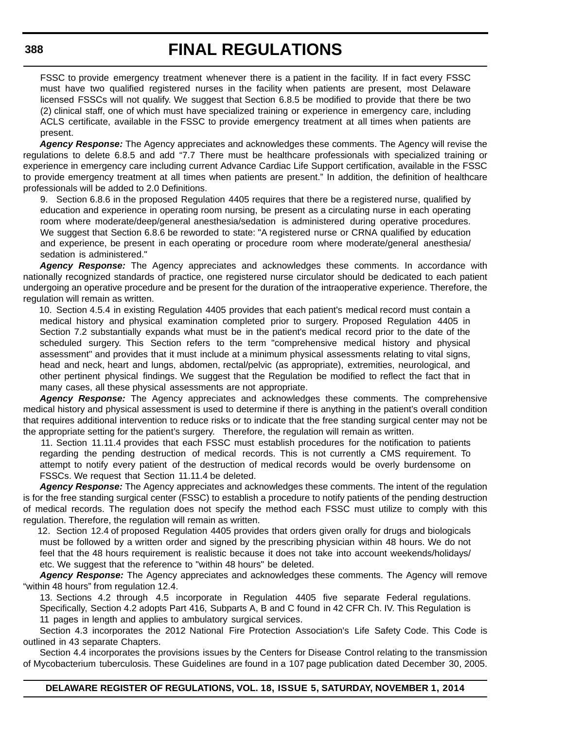FSSC to provide emergency treatment whenever there is a patient in the facility. If in fact every FSSC must have two qualified registered nurses in the facility when patients are present, most Delaware licensed FSSCs will not qualify. We suggest that Section 6.8.5 be modified to provide that there be two (2) clinical staff, one of which must have specialized training or experience in emergency care, including ACLS certificate, available in the FSSC to provide emergency treatment at all times when patients are present.

***Agency Response:*** The Agency appreciates and acknowledges these comments. The Agency will revise the regulations to delete 6.8.5 and add "7.7 There must be healthcare professionals with specialized training or experience in emergency care including current Advance Cardiac Life Support certification, available in the FSSC to provide emergency treatment at all times when patients are present." In addition, the definition of healthcare professionals will be added to 2.0 Definitions.

9. Section 6.8.6 in the proposed Regulation 4405 requires that there be a registered nurse, qualified by education and experience in operating room nursing, be present as a circulating nurse in each operating room where moderate/deep/general anesthesia/sedation is administered during operative procedures. We suggest that Section 6.8.6 be reworded to state: "A registered nurse or CRNA qualified by education and experience, be present in each operating or procedure room where moderate/general anesthesia/ sedation is administered."

***Agency Response:*** The Agency appreciates and acknowledges these comments. In accordance with nationally recognized standards of practice, one registered nurse circulator should be dedicated to each patient undergoing an operative procedure and be present for the duration of the intraoperative experience. Therefore, the regulation will remain as written.

10. Section 4.5.4 in existing Regulation 4405 provides that each patient's medical record must contain a medical history and physical examination completed prior to surgery. Proposed Regulation 4405 in Section 7.2 substantially expands what must be in the patient's medical record prior to the date of the scheduled surgery. This Section refers to the term "comprehensive medical history and physical assessment" and provides that it must include at a minimum physical assessments relating to vital signs, head and neck, heart and lungs, abdomen, rectal/pelvic (as appropriate), extremities, neurological, and other pertinent physical findings. We suggest that the Regulation be modified to reflect the fact that in many cases, all these physical assessments are not appropriate.

***Agency Response:*** The Agency appreciates and acknowledges these comments. The comprehensive medical history and physical assessment is used to determine if there is anything in the patient's overall condition that requires additional intervention to reduce risks or to indicate that the free standing surgical center may not be the appropriate setting for the patient's surgery. Therefore, the regulation will remain as written.

11. Section 11.11.4 provides that each FSSC must establish procedures for the notification to patients regarding the pending destruction of medical records. This is not currently a CMS requirement. To attempt to notify every patient of the destruction of medical records would be overly burdensome on FSSCs. We request that Section 11.11.4 be deleted.

***Agency Response:*** The Agency appreciates and acknowledges these comments. The intent of the regulation is for the free standing surgical center (FSSC) to establish a procedure to notify patients of the pending destruction of medical records. The regulation does not specify the method each FSSC must utilize to comply with this regulation. Therefore, the regulation will remain as written.

12. Section 12.4 of proposed Regulation 4405 provides that orders given orally for drugs and biologicals must be followed by a written order and signed by the prescribing physician within 48 hours. We do not feel that the 48 hours requirement is realistic because it does not take into account weekends/holidays/ etc. We suggest that the reference to "within 48 hours" be deleted.

***Agency Response:*** The Agency appreciates and acknowledges these comments. The Agency will remove "within 48 hours" from regulation 12.4.

13. Sections 4.2 through 4.5 incorporate in Regulation 4405 five separate Federal regulations. Specifically, Section 4.2 adopts Part 416, Subparts A, B and C found in 42 CFR Ch. IV. This Regulation is 11 pages in length and applies to ambulatory surgical services.

Section 4.3 incorporates the 2012 National Fire Protection Association's Life Safety Code. This Code is outlined in 43 separate Chapters.

Section 4.4 incorporates the provisions issues by the Centers for Disease Control relating to the transmission of Mycobacterium tuberculosis. These Guidelines are found in a 107 page publication dated December 30, 2005.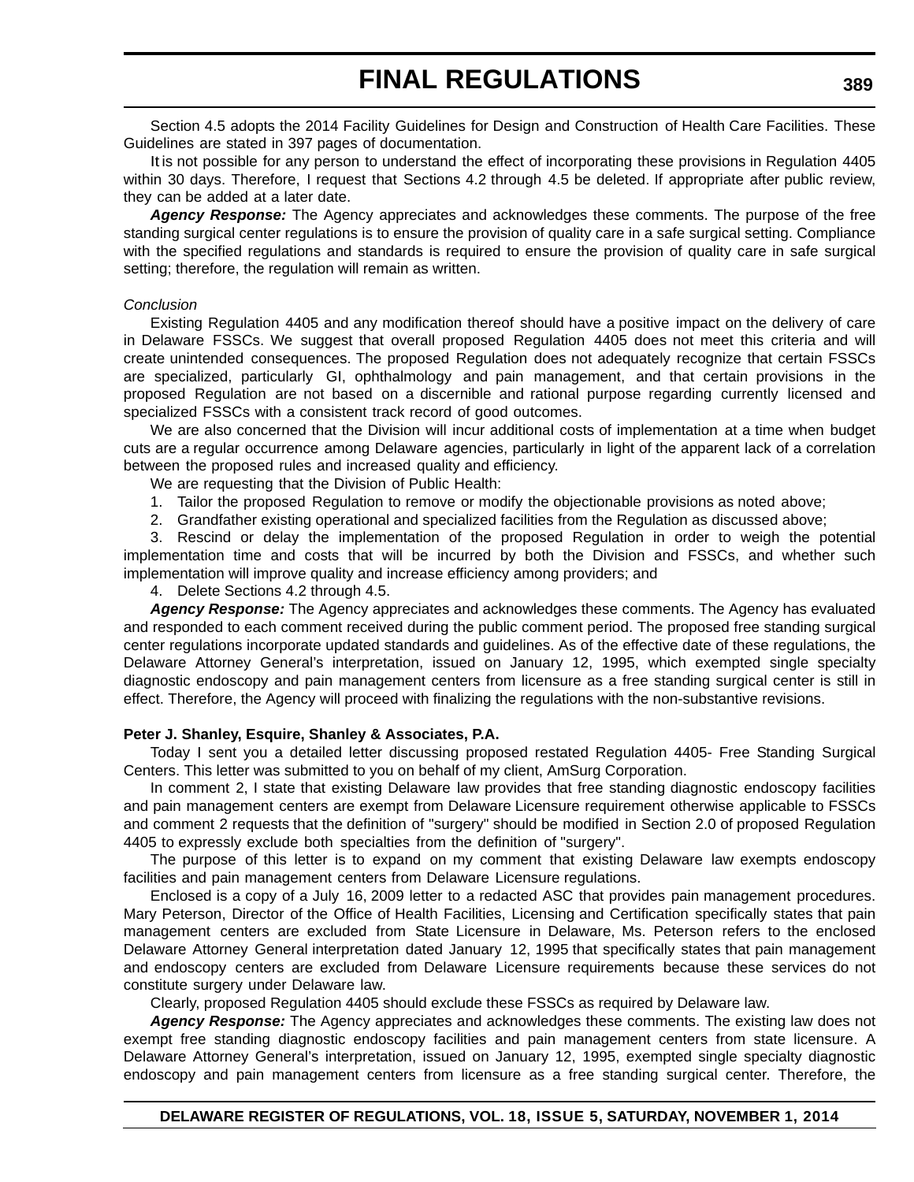Section 4.5 adopts the 2014 Facility Guidelines for Design and Construction of Health Care Facilities. These Guidelines are stated in 397 pages of documentation.

It is not possible for any person to understand the effect of incorporating these provisions in Regulation 4405 within 30 days. Therefore, I request that Sections 4.2 through 4.5 be deleted. If appropriate after public review, they can be added at a later date.

***Agency Response:*** The Agency appreciates and acknowledges these comments. The purpose of the free standing surgical center regulations is to ensure the provision of quality care in a safe surgical setting. Compliance with the specified regulations and standards is required to ensure the provision of quality care in safe surgical setting; therefore, the regulation will remain as written.

*Conclusion*

Existing Regulation 4405 and any modification thereof should have a positive impact on the delivery of care in Delaware FSSCs. We suggest that overall proposed Regulation 4405 does not meet this criteria and will create unintended consequences. The proposed Regulation does not adequately recognize that certain FSSCs are specialized, particularly GI, ophthalmology and pain management, and that certain provisions in the proposed Regulation are not based on a discernible and rational purpose regarding currently licensed and specialized FSSCs with a consistent track record of good outcomes.

We are also concerned that the Division will incur additional costs of implementation at a time when budget cuts are a regular occurrence among Delaware agencies, particularly in light of the apparent lack of a correlation between the proposed rules and increased quality and efficiency.

We are requesting that the Division of Public Health:

1. Tailor the proposed Regulation to remove or modify the objectionable provisions as noted above;
2. Grandfather existing operational and specialized facilities from the Regulation as discussed above;
3. Rescind or delay the implementation of the proposed Regulation in order to weigh the potential implementation time and costs that will be incurred by both the Division and FSSCs, and whether such implementation will improve quality and increase efficiency among providers; and
4. Delete Sections 4.2 through 4.5.

***Agency Response:*** The Agency appreciates and acknowledges these comments. The Agency has evaluated and responded to each comment received during the public comment period. The proposed free standing surgical center regulations incorporate updated standards and guidelines. As of the effective date of these regulations, the Delaware Attorney General's interpretation, issued on January 12, 1995, which exempted single specialty diagnostic endoscopy and pain management centers from licensure as a free standing surgical center is still in effect. Therefore, the Agency will proceed with finalizing the regulations with the non-substantive revisions.

**Peter J. Shanley, Esquire, Shanley & Associates, P.A.**

Today I sent you a detailed letter discussing proposed restated Regulation 4405- Free Standing Surgical Centers. This letter was submitted to you on behalf of my client, AmSurg Corporation.

In comment 2, I state that existing Delaware law provides that free standing diagnostic endoscopy facilities and pain management centers are exempt from Delaware Licensure requirement otherwise applicable to FSSCs and comment 2 requests that the definition of "surgery" should be modified in Section 2.0 of proposed Regulation 4405 to expressly exclude both specialties from the definition of "surgery".

The purpose of this letter is to expand on my comment that existing Delaware law exempts endoscopy facilities and pain management centers from Delaware Licensure regulations.

Enclosed is a copy of a July 16, 2009 letter to a redacted ASC that provides pain management procedures. Mary Peterson, Director of the Office of Health Facilities, Licensing and Certification specifically states that pain management centers are excluded from State Licensure in Delaware, Ms. Peterson refers to the enclosed Delaware Attorney General interpretation dated January 12, 1995 that specifically states that pain management and endoscopy centers are excluded from Delaware Licensure requirements because these services do not constitute surgery under Delaware law.

Clearly, proposed Regulation 4405 should exclude these FSSCs as required by Delaware law.

***Agency Response:*** The Agency appreciates and acknowledges these comments. The existing law does not exempt free standing diagnostic endoscopy facilities and pain management centers from state licensure. A Delaware Attorney General's interpretation, issued on January 12, 1995, exempted single specialty diagnostic endoscopy and pain management centers from licensure as a free standing surgical center. Therefore, the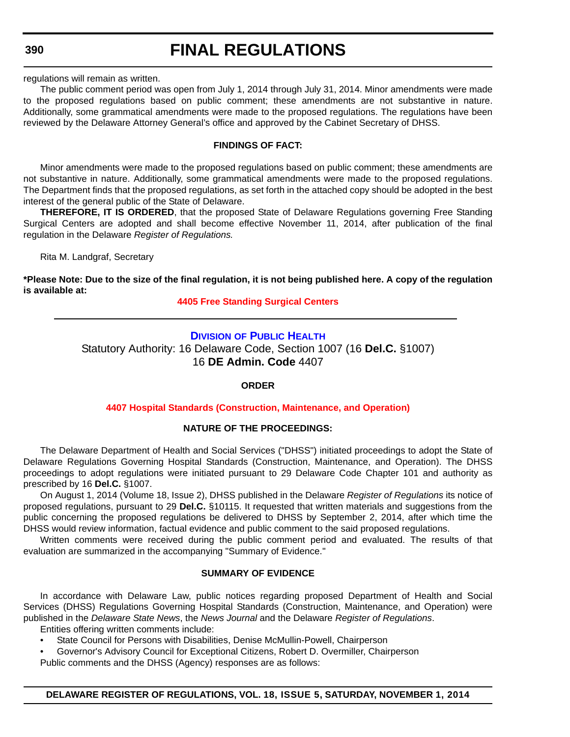regulations will remain as written.

The public comment period was open from July 1, 2014 through July 31, 2014. Minor amendments were made to the proposed regulations based on public comment; these amendments are not substantive in nature. Additionally, some grammatical amendments were made to the proposed regulations. The regulations have been reviewed by the Delaware Attorney General's office and approved by the Cabinet Secretary of DHSS.

**FINDINGS OF FACT:**

Minor amendments were made to the proposed regulations based on public comment; these amendments are not substantive in nature. Additionally, some grammatical amendments were made to the proposed regulations. The Department finds that the proposed regulations, as set forth in the attached copy should be adopted in the best interest of the general public of the State of Delaware.

**THEREFORE, IT IS ORDERED**, that the proposed State of Delaware Regulations governing Free Standing Surgical Centers are adopted and shall become effective November 11, 2014, after publication of the final regulation in the Delaware *Register of Regulations.*

Rita M. Landgraf, Secretary

**\*Please Note: Due to the size of the final regulation, it is not being published here. A copy of the regulation is available at:**

**4405 Free Standing Surgical Centers**

---

## Division of Public Health

Statutory Authority: 16 Delaware Code, Section 1007 (16 **Del.C.** §1007)
16 **DE Admin. Code** 4407

**ORDER**

**4407 Hospital Standards (Construction, Maintenance, and Operation)**

**NATURE OF THE PROCEEDINGS:**

The Delaware Department of Health and Social Services ("DHSS") initiated proceedings to adopt the State of Delaware Regulations Governing Hospital Standards (Construction, Maintenance, and Operation). The DHSS proceedings to adopt regulations were initiated pursuant to 29 Delaware Code Chapter 101 and authority as prescribed by 16 **Del.C.** §1007.

On August 1, 2014 (Volume 18, Issue 2), DHSS published in the Delaware *Register of Regulations* its notice of proposed regulations, pursuant to 29 **Del.C.** §10115. It requested that written materials and suggestions from the public concerning the proposed regulations be delivered to DHSS by September 2, 2014, after which time the DHSS would review information, factual evidence and public comment to the said proposed regulations.

Written comments were received during the public comment period and evaluated. The results of that evaluation are summarized in the accompanying "Summary of Evidence."

**SUMMARY OF EVIDENCE**

In accordance with Delaware Law, public notices regarding proposed Department of Health and Social Services (DHSS) Regulations Governing Hospital Standards (Construction, Maintenance, and Operation) were published in the *Delaware State News*, the *News Journal* and the Delaware *Register of Regulations*.

Entities offering written comments include:

- State Council for Persons with Disabilities, Denise McMullin-Powell, Chairperson
- Governor's Advisory Council for Exceptional Citizens, Robert D. Overmiller, Chairperson

Public comments and the DHSS (Agency) responses are as follows: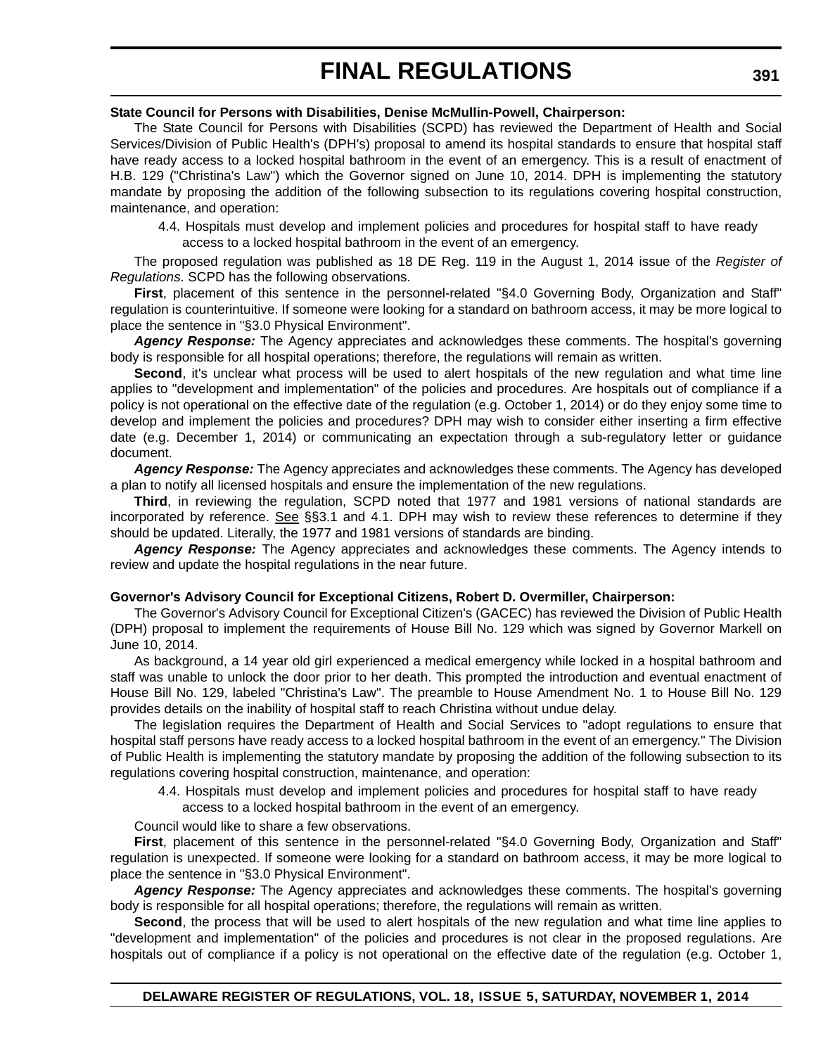**State Council for Persons with Disabilities, Denise McMullin-Powell, Chairperson:**

The State Council for Persons with Disabilities (SCPD) has reviewed the Department of Health and Social Services/Division of Public Health's (DPH's) proposal to amend its hospital standards to ensure that hospital staff have ready access to a locked hospital bathroom in the event of an emergency. This is a result of enactment of H.B. 129 ("Christina's Law") which the Governor signed on June 10, 2014. DPH is implementing the statutory mandate by proposing the addition of the following subsection to its regulations covering hospital construction, maintenance, and operation:

> 4.4. Hospitals must develop and implement policies and procedures for hospital staff to have ready access to a locked hospital bathroom in the event of an emergency.

The proposed regulation was published as 18 DE Reg. 119 in the August 1, 2014 issue of the *Register of Regulations*. SCPD has the following observations.

**First**, placement of this sentence in the personnel-related "§4.0 Governing Body, Organization and Staff" regulation is counterintuitive. If someone were looking for a standard on bathroom access, it may be more logical to place the sentence in "§3.0 Physical Environment".

***Agency Response:*** The Agency appreciates and acknowledges these comments. The hospital's governing body is responsible for all hospital operations; therefore, the regulations will remain as written.

**Second**, it's unclear what process will be used to alert hospitals of the new regulation and what time line applies to "development and implementation" of the policies and procedures. Are hospitals out of compliance if a policy is not operational on the effective date of the regulation (e.g. October 1, 2014) or do they enjoy some time to develop and implement the policies and procedures? DPH may wish to consider either inserting a firm effective date (e.g. December 1, 2014) or communicating an expectation through a sub-regulatory letter or guidance document.

***Agency Response:*** The Agency appreciates and acknowledges these comments. The Agency has developed a plan to notify all licensed hospitals and ensure the implementation of the new regulations.

**Third**, in reviewing the regulation, SCPD noted that 1977 and 1981 versions of national standards are incorporated by reference. See §§3.1 and 4.1. DPH may wish to review these references to determine if they should be updated. Literally, the 1977 and 1981 versions of standards are binding.

***Agency Response:*** The Agency appreciates and acknowledges these comments. The Agency intends to review and update the hospital regulations in the near future.

**Governor's Advisory Council for Exceptional Citizens, Robert D. Overmiller, Chairperson:**

The Governor's Advisory Council for Exceptional Citizen's (GACEC) has reviewed the Division of Public Health (DPH) proposal to implement the requirements of House Bill No. 129 which was signed by Governor Markell on June 10, 2014.

As background, a 14 year old girl experienced a medical emergency while locked in a hospital bathroom and staff was unable to unlock the door prior to her death. This prompted the introduction and eventual enactment of House Bill No. 129, labeled "Christina's Law". The preamble to House Amendment No. 1 to House Bill No. 129 provides details on the inability of hospital staff to reach Christina without undue delay.

The legislation requires the Department of Health and Social Services to "adopt regulations to ensure that hospital staff persons have ready access to a locked hospital bathroom in the event of an emergency." The Division of Public Health is implementing the statutory mandate by proposing the addition of the following subsection to its regulations covering hospital construction, maintenance, and operation:

> 4.4. Hospitals must develop and implement policies and procedures for hospital staff to have ready access to a locked hospital bathroom in the event of an emergency.

Council would like to share a few observations.

**First**, placement of this sentence in the personnel-related "§4.0 Governing Body, Organization and Staff" regulation is unexpected. If someone were looking for a standard on bathroom access, it may be more logical to place the sentence in "§3.0 Physical Environment".

***Agency Response:*** The Agency appreciates and acknowledges these comments. The hospital's governing body is responsible for all hospital operations; therefore, the regulations will remain as written.

**Second**, the process that will be used to alert hospitals of the new regulation and what time line applies to "development and implementation" of the policies and procedures is not clear in the proposed regulations. Are hospitals out of compliance if a policy is not operational on the effective date of the regulation (e.g. October 1,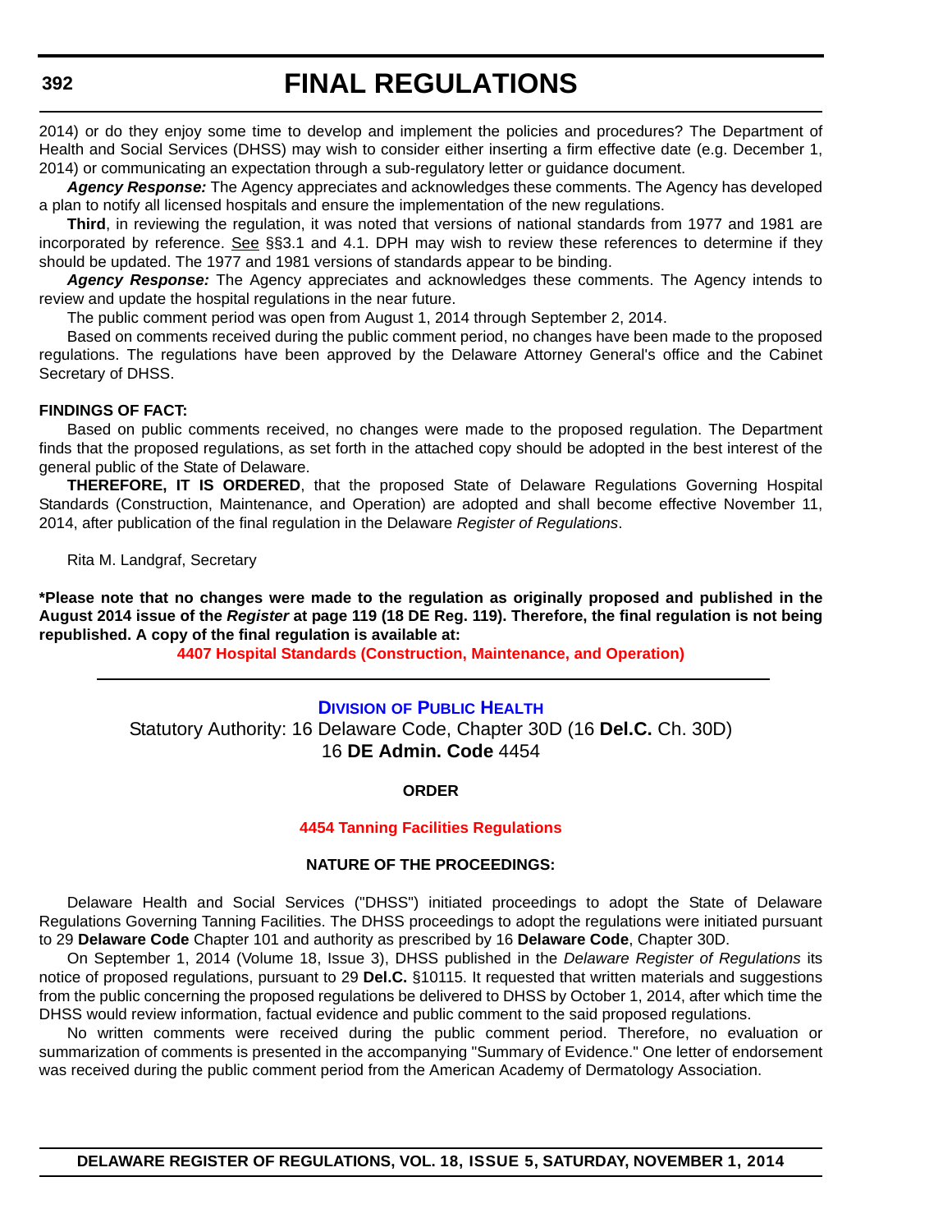2014) or do they enjoy some time to develop and implement the policies and procedures? The Department of Health and Social Services (DHSS) may wish to consider either inserting a firm effective date (e.g. December 1, 2014) or communicating an expectation through a sub-regulatory letter or guidance document.

***Agency Response:*** The Agency appreciates and acknowledges these comments. The Agency has developed a plan to notify all licensed hospitals and ensure the implementation of the new regulations.

**Third**, in reviewing the regulation, it was noted that versions of national standards from 1977 and 1981 are incorporated by reference. See §§3.1 and 4.1. DPH may wish to review these references to determine if they should be updated. The 1977 and 1981 versions of standards appear to be binding.

***Agency Response:*** The Agency appreciates and acknowledges these comments. The Agency intends to review and update the hospital regulations in the near future.

The public comment period was open from August 1, 2014 through September 2, 2014.

Based on comments received during the public comment period, no changes have been made to the proposed regulations. The regulations have been approved by the Delaware Attorney General's office and the Cabinet Secretary of DHSS.

**FINDINGS OF FACT:**

Based on public comments received, no changes were made to the proposed regulation. The Department finds that the proposed regulations, as set forth in the attached copy should be adopted in the best interest of the general public of the State of Delaware.

**THEREFORE, IT IS ORDERED**, that the proposed State of Delaware Regulations Governing Hospital Standards (Construction, Maintenance, and Operation) are adopted and shall become effective November 11, 2014, after publication of the final regulation in the Delaware *Register of Regulations*.

Rita M. Landgraf, Secretary

**\*Please note that no changes were made to the regulation as originally proposed and published in the August 2014 issue of the *Register* at page 119 (18 DE Reg. 119). Therefore, the final regulation is not being republished. A copy of the final regulation is available at:**

**4407 Hospital Standards (Construction, Maintenance, and Operation)**

---

## DIVISION OF PUBLIC HEALTH

Statutory Authority: 16 Delaware Code, Chapter 30D (16 **Del.C.** Ch. 30D)
16 **DE Admin. Code** 4454

**ORDER**

**4454 Tanning Facilities Regulations**

**NATURE OF THE PROCEEDINGS:**

Delaware Health and Social Services ("DHSS") initiated proceedings to adopt the State of Delaware Regulations Governing Tanning Facilities. The DHSS proceedings to adopt the regulations were initiated pursuant to 29 **Delaware Code** Chapter 101 and authority as prescribed by 16 **Delaware Code**, Chapter 30D.

On September 1, 2014 (Volume 18, Issue 3), DHSS published in the *Delaware Register of Regulations* its notice of proposed regulations, pursuant to 29 **Del.C.** §10115. It requested that written materials and suggestions from the public concerning the proposed regulations be delivered to DHSS by October 1, 2014, after which time the DHSS would review information, factual evidence and public comment to the said proposed regulations.

No written comments were received during the public comment period. Therefore, no evaluation or summarization of comments is presented in the accompanying "Summary of Evidence." One letter of endorsement was received during the public comment period from the American Academy of Dermatology Association.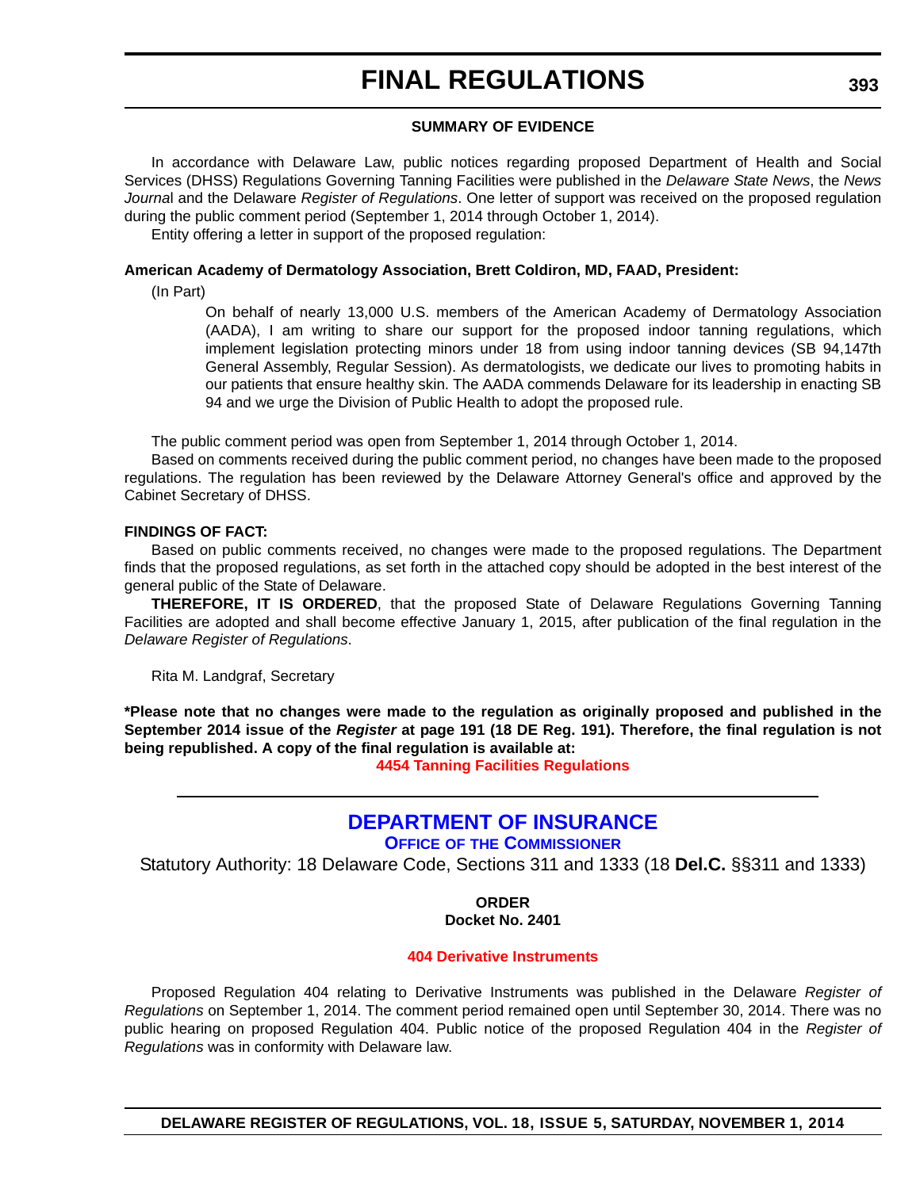## SUMMARY OF EVIDENCE

In accordance with Delaware Law, public notices regarding proposed Department of Health and Social Services (DHSS) Regulations Governing Tanning Facilities were published in the *Delaware State News*, the *News Journal* and the Delaware *Register of Regulations*. One letter of support was received on the proposed regulation during the public comment period (September 1, 2014 through October 1, 2014).

Entity offering a letter in support of the proposed regulation:

**American Academy of Dermatology Association, Brett Coldiron, MD, FAAD, President:**

(In Part)

> On behalf of nearly 13,000 U.S. members of the American Academy of Dermatology Association (AADA), I am writing to share our support for the proposed indoor tanning regulations, which implement legislation protecting minors under 18 from using indoor tanning devices (SB 94,147th General Assembly, Regular Session). As dermatologists, we dedicate our lives to promoting habits in our patients that ensure healthy skin. The AADA commends Delaware for its leadership in enacting SB 94 and we urge the Division of Public Health to adopt the proposed rule.

The public comment period was open from September 1, 2014 through October 1, 2014.

Based on comments received during the public comment period, no changes have been made to the proposed regulations. The regulation has been reviewed by the Delaware Attorney General's office and approved by the Cabinet Secretary of DHSS.

**FINDINGS OF FACT:**

Based on public comments received, no changes were made to the proposed regulations. The Department finds that the proposed regulations, as set forth in the attached copy should be adopted in the best interest of the general public of the State of Delaware.

**THEREFORE, IT IS ORDERED**, that the proposed State of Delaware Regulations Governing Tanning Facilities are adopted and shall become effective January 1, 2015, after publication of the final regulation in the *Delaware Register of Regulations*.

Rita M. Landgraf, Secretary

**\*Please note that no changes were made to the regulation as originally proposed and published in the September 2014 issue of the *Register* at page 191 (18 DE Reg. 191). Therefore, the final regulation is not being republished. A copy of the final regulation is available at:**

**4454 Tanning Facilities Regulations**

---

## DEPARTMENT OF INSURANCE

### OFFICE OF THE COMMISSIONER

Statutory Authority: 18 Delaware Code, Sections 311 and 1333 (18 **Del.C.** §§311 and 1333)

**ORDER**
**Docket No. 2401**

**404 Derivative Instruments**

Proposed Regulation 404 relating to Derivative Instruments was published in the Delaware *Register of Regulations* on September 1, 2014. The comment period remained open until September 30, 2014. There was no public hearing on proposed Regulation 404. Public notice of the proposed Regulation 404 in the *Register of Regulations* was in conformity with Delaware law.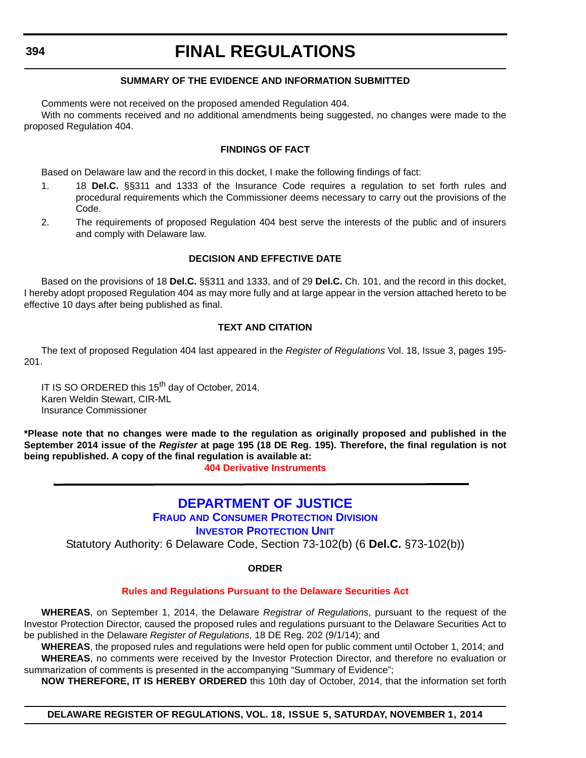#### SUMMARY OF THE EVIDENCE AND INFORMATION SUBMITTED

Comments were not received on the proposed amended Regulation 404.

With no comments received and no additional amendments being suggested, no changes were made to the proposed Regulation 404.

#### FINDINGS OF FACT

Based on Delaware law and the record in this docket, I make the following findings of fact:

1. 18 **Del.C.** §§311 and 1333 of the Insurance Code requires a regulation to set forth rules and procedural requirements which the Commissioner deems necessary to carry out the provisions of the Code.
2. The requirements of proposed Regulation 404 best serve the interests of the public and of insurers and comply with Delaware law.

#### DECISION AND EFFECTIVE DATE

Based on the provisions of 18 **Del.C.** §§311 and 1333, and of 29 **Del.C.** Ch. 101, and the record in this docket, I hereby adopt proposed Regulation 404 as may more fully and at large appear in the version attached hereto to be effective 10 days after being published as final.

#### TEXT AND CITATION

The text of proposed Regulation 404 last appeared in the *Register of Regulations* Vol. 18, Issue 3, pages 195-201.

IT IS SO ORDERED this 15th day of October, 2014.
Karen Weldin Stewart, CIR-ML
Insurance Commissioner

**\*Please note that no changes were made to the regulation as originally proposed and published in the September 2014 issue of the *Register* at page 195 (18 DE Reg. 195). Therefore, the final regulation is not being republished. A copy of the final regulation is available at:**

**404 Derivative Instruments**

## DEPARTMENT OF JUSTICE

### FRAUD AND CONSUMER PROTECTION DIVISION

### INVESTOR PROTECTION UNIT

Statutory Authority: 6 Delaware Code, Section 73-102(b) (6 **Del.C.** §73-102(b))

#### ORDER

#### Rules and Regulations Pursuant to the Delaware Securities Act

**WHEREAS**, on September 1, 2014, the Delaware *Registrar of Regulations*, pursuant to the request of the Investor Protection Director, caused the proposed rules and regulations pursuant to the Delaware Securities Act to be published in the Delaware *Register of Regulations*, 18 DE Reg. 202 (9/1/14); and

**WHEREAS**, the proposed rules and regulations were held open for public comment until October 1, 2014; and

**WHEREAS**, no comments were received by the Investor Protection Director, and therefore no evaluation or summarization of comments is presented in the accompanying "Summary of Evidence";

**NOW THEREFORE, IT IS HEREBY ORDERED** this 10th day of October, 2014, that the information set forth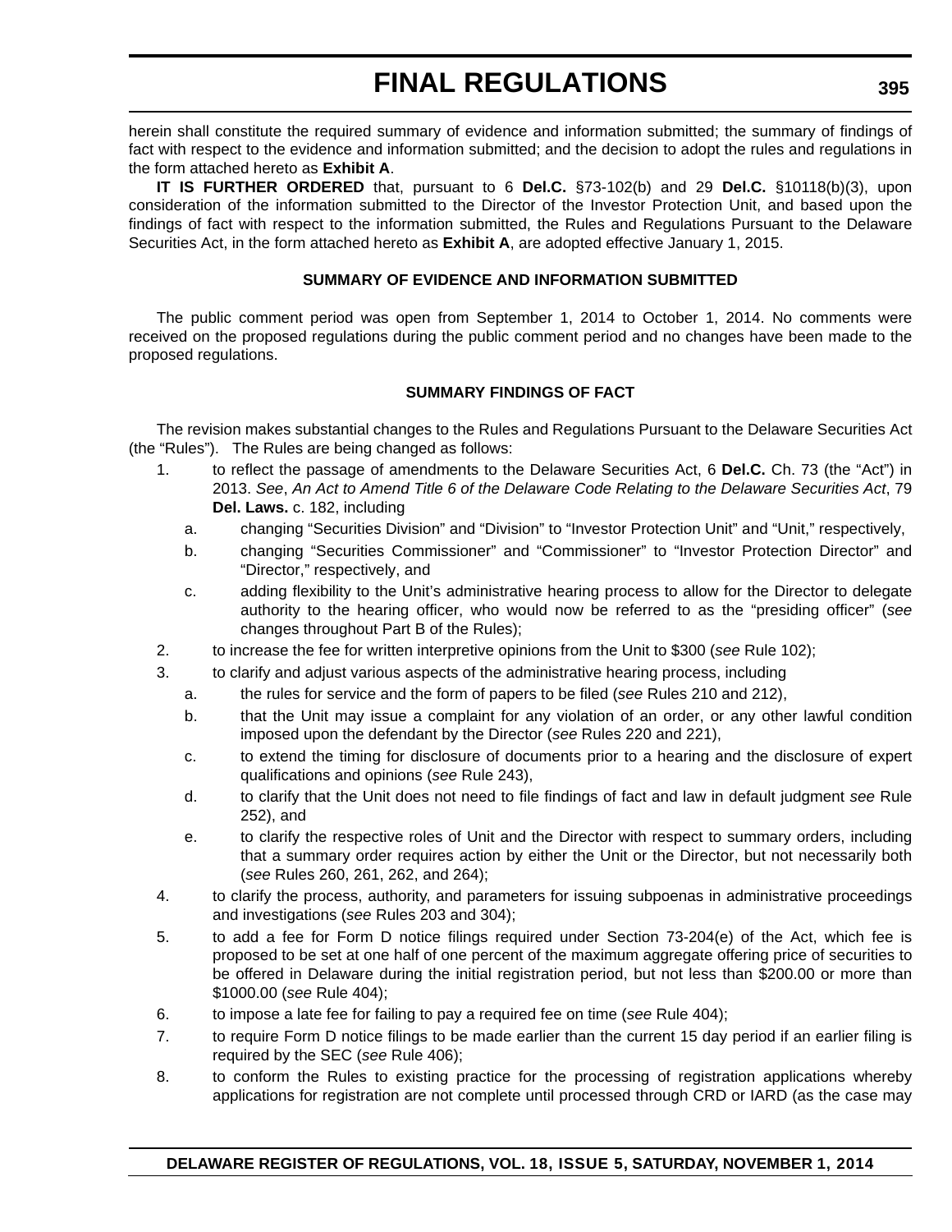herein shall constitute the required summary of evidence and information submitted; the summary of findings of fact with respect to the evidence and information submitted; and the decision to adopt the rules and regulations in the form attached hereto as **Exhibit A**.

**IT IS FURTHER ORDERED** that, pursuant to 6 **Del.C.** §73-102(b) and 29 **Del.C.** §10118(b)(3), upon consideration of the information submitted to the Director of the Investor Protection Unit, and based upon the findings of fact with respect to the information submitted, the Rules and Regulations Pursuant to the Delaware Securities Act, in the form attached hereto as **Exhibit A**, are adopted effective January 1, 2015.

**SUMMARY OF EVIDENCE AND INFORMATION SUBMITTED**

The public comment period was open from September 1, 2014 to October 1, 2014. No comments were received on the proposed regulations during the public comment period and no changes have been made to the proposed regulations.

**SUMMARY FINDINGS OF FACT**

The revision makes substantial changes to the Rules and Regulations Pursuant to the Delaware Securities Act (the "Rules"). The Rules are being changed as follows:

1. to reflect the passage of amendments to the Delaware Securities Act, 6 **Del.C.** Ch. 73 (the "Act") in 2013. *See*, *An Act to Amend Title 6 of the Delaware Code Relating to the Delaware Securities Act*, 79 **Del. Laws.** c. 182, including
   a. changing "Securities Division" and "Division" to "Investor Protection Unit" and "Unit," respectively,
   b. changing "Securities Commissioner" and "Commissioner" to "Investor Protection Director" and "Director," respectively, and
   c. adding flexibility to the Unit's administrative hearing process to allow for the Director to delegate authority to the hearing officer, who would now be referred to as the "presiding officer" (*see* changes throughout Part B of the Rules);
2. to increase the fee for written interpretive opinions from the Unit to $300 (*see* Rule 102);
3. to clarify and adjust various aspects of the administrative hearing process, including
   a. the rules for service and the form of papers to be filed (*see* Rules 210 and 212),
   b. that the Unit may issue a complaint for any violation of an order, or any other lawful condition imposed upon the defendant by the Director (*see* Rules 220 and 221),
   c. to extend the timing for disclosure of documents prior to a hearing and the disclosure of expert qualifications and opinions (*see* Rule 243),
   d. to clarify that the Unit does not need to file findings of fact and law in default judgment *see* Rule 252), and
   e. to clarify the respective roles of Unit and the Director with respect to summary orders, including that a summary order requires action by either the Unit or the Director, but not necessarily both (*see* Rules 260, 261, 262, and 264);
4. to clarify the process, authority, and parameters for issuing subpoenas in administrative proceedings and investigations (*see* Rules 203 and 304);
5. to add a fee for Form D notice filings required under Section 73-204(e) of the Act, which fee is proposed to be set at one half of one percent of the maximum aggregate offering price of securities to be offered in Delaware during the initial registration period, but not less than $200.00 or more than $1000.00 (*see* Rule 404);
6. to impose a late fee for failing to pay a required fee on time (*see* Rule 404);
7. to require Form D notice filings to be made earlier than the current 15 day period if an earlier filing is required by the SEC (*see* Rule 406);
8. to conform the Rules to existing practice for the processing of registration applications whereby applications for registration are not complete until processed through CRD or IARD (as the case may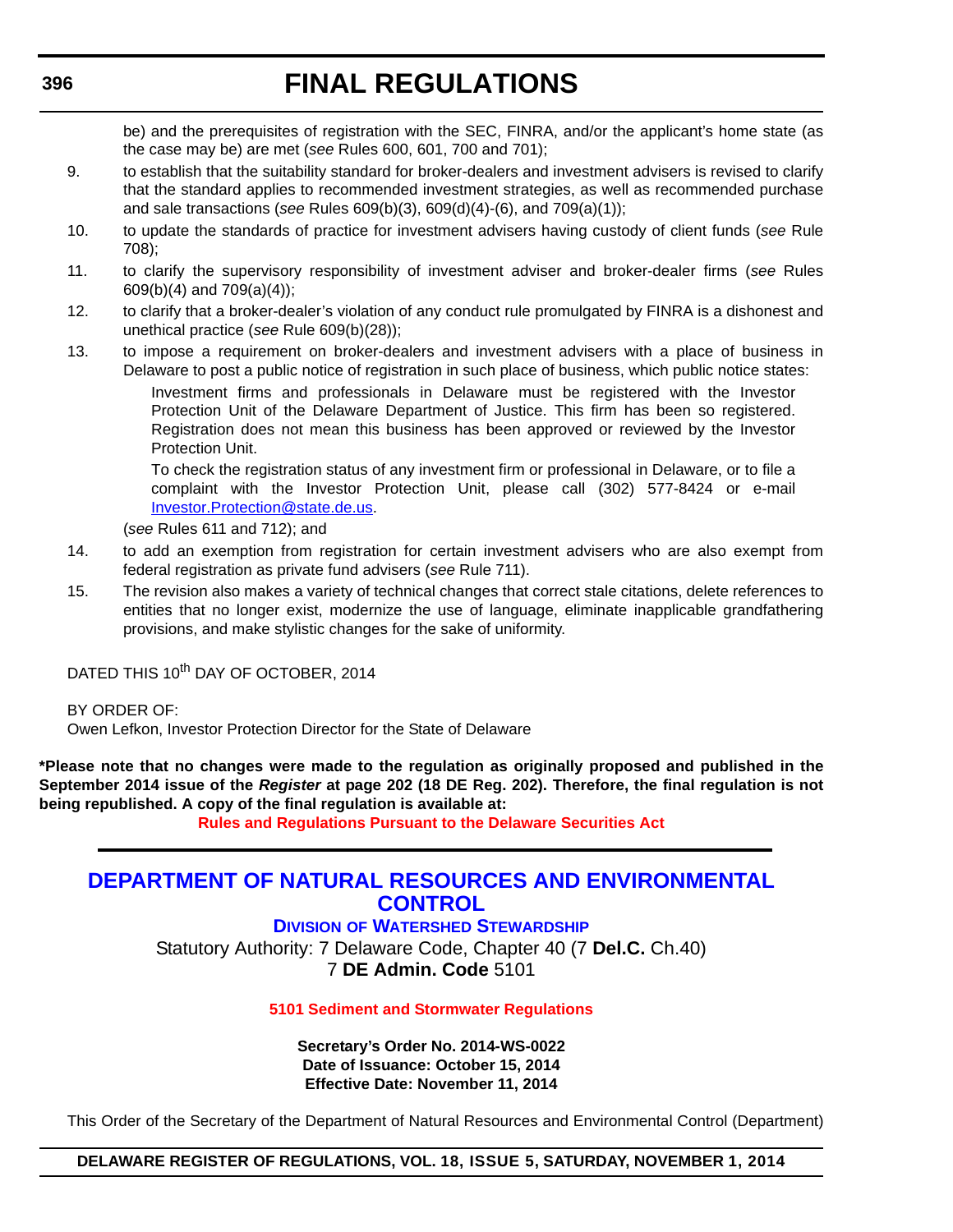be) and the prerequisites of registration with the SEC, FINRA, and/or the applicant's home state (as the case may be) are met (*see* Rules 600, 601, 700 and 701);

9. to establish that the suitability standard for broker-dealers and investment advisers is revised to clarify that the standard applies to recommended investment strategies, as well as recommended purchase and sale transactions (*see* Rules 609(b)(3), 609(d)(4)-(6), and 709(a)(1));
10. to update the standards of practice for investment advisers having custody of client funds (*see* Rule 708);
11. to clarify the supervisory responsibility of investment adviser and broker-dealer firms (*see* Rules 609(b)(4) and 709(a)(4));
12. to clarify that a broker-dealer's violation of any conduct rule promulgated by FINRA is a dishonest and unethical practice (*see* Rule 609(b)(28));
13. to impose a requirement on broker-dealers and investment advisers with a place of business in Delaware to post a public notice of registration in such place of business, which public notice states:

    > Investment firms and professionals in Delaware must be registered with the Investor Protection Unit of the Delaware Department of Justice. This firm has been so registered. Registration does not mean this business has been approved or reviewed by the Investor Protection Unit.
    >
    > To check the registration status of any investment firm or professional in Delaware, or to file a complaint with the Investor Protection Unit, please call (302) 577-8424 or e-mail Investor.Protection@state.de.us.

    (*see* Rules 611 and 712); and
14. to add an exemption from registration for certain investment advisers who are also exempt from federal registration as private fund advisers (*see* Rule 711).
15. The revision also makes a variety of technical changes that correct stale citations, delete references to entities that no longer exist, modernize the use of language, eliminate inapplicable grandfathering provisions, and make stylistic changes for the sake of uniformity.

DATED THIS 10th DAY OF OCTOBER, 2014

BY ORDER OF:
Owen Lefkon, Investor Protection Director for the State of Delaware

**\*Please note that no changes were made to the regulation as originally proposed and published in the September 2014 issue of the *Register* at page 202 (18 DE Reg. 202). Therefore, the final regulation is not being republished. A copy of the final regulation is available at:**

**Rules and Regulations Pursuant to the Delaware Securities Act**

---

## DEPARTMENT OF NATURAL RESOURCES AND ENVIRONMENTAL CONTROL

### DIVISION OF WATERSHED STEWARDSHIP

Statutory Authority: 7 Delaware Code, Chapter 40 (7 **Del.C.** Ch.40)
7 **DE Admin. Code** 5101

### 5101 Sediment and Stormwater Regulations

**Secretary's Order No. 2014-WS-0022**
**Date of Issuance: October 15, 2014**
**Effective Date: November 11, 2014**

This Order of the Secretary of the Department of Natural Resources and Environmental Control (Department)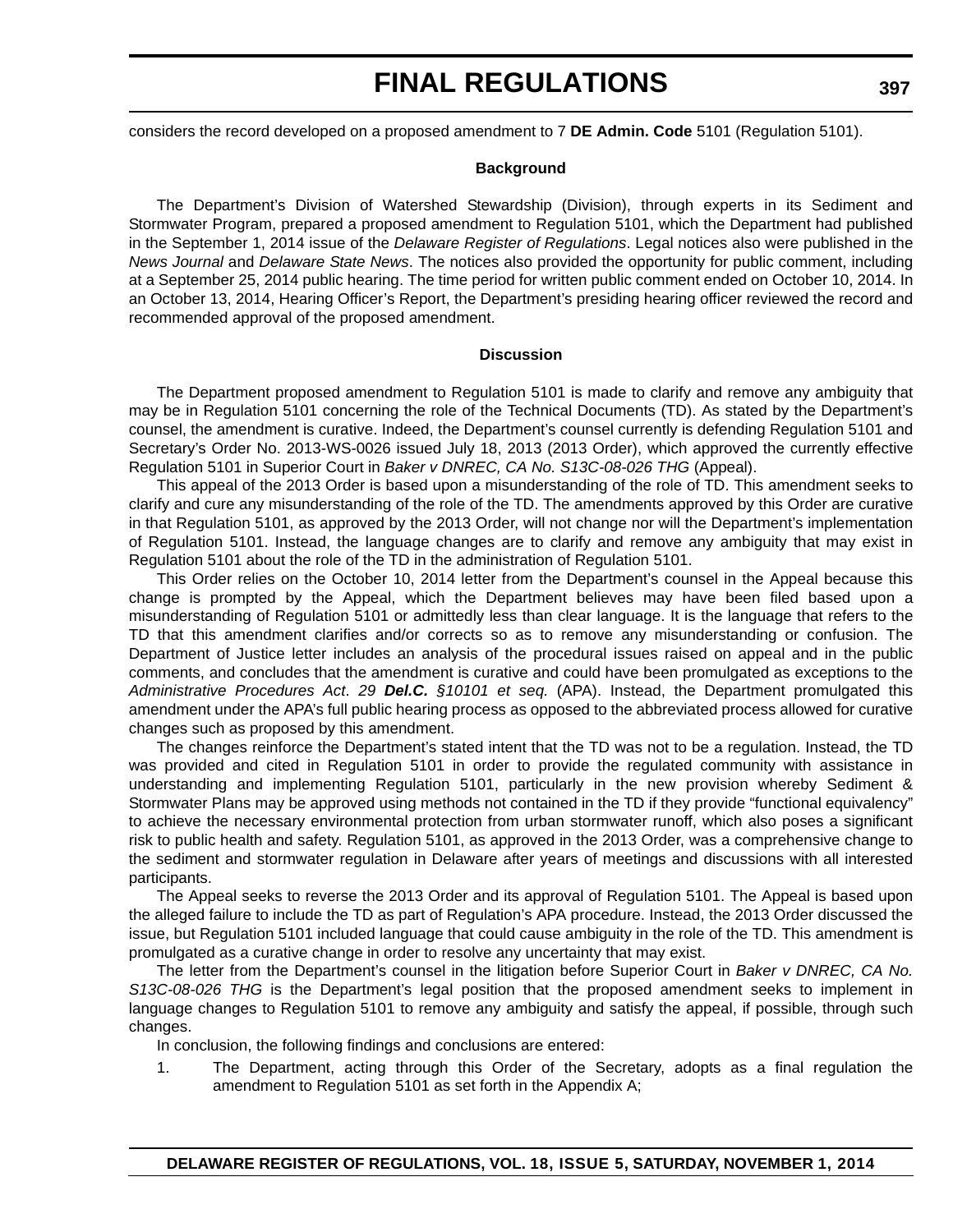considers the record developed on a proposed amendment to 7 **DE Admin. Code** 5101 (Regulation 5101).

**Background**

The Department's Division of Watershed Stewardship (Division), through experts in its Sediment and Stormwater Program, prepared a proposed amendment to Regulation 5101, which the Department had published in the September 1, 2014 issue of the *Delaware Register of Regulations*. Legal notices also were published in the *News Journal* and *Delaware State News*. The notices also provided the opportunity for public comment, including at a September 25, 2014 public hearing. The time period for written public comment ended on October 10, 2014. In an October 13, 2014, Hearing Officer's Report, the Department's presiding hearing officer reviewed the record and recommended approval of the proposed amendment.

**Discussion**

The Department proposed amendment to Regulation 5101 is made to clarify and remove any ambiguity that may be in Regulation 5101 concerning the role of the Technical Documents (TD). As stated by the Department's counsel, the amendment is curative. Indeed, the Department's counsel currently is defending Regulation 5101 and Secretary's Order No. 2013-WS-0026 issued July 18, 2013 (2013 Order), which approved the currently effective Regulation 5101 in Superior Court in *Baker v DNREC, CA No. S13C-08-026 THG* (Appeal).

This appeal of the 2013 Order is based upon a misunderstanding of the role of TD. This amendment seeks to clarify and cure any misunderstanding of the role of the TD. The amendments approved by this Order are curative in that Regulation 5101, as approved by the 2013 Order, will not change nor will the Department's implementation of Regulation 5101. Instead, the language changes are to clarify and remove any ambiguity that may exist in Regulation 5101 about the role of the TD in the administration of Regulation 5101.

This Order relies on the October 10, 2014 letter from the Department's counsel in the Appeal because this change is prompted by the Appeal, which the Department believes may have been filed based upon a misunderstanding of Regulation 5101 or admittedly less than clear language. It is the language that refers to the TD that this amendment clarifies and/or corrects so as to remove any misunderstanding or confusion. The Department of Justice letter includes an analysis of the procedural issues raised on appeal and in the public comments, and concludes that the amendment is curative and could have been promulgated as exceptions to the *Administrative Procedures Act*. *29* ***Del.C.*** *§10101 et seq.* (APA). Instead, the Department promulgated this amendment under the APA's full public hearing process as opposed to the abbreviated process allowed for curative changes such as proposed by this amendment.

The changes reinforce the Department's stated intent that the TD was not to be a regulation. Instead, the TD was provided and cited in Regulation 5101 in order to provide the regulated community with assistance in understanding and implementing Regulation 5101, particularly in the new provision whereby Sediment & Stormwater Plans may be approved using methods not contained in the TD if they provide "functional equivalency" to achieve the necessary environmental protection from urban stormwater runoff, which also poses a significant risk to public health and safety. Regulation 5101, as approved in the 2013 Order, was a comprehensive change to the sediment and stormwater regulation in Delaware after years of meetings and discussions with all interested participants.

The Appeal seeks to reverse the 2013 Order and its approval of Regulation 5101. The Appeal is based upon the alleged failure to include the TD as part of Regulation's APA procedure. Instead, the 2013 Order discussed the issue, but Regulation 5101 included language that could cause ambiguity in the role of the TD. This amendment is promulgated as a curative change in order to resolve any uncertainty that may exist.

The letter from the Department's counsel in the litigation before Superior Court in *Baker v DNREC, CA No. S13C-08-026 THG* is the Department's legal position that the proposed amendment seeks to implement in language changes to Regulation 5101 to remove any ambiguity and satisfy the appeal, if possible, through such changes.

In conclusion, the following findings and conclusions are entered:

1. The Department, acting through this Order of the Secretary, adopts as a final regulation the amendment to Regulation 5101 as set forth in the Appendix A;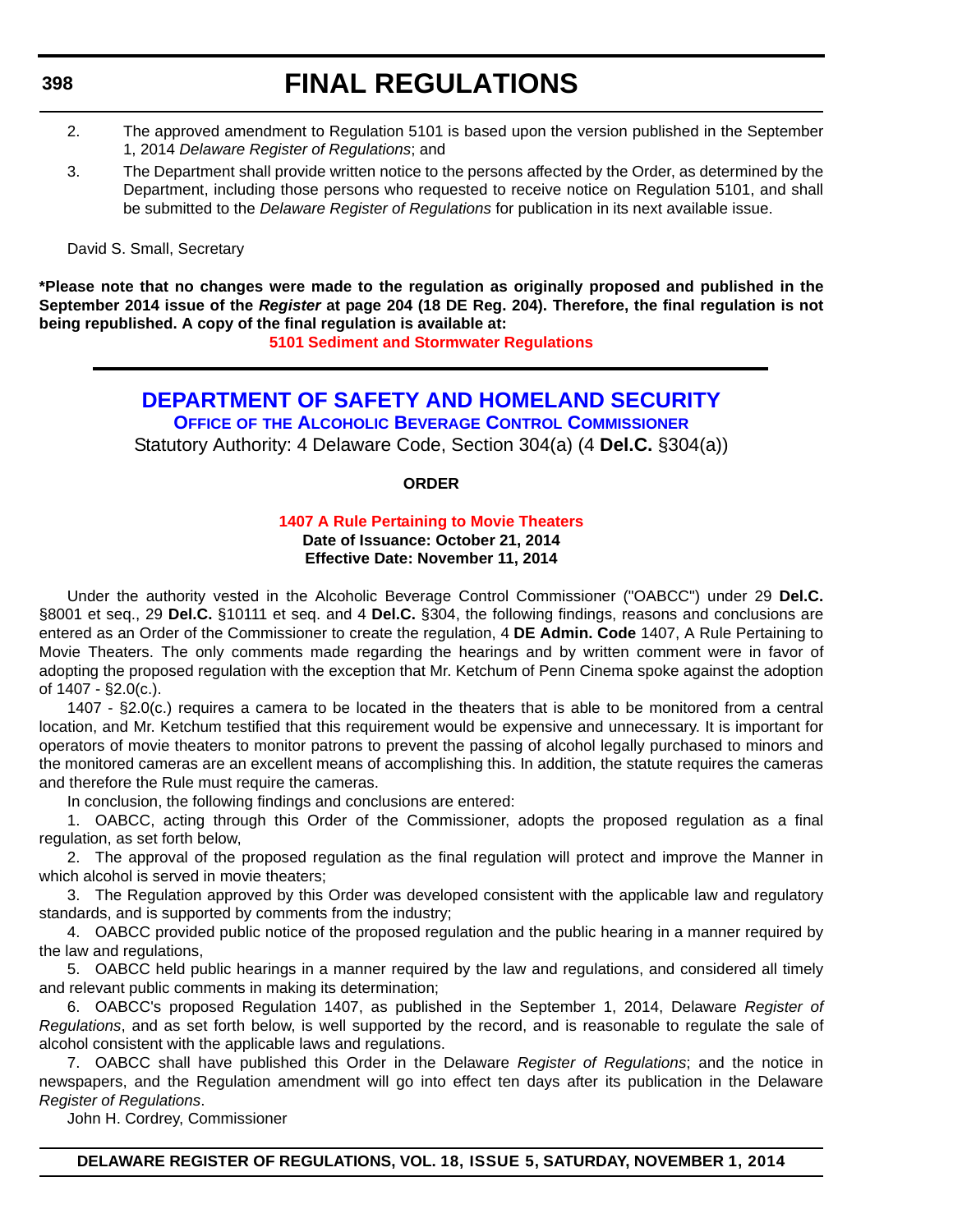2. The approved amendment to Regulation 5101 is based upon the version published in the September 1, 2014 *Delaware Register of Regulations*; and

3. The Department shall provide written notice to the persons affected by the Order, as determined by the Department, including those persons who requested to receive notice on Regulation 5101, and shall be submitted to the *Delaware Register of Regulations* for publication in its next available issue.

David S. Small, Secretary

**\*Please note that no changes were made to the regulation as originally proposed and published in the September 2014 issue of the *Register* at page 204 (18 DE Reg. 204). Therefore, the final regulation is not being republished. A copy of the final regulation is available at:**

**5101 Sediment and Stormwater Regulations**

---

## DEPARTMENT OF SAFETY AND HOMELAND SECURITY

### Office of the Alcoholic Beverage Control Commissioner

Statutory Authority: 4 Delaware Code, Section 304(a) (4 **Del.C.** §304(a))

**ORDER**

**1407 A Rule Pertaining to Movie Theaters**

**Date of Issuance: October 21, 2014**

**Effective Date: November 11, 2014**

Under the authority vested in the Alcoholic Beverage Control Commissioner ("OABCC") under 29 **Del.C.** §8001 et seq., 29 **Del.C.** §10111 et seq. and 4 **Del.C.** §304, the following findings, reasons and conclusions are entered as an Order of the Commissioner to create the regulation, 4 **DE Admin. Code** 1407, A Rule Pertaining to Movie Theaters. The only comments made regarding the hearings and by written comment were in favor of adopting the proposed regulation with the exception that Mr. Ketchum of Penn Cinema spoke against the adoption of 1407 - §2.0(c.).

1407 - §2.0(c.) requires a camera to be located in the theaters that is able to be monitored from a central location, and Mr. Ketchum testified that this requirement would be expensive and unnecessary. It is important for operators of movie theaters to monitor patrons to prevent the passing of alcohol legally purchased to minors and the monitored cameras are an excellent means of accomplishing this. In addition, the statute requires the cameras and therefore the Rule must require the cameras.

In conclusion, the following findings and conclusions are entered:

1. OABCC, acting through this Order of the Commissioner, adopts the proposed regulation as a final regulation, as set forth below,

2. The approval of the proposed regulation as the final regulation will protect and improve the Manner in which alcohol is served in movie theaters;

3. The Regulation approved by this Order was developed consistent with the applicable law and regulatory standards, and is supported by comments from the industry;

4. OABCC provided public notice of the proposed regulation and the public hearing in a manner required by the law and regulations,

5. OABCC held public hearings in a manner required by the law and regulations, and considered all timely and relevant public comments in making its determination;

6. OABCC's proposed Regulation 1407, as published in the September 1, 2014, Delaware *Register of Regulations*, and as set forth below, is well supported by the record, and is reasonable to regulate the sale of alcohol consistent with the applicable laws and regulations.

7. OABCC shall have published this Order in the Delaware *Register of Regulations*; and the notice in newspapers, and the Regulation amendment will go into effect ten days after its publication in the Delaware *Register of Regulations*.

John H. Cordrey, Commissioner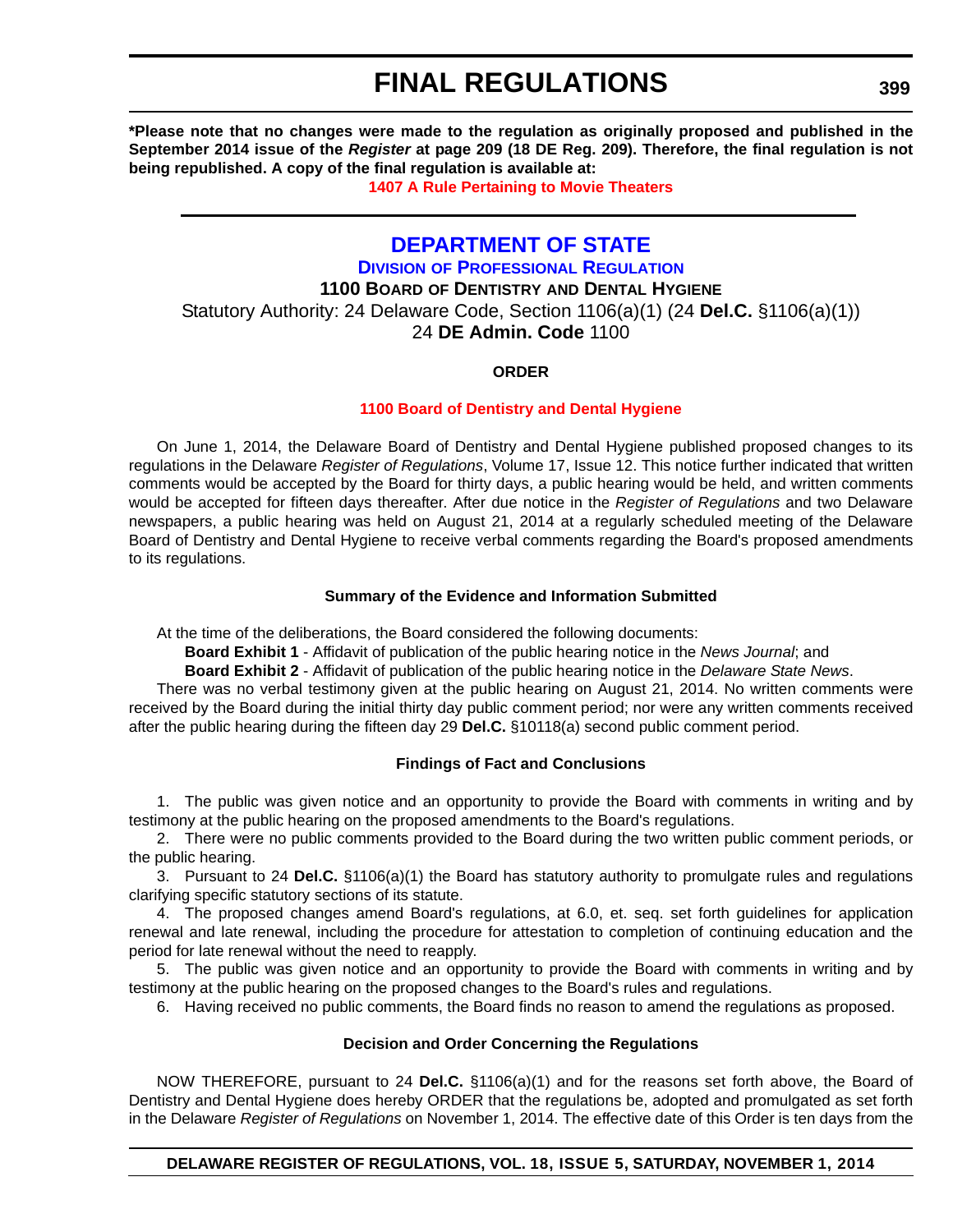**\*Please note that no changes were made to the regulation as originally proposed and published in the September 2014 issue of the *Register* at page 209 (18 DE Reg. 209). Therefore, the final regulation is not being republished. A copy of the final regulation is available at:**

**1407 A Rule Pertaining to Movie Theaters**

---

# DEPARTMENT OF STATE

## DIVISION OF PROFESSIONAL REGULATION

### 1100 BOARD OF DENTISTRY AND DENTAL HYGIENE

Statutory Authority: 24 Delaware Code, Section 1106(a)(1) (24 **Del.C.** §1106(a)(1))
24 **DE Admin. Code** 1100

**ORDER**

**1100 Board of Dentistry and Dental Hygiene**

On June 1, 2014, the Delaware Board of Dentistry and Dental Hygiene published proposed changes to its regulations in the Delaware *Register of Regulations*, Volume 17, Issue 12. This notice further indicated that written comments would be accepted by the Board for thirty days, a public hearing would be held, and written comments would be accepted for fifteen days thereafter. After due notice in the *Register of Regulations* and two Delaware newspapers, a public hearing was held on August 21, 2014 at a regularly scheduled meeting of the Delaware Board of Dentistry and Dental Hygiene to receive verbal comments regarding the Board's proposed amendments to its regulations.

**Summary of the Evidence and Information Submitted**

At the time of the deliberations, the Board considered the following documents:

**Board Exhibit 1** - Affidavit of publication of the public hearing notice in the *News Journal*; and

**Board Exhibit 2** - Affidavit of publication of the public hearing notice in the *Delaware State News*.

There was no verbal testimony given at the public hearing on August 21, 2014. No written comments were received by the Board during the initial thirty day public comment period; nor were any written comments received after the public hearing during the fifteen day 29 **Del.C.** §10118(a) second public comment period.

**Findings of Fact and Conclusions**

1. The public was given notice and an opportunity to provide the Board with comments in writing and by testimony at the public hearing on the proposed amendments to the Board's regulations.
2. There were no public comments provided to the Board during the two written public comment periods, or the public hearing.
3. Pursuant to 24 **Del.C.** §1106(a)(1) the Board has statutory authority to promulgate rules and regulations clarifying specific statutory sections of its statute.
4. The proposed changes amend Board's regulations, at 6.0, et. seq. set forth guidelines for application renewal and late renewal, including the procedure for attestation to completion of continuing education and the period for late renewal without the need to reapply.
5. The public was given notice and an opportunity to provide the Board with comments in writing and by testimony at the public hearing on the proposed changes to the Board's rules and regulations.
6. Having received no public comments, the Board finds no reason to amend the regulations as proposed.

**Decision and Order Concerning the Regulations**

NOW THEREFORE, pursuant to 24 **Del.C.** §1106(a)(1) and for the reasons set forth above, the Board of Dentistry and Dental Hygiene does hereby ORDER that the regulations be, adopted and promulgated as set forth in the Delaware *Register of Regulations* on November 1, 2014. The effective date of this Order is ten days from the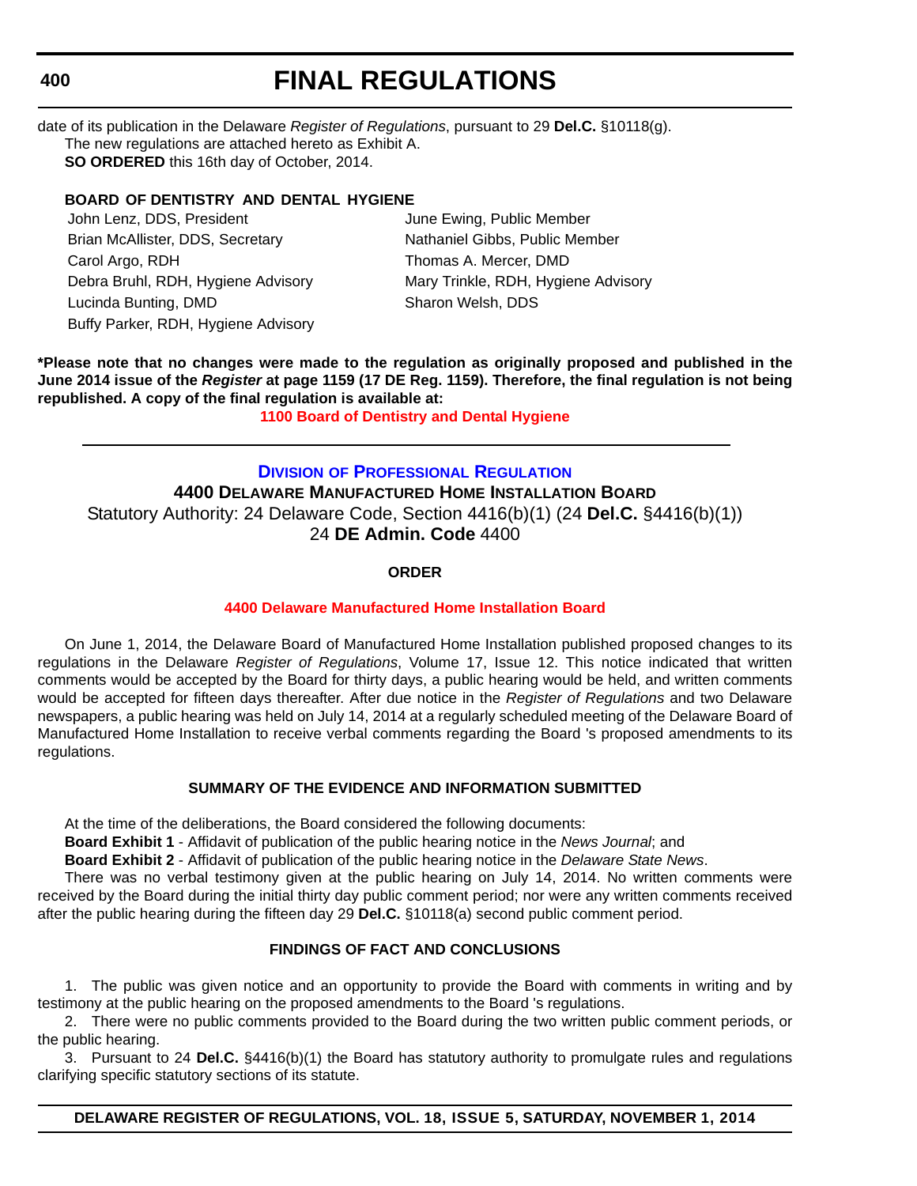date of its publication in the Delaware *Register of Regulations*, pursuant to 29 **Del.C.** §10118(g).

The new regulations are attached hereto as Exhibit A.

**SO ORDERED** this 16th day of October, 2014.

**BOARD OF DENTISTRY AND DENTAL HYGIENE**

John Lenz, DDS, President
Brian McAllister, DDS, Secretary
Carol Argo, RDH
Debra Bruhl, RDH, Hygiene Advisory
Lucinda Bunting, DMD
Buffy Parker, RDH, Hygiene Advisory
June Ewing, Public Member
Nathaniel Gibbs, Public Member
Thomas A. Mercer, DMD
Mary Trinkle, RDH, Hygiene Advisory
Sharon Welsh, DDS

**\*Please note that no changes were made to the regulation as originally proposed and published in the June 2014 issue of the *Register* at page 1159 (17 DE Reg. 1159). Therefore, the final regulation is not being republished. A copy of the final regulation is available at:**

**1100 Board of Dentistry and Dental Hygiene**

---

## DIVISION OF PROFESSIONAL REGULATION

### 4400 DELAWARE MANUFACTURED HOME INSTALLATION BOARD

Statutory Authority: 24 Delaware Code, Section 4416(b)(1) (24 **Del.C.** §4416(b)(1))
24 **DE Admin. Code** 4400

**ORDER**

**4400 Delaware Manufactured Home Installation Board**

On June 1, 2014, the Delaware Board of Manufactured Home Installation published proposed changes to its regulations in the Delaware *Register of Regulations*, Volume 17, Issue 12. This notice indicated that written comments would be accepted by the Board for thirty days, a public hearing would be held, and written comments would be accepted for fifteen days thereafter. After due notice in the *Register of Regulations* and two Delaware newspapers, a public hearing was held on July 14, 2014 at a regularly scheduled meeting of the Delaware Board of Manufactured Home Installation to receive verbal comments regarding the Board 's proposed amendments to its regulations.

**SUMMARY OF THE EVIDENCE AND INFORMATION SUBMITTED**

At the time of the deliberations, the Board considered the following documents:

**Board Exhibit 1** - Affidavit of publication of the public hearing notice in the *News Journal*; and

**Board Exhibit 2** - Affidavit of publication of the public hearing notice in the *Delaware State News*.

There was no verbal testimony given at the public hearing on July 14, 2014. No written comments were received by the Board during the initial thirty day public comment period; nor were any written comments received after the public hearing during the fifteen day 29 **Del.C.** §10118(a) second public comment period.

**FINDINGS OF FACT AND CONCLUSIONS**

1. The public was given notice and an opportunity to provide the Board with comments in writing and by testimony at the public hearing on the proposed amendments to the Board 's regulations.

2. There were no public comments provided to the Board during the two written public comment periods, or the public hearing.

3. Pursuant to 24 **Del.C.** §4416(b)(1) the Board has statutory authority to promulgate rules and regulations clarifying specific statutory sections of its statute.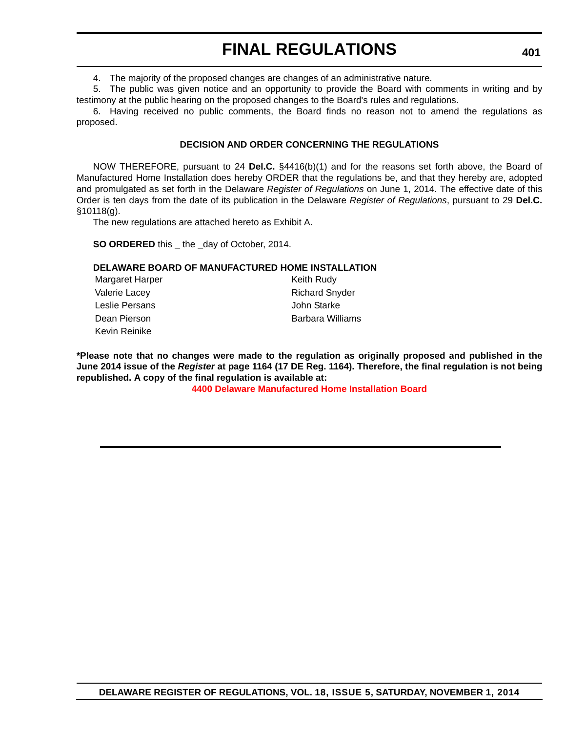4. The majority of the proposed changes are changes of an administrative nature.

5. The public was given notice and an opportunity to provide the Board with comments in writing and by testimony at the public hearing on the proposed changes to the Board's rules and regulations.

6. Having received no public comments, the Board finds no reason not to amend the regulations as proposed.

**DECISION AND ORDER CONCERNING THE REGULATIONS**

NOW THEREFORE, pursuant to 24 **Del.C.** §4416(b)(1) and for the reasons set forth above, the Board of Manufactured Home Installation does hereby ORDER that the regulations be, and that they hereby are, adopted and promulgated as set forth in the Delaware *Register of Regulations* on June 1, 2014. The effective date of this Order is ten days from the date of its publication in the Delaware *Register of Regulations*, pursuant to 29 **Del.C.** §10118(g).

The new regulations are attached hereto as Exhibit A.

**SO ORDERED** this _ the _day of October, 2014.

**DELAWARE BOARD OF MANUFACTURED HOME INSTALLATION**

Margaret Harper
Valerie Lacey
Leslie Persans
Dean Pierson
Kevin Reinike
Keith Rudy
Richard Snyder
John Starke
Barbara Williams

**\*Please note that no changes were made to the regulation as originally proposed and published in the June 2014 issue of the *Register* at page 1164 (17 DE Reg. 1164). Therefore, the final regulation is not being republished. A copy of the final regulation is available at:**

**4400 Delaware Manufactured Home Installation Board**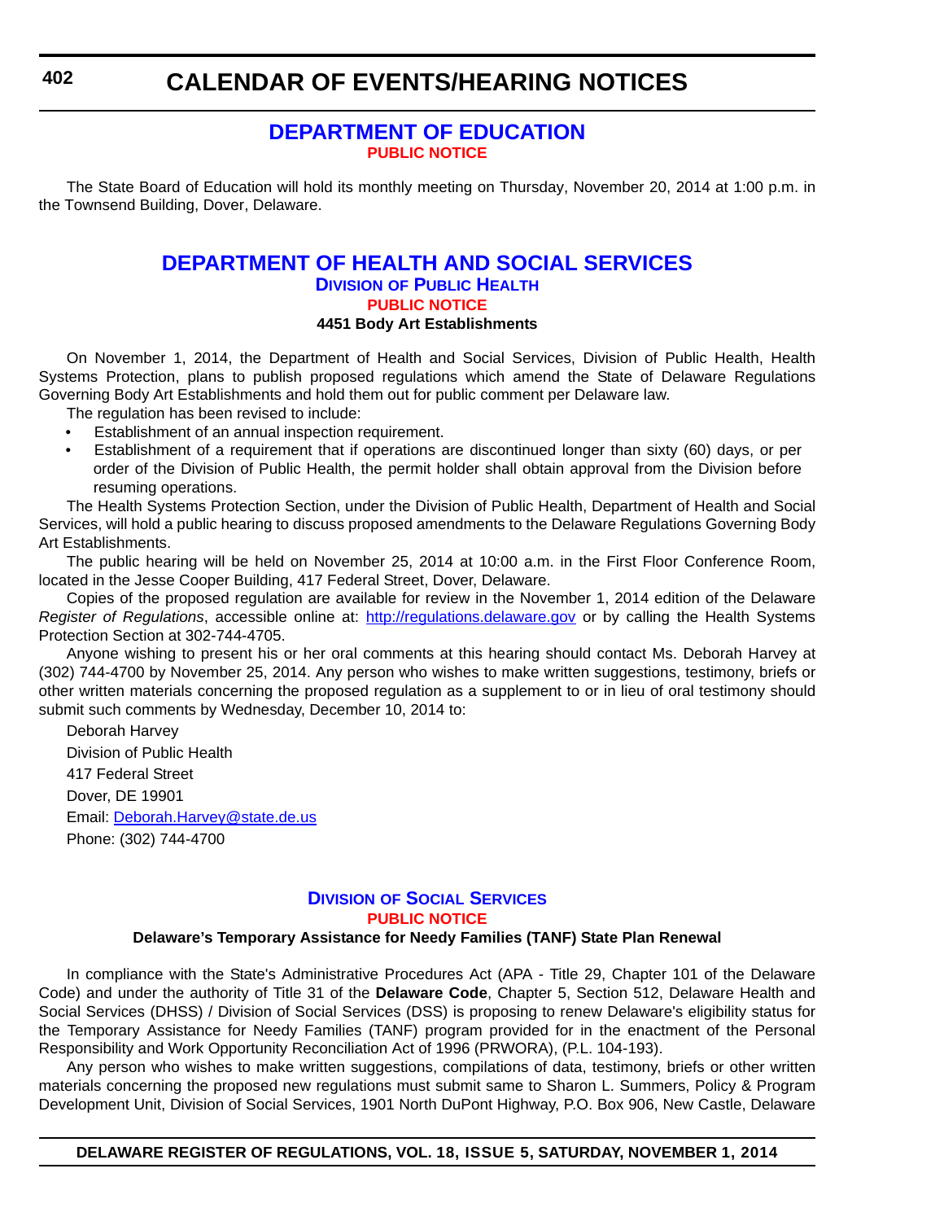# CALENDAR OF EVENTS/HEARING NOTICES

## DEPARTMENT OF EDUCATION

**PUBLIC NOTICE**

The State Board of Education will hold its monthly meeting on Thursday, November 20, 2014 at 1:00 p.m. in the Townsend Building, Dover, Delaware.

## DEPARTMENT OF HEALTH AND SOCIAL SERVICES

### Division of Public Health

**PUBLIC NOTICE**

**4451 Body Art Establishments**

On November 1, 2014, the Department of Health and Social Services, Division of Public Health, Health Systems Protection, plans to publish proposed regulations which amend the State of Delaware Regulations Governing Body Art Establishments and hold them out for public comment per Delaware law.

The regulation has been revised to include:

- Establishment of an annual inspection requirement.
- Establishment of a requirement that if operations are discontinued longer than sixty (60) days, or per order of the Division of Public Health, the permit holder shall obtain approval from the Division before resuming operations.

The Health Systems Protection Section, under the Division of Public Health, Department of Health and Social Services, will hold a public hearing to discuss proposed amendments to the Delaware Regulations Governing Body Art Establishments.

The public hearing will be held on November 25, 2014 at 10:00 a.m. in the First Floor Conference Room, located in the Jesse Cooper Building, 417 Federal Street, Dover, Delaware.

Copies of the proposed regulation are available for review in the November 1, 2014 edition of the Delaware *Register of Regulations*, accessible online at: http://regulations.delaware.gov or by calling the Health Systems Protection Section at 302-744-4705.

Anyone wishing to present his or her oral comments at this hearing should contact Ms. Deborah Harvey at (302) 744-4700 by November 25, 2014. Any person who wishes to make written suggestions, testimony, briefs or other written materials concerning the proposed regulation as a supplement to or in lieu of oral testimony should submit such comments by Wednesday, December 10, 2014 to:

Deborah Harvey

Division of Public Health

417 Federal Street

Dover, DE 19901

Email: Deborah.Harvey@state.de.us

Phone: (302) 744-4700

### Division of Social Services

**PUBLIC NOTICE**

**Delaware's Temporary Assistance for Needy Families (TANF) State Plan Renewal**

In compliance with the State's Administrative Procedures Act (APA - Title 29, Chapter 101 of the Delaware Code) and under the authority of Title 31 of the **Delaware Code**, Chapter 5, Section 512, Delaware Health and Social Services (DHSS) / Division of Social Services (DSS) is proposing to renew Delaware's eligibility status for the Temporary Assistance for Needy Families (TANF) program provided for in the enactment of the Personal Responsibility and Work Opportunity Reconciliation Act of 1996 (PRWORA), (P.L. 104-193).

Any person who wishes to make written suggestions, compilations of data, testimony, briefs or other written materials concerning the proposed new regulations must submit same to Sharon L. Summers, Policy & Program Development Unit, Division of Social Services, 1901 North DuPont Highway, P.O. Box 906, New Castle, Delaware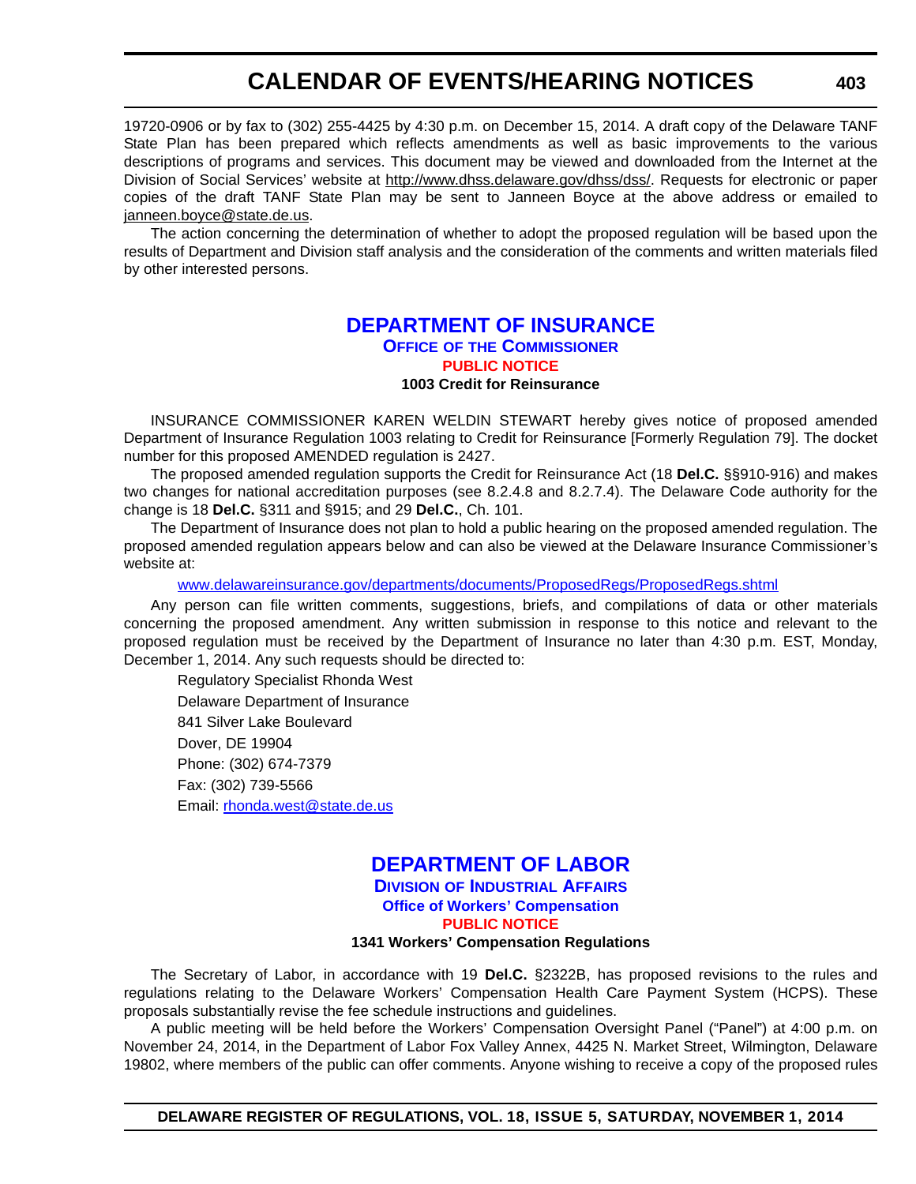19720-0906 or by fax to (302) 255-4425 by 4:30 p.m. on December 15, 2014. A draft copy of the Delaware TANF State Plan has been prepared which reflects amendments as well as basic improvements to the various descriptions of programs and services. This document may be viewed and downloaded from the Internet at the Division of Social Services' website at http://www.dhss.delaware.gov/dhss/dss/. Requests for electronic or paper copies of the draft TANF State Plan may be sent to Janneen Boyce at the above address or emailed to janneen.boyce@state.de.us.

The action concerning the determination of whether to adopt the proposed regulation will be based upon the results of Department and Division staff analysis and the consideration of the comments and written materials filed by other interested persons.

## DEPARTMENT OF INSURANCE

### OFFICE OF THE COMMISSIONER

### PUBLIC NOTICE

**1003 Credit for Reinsurance**

INSURANCE COMMISSIONER KAREN WELDIN STEWART hereby gives notice of proposed amended Department of Insurance Regulation 1003 relating to Credit for Reinsurance [Formerly Regulation 79]. The docket number for this proposed AMENDED regulation is 2427.

The proposed amended regulation supports the Credit for Reinsurance Act (18 **Del.C.** §§910-916) and makes two changes for national accreditation purposes (see 8.2.4.8 and 8.2.7.4). The Delaware Code authority for the change is 18 **Del.C.** §311 and §915; and 29 **Del.C.**, Ch. 101.

The Department of Insurance does not plan to hold a public hearing on the proposed amended regulation. The proposed amended regulation appears below and can also be viewed at the Delaware Insurance Commissioner's website at:

www.delawareinsurance.gov/departments/documents/ProposedRegs/ProposedRegs.shtml

Any person can file written comments, suggestions, briefs, and compilations of data or other materials concerning the proposed amendment. Any written submission in response to this notice and relevant to the proposed regulation must be received by the Department of Insurance no later than 4:30 p.m. EST, Monday, December 1, 2014. Any such requests should be directed to:

Regulatory Specialist Rhonda West
Delaware Department of Insurance
841 Silver Lake Boulevard
Dover, DE 19904
Phone: (302) 674-7379
Fax: (302) 739-5566
Email: rhonda.west@state.de.us

## DEPARTMENT OF LABOR

### DIVISION OF INDUSTRIAL AFFAIRS

### Office of Workers' Compensation

### PUBLIC NOTICE

**1341 Workers' Compensation Regulations**

The Secretary of Labor, in accordance with 19 **Del.C.** §2322B, has proposed revisions to the rules and regulations relating to the Delaware Workers' Compensation Health Care Payment System (HCPS). These proposals substantially revise the fee schedule instructions and guidelines.

A public meeting will be held before the Workers' Compensation Oversight Panel ("Panel") at 4:00 p.m. on November 24, 2014, in the Department of Labor Fox Valley Annex, 4425 N. Market Street, Wilmington, Delaware 19802, where members of the public can offer comments. Anyone wishing to receive a copy of the proposed rules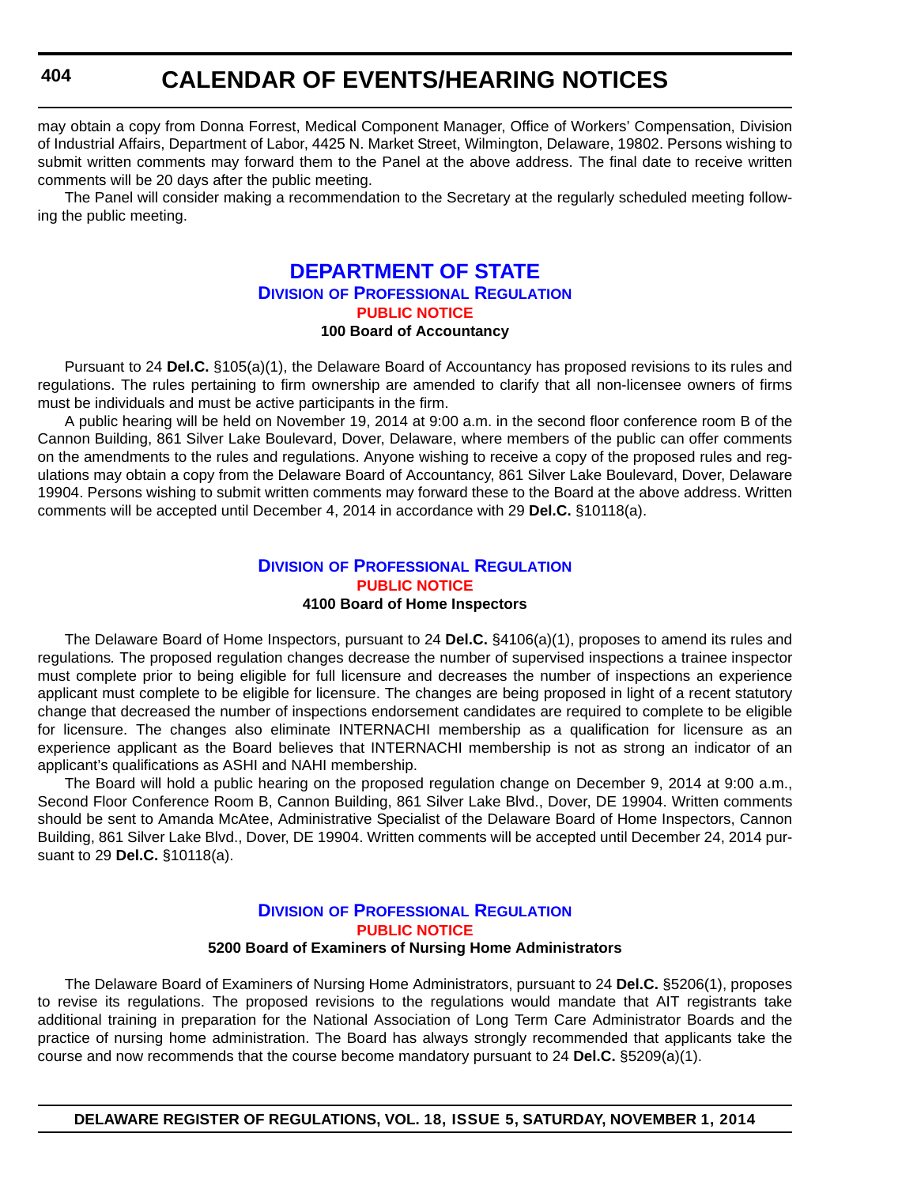may obtain a copy from Donna Forrest, Medical Component Manager, Office of Workers' Compensation, Division of Industrial Affairs, Department of Labor, 4425 N. Market Street, Wilmington, Delaware, 19802. Persons wishing to submit written comments may forward them to the Panel at the above address. The final date to receive written comments will be 20 days after the public meeting.

The Panel will consider making a recommendation to the Secretary at the regularly scheduled meeting following the public meeting.

## DEPARTMENT OF STATE

### Division of Professional Regulation

**PUBLIC NOTICE**

**100 Board of Accountancy**

Pursuant to 24 **Del.C.** §105(a)(1), the Delaware Board of Accountancy has proposed revisions to its rules and regulations. The rules pertaining to firm ownership are amended to clarify that all non-licensee owners of firms must be individuals and must be active participants in the firm.

A public hearing will be held on November 19, 2014 at 9:00 a.m. in the second floor conference room B of the Cannon Building, 861 Silver Lake Boulevard, Dover, Delaware, where members of the public can offer comments on the amendments to the rules and regulations. Anyone wishing to receive a copy of the proposed rules and regulations may obtain a copy from the Delaware Board of Accountancy, 861 Silver Lake Boulevard, Dover, Delaware 19904. Persons wishing to submit written comments may forward these to the Board at the above address. Written comments will be accepted until December 4, 2014 in accordance with 29 **Del.C.** §10118(a).

### Division of Professional Regulation

**PUBLIC NOTICE**

**4100 Board of Home Inspectors**

The Delaware Board of Home Inspectors, pursuant to 24 **Del.C.** §4106(a)(1), proposes to amend its rules and regulations. The proposed regulation changes decrease the number of supervised inspections a trainee inspector must complete prior to being eligible for full licensure and decreases the number of inspections an experience applicant must complete to be eligible for licensure. The changes are being proposed in light of a recent statutory change that decreased the number of inspections endorsement candidates are required to complete to be eligible for licensure. The changes also eliminate INTERNACHI membership as a qualification for licensure as an experience applicant as the Board believes that INTERNACHI membership is not as strong an indicator of an applicant's qualifications as ASHI and NAHI membership.

The Board will hold a public hearing on the proposed regulation change on December 9, 2014 at 9:00 a.m., Second Floor Conference Room B, Cannon Building, 861 Silver Lake Blvd., Dover, DE 19904. Written comments should be sent to Amanda McAtee, Administrative Specialist of the Delaware Board of Home Inspectors, Cannon Building, 861 Silver Lake Blvd., Dover, DE 19904. Written comments will be accepted until December 24, 2014 pursuant to 29 **Del.C.** §10118(a).

### Division of Professional Regulation

**PUBLIC NOTICE**

**5200 Board of Examiners of Nursing Home Administrators**

The Delaware Board of Examiners of Nursing Home Administrators, pursuant to 24 **Del.C.** §5206(1), proposes to revise its regulations. The proposed revisions to the regulations would mandate that AIT registrants take additional training in preparation for the National Association of Long Term Care Administrator Boards and the practice of nursing home administration. The Board has always strongly recommended that applicants take the course and now recommends that the course become mandatory pursuant to 24 **Del.C.** §5209(a)(1).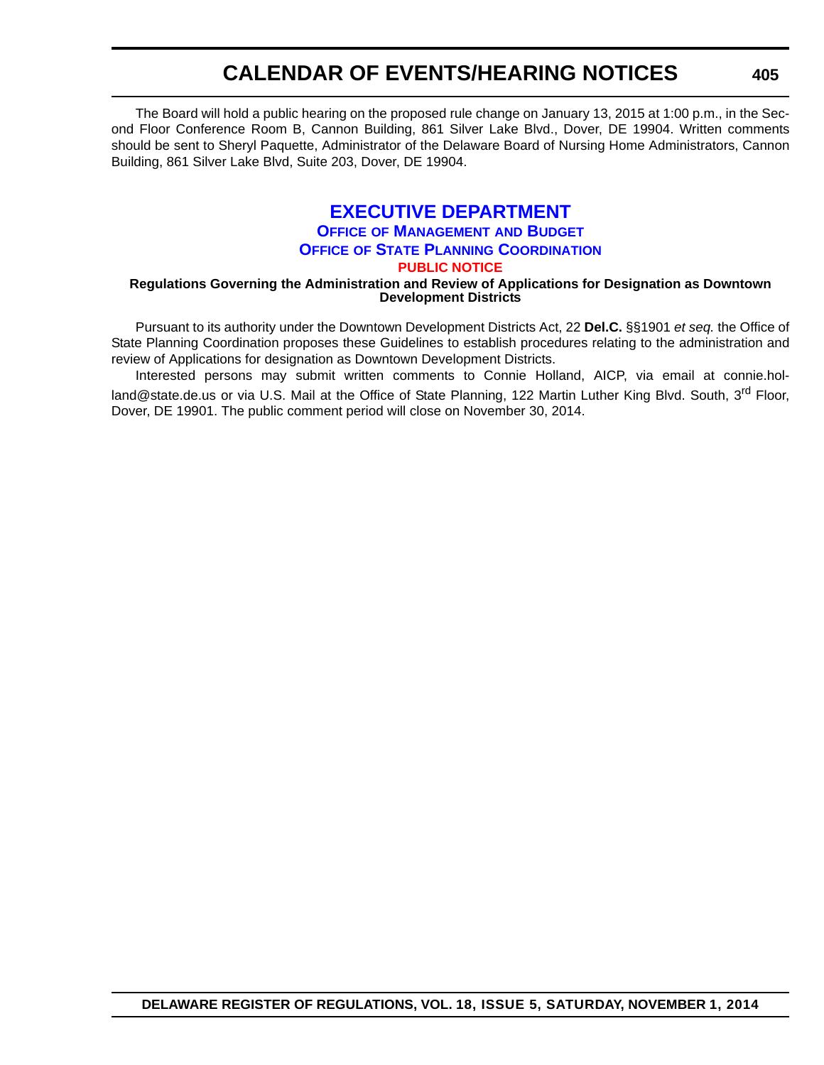The Board will hold a public hearing on the proposed rule change on January 13, 2015 at 1:00 p.m., in the Second Floor Conference Room B, Cannon Building, 861 Silver Lake Blvd., Dover, DE 19904. Written comments should be sent to Sheryl Paquette, Administrator of the Delaware Board of Nursing Home Administrators, Cannon Building, 861 Silver Lake Blvd, Suite 203, Dover, DE 19904.

## EXECUTIVE DEPARTMENT

### Office of Management and Budget

### Office of State Planning Coordination

#### PUBLIC NOTICE

**Regulations Governing the Administration and Review of Applications for Designation as Downtown Development Districts**

Pursuant to its authority under the Downtown Development Districts Act, 22 **Del.C.** §§1901 *et seq.* the Office of State Planning Coordination proposes these Guidelines to establish procedures relating to the administration and review of Applications for designation as Downtown Development Districts.

Interested persons may submit written comments to Connie Holland, AICP, via email at connie.holland@state.de.us or via U.S. Mail at the Office of State Planning, 122 Martin Luther King Blvd. South, 3rd Floor, Dover, DE 19901. The public comment period will close on November 30, 2014.